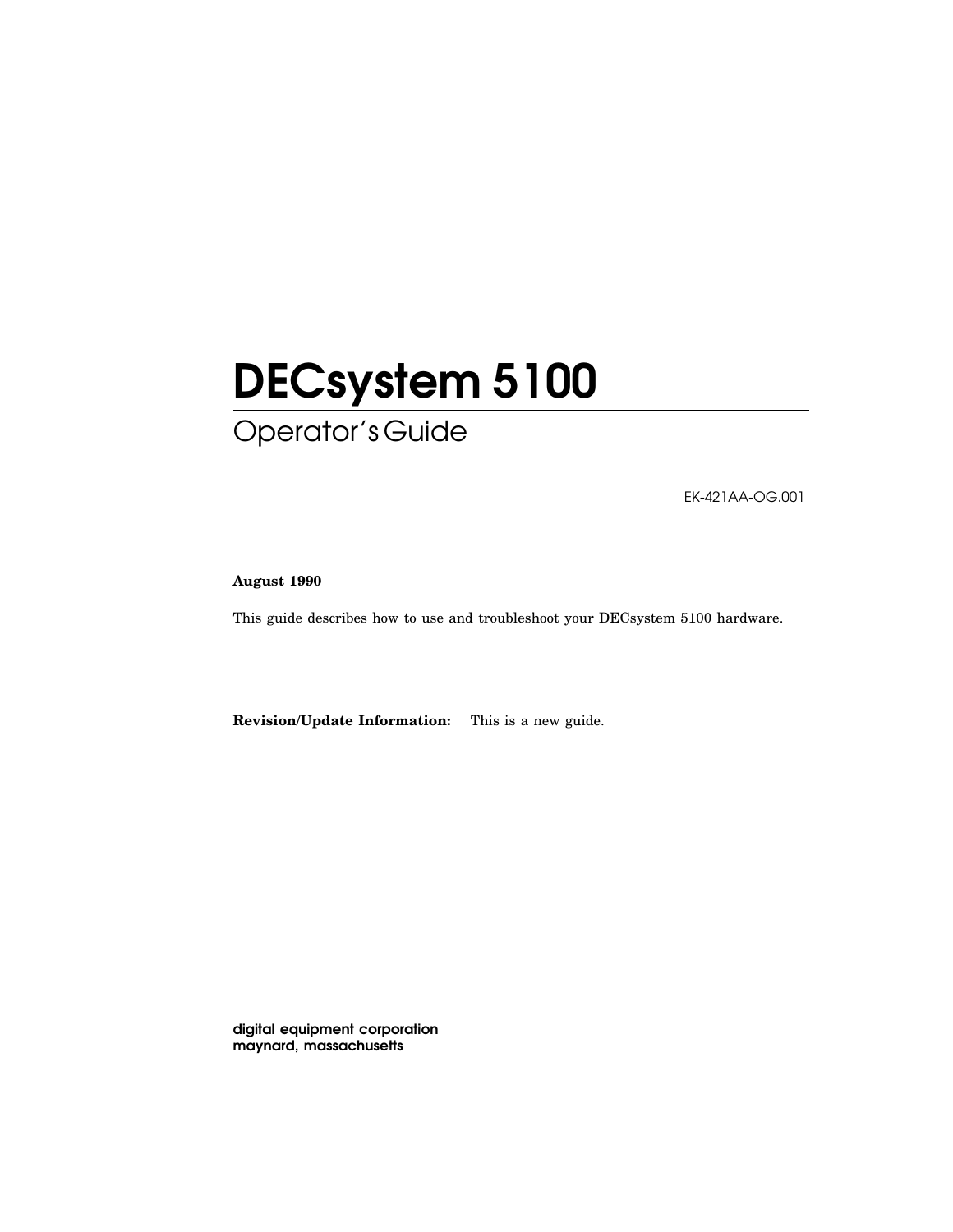# DECsystem 5100

## Operator's Guide

EK-421AA-OG.001

**August 1990**

This guide describes how to use and troubleshoot your DECsystem 5100 hardware.

**Revision/Update Information:** This is a new guide.

**digital equipment corporation**
**maynard, massachusetts**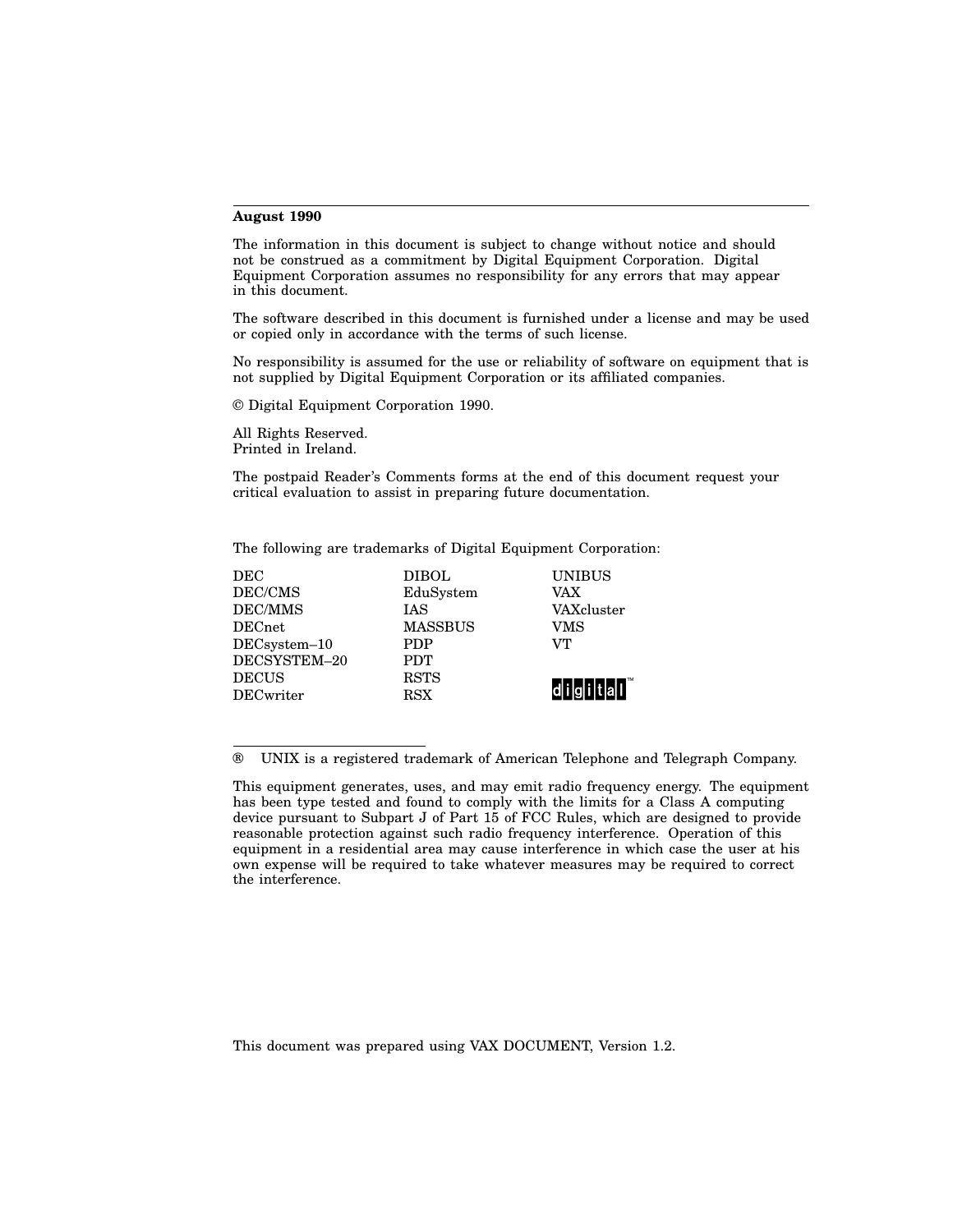**August 1990**

The information in this document is subject to change without notice and should not be construed as a commitment by Digital Equipment Corporation. Digital Equipment Corporation assumes no responsibility for any errors that may appear in this document.

The software described in this document is furnished under a license and may be used or copied only in accordance with the terms of such license.

No responsibility is assumed for the use or reliability of software on equipment that is not supplied by Digital Equipment Corporation or its affiliated companies.

© Digital Equipment Corporation 1990.

All Rights Reserved.
Printed in Ireland.

The postpaid Reader's Comments forms at the end of this document request your critical evaluation to assist in preparing future documentation.

The following are trademarks of Digital Equipment Corporation:

| | | |
|---|---|---|
| DEC | DIBOL | UNIBUS |
| DEC/CMS | EduSystem | VAX |
| DEC/MMS | IAS | VAXcluster |
| DECnet | MASSBUS | VMS |
| DECsystem–10 | PDP | VT |
| DECSYSTEM–20 | PDT | |
| DECUS | RSTS | digital™ |
| DECwriter | RSX | |

® UNIX is a registered trademark of American Telephone and Telegraph Company.

This equipment generates, uses, and may emit radio frequency energy. The equipment has been type tested and found to comply with the limits for a Class A computing device pursuant to Subpart J of Part 15 of FCC Rules, which are designed to provide reasonable protection against such radio frequency interference. Operation of this equipment in a residential area may cause interference in which case the user at his own expense will be required to take whatever measures may be required to correct the interference.

This document was prepared using VAX DOCUMENT, Version 1.2.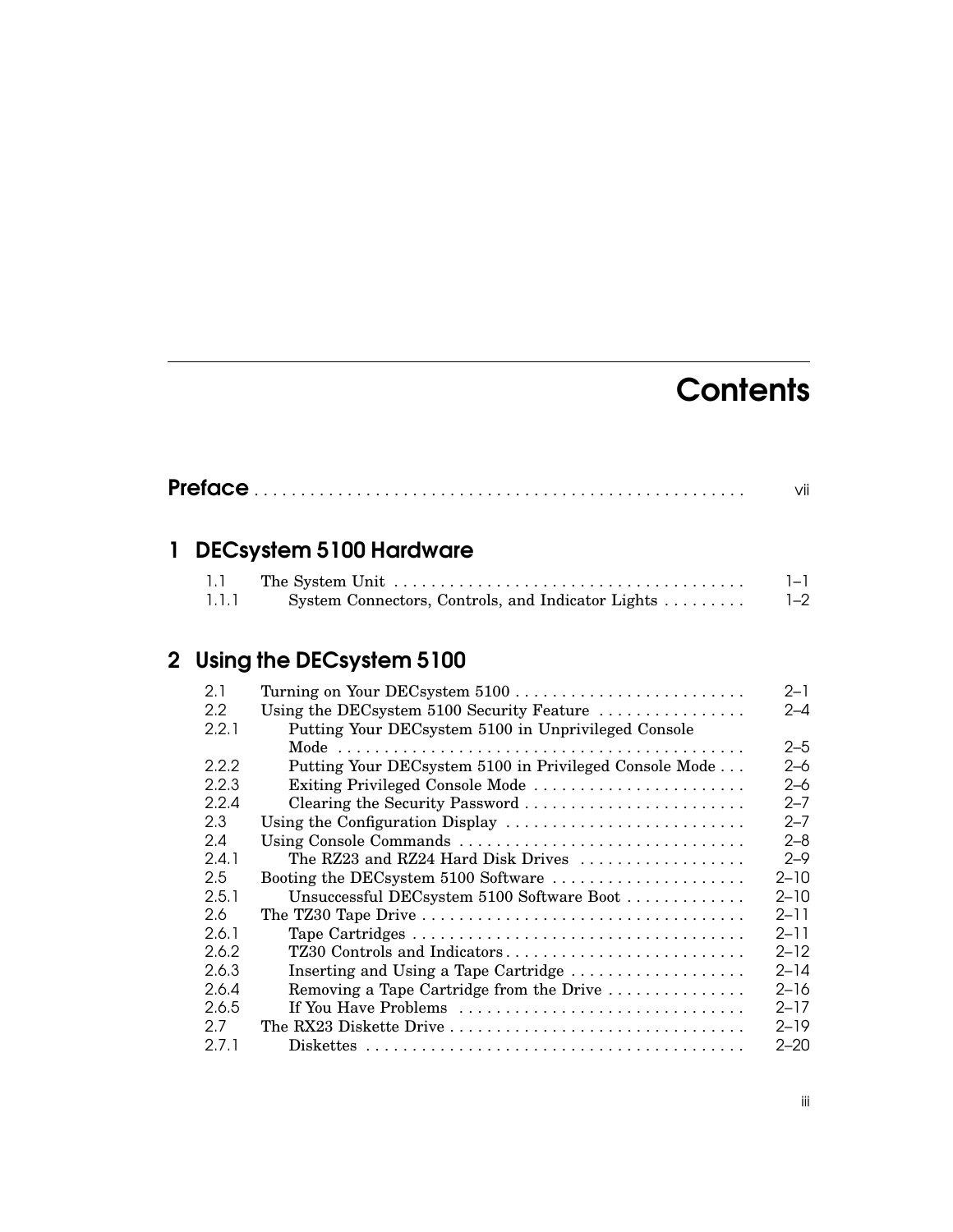# Contents

**Preface** . . . . . . . . . . . . . . . . . . . . . . . . . . . . . . . . . . . . . . . . . . . . . . . . . . vii

## 1 DECsystem 5100 Hardware

| | | |
|---|---|---|
| 1.1 | The System Unit | 1–1 |
| 1.1.1 | System Connectors, Controls, and Indicator Lights | 1–2 |

## 2 Using the DECsystem 5100

| | | |
|---|---|---|
| 2.1 | Turning on Your DECsystem 5100 | 2–1 |
| 2.2 | Using the DECsystem 5100 Security Feature | 2–4 |
| 2.2.1 | Putting Your DECsystem 5100 in Unprivileged Console Mode | 2–5 |
| 2.2.2 | Putting Your DECsystem 5100 in Privileged Console Mode | 2–6 |
| 2.2.3 | Exiting Privileged Console Mode | 2–6 |
| 2.2.4 | Clearing the Security Password | 2–7 |
| 2.3 | Using the Configuration Display | 2–7 |
| 2.4 | Using Console Commands | 2–8 |
| 2.4.1 | The RZ23 and RZ24 Hard Disk Drives | 2–9 |
| 2.5 | Booting the DECsystem 5100 Software | 2–10 |
| 2.5.1 | Unsuccessful DECsystem 5100 Software Boot | 2–10 |
| 2.6 | The TZ30 Tape Drive | 2–11 |
| 2.6.1 | Tape Cartridges | 2–11 |
| 2.6.2 | TZ30 Controls and Indicators | 2–12 |
| 2.6.3 | Inserting and Using a Tape Cartridge | 2–14 |
| 2.6.4 | Removing a Tape Cartridge from the Drive | 2–16 |
| 2.6.5 | If You Have Problems | 2–17 |
| 2.7 | The RX23 Diskette Drive | 2–19 |
| 2.7.1 | Diskettes | 2–20 |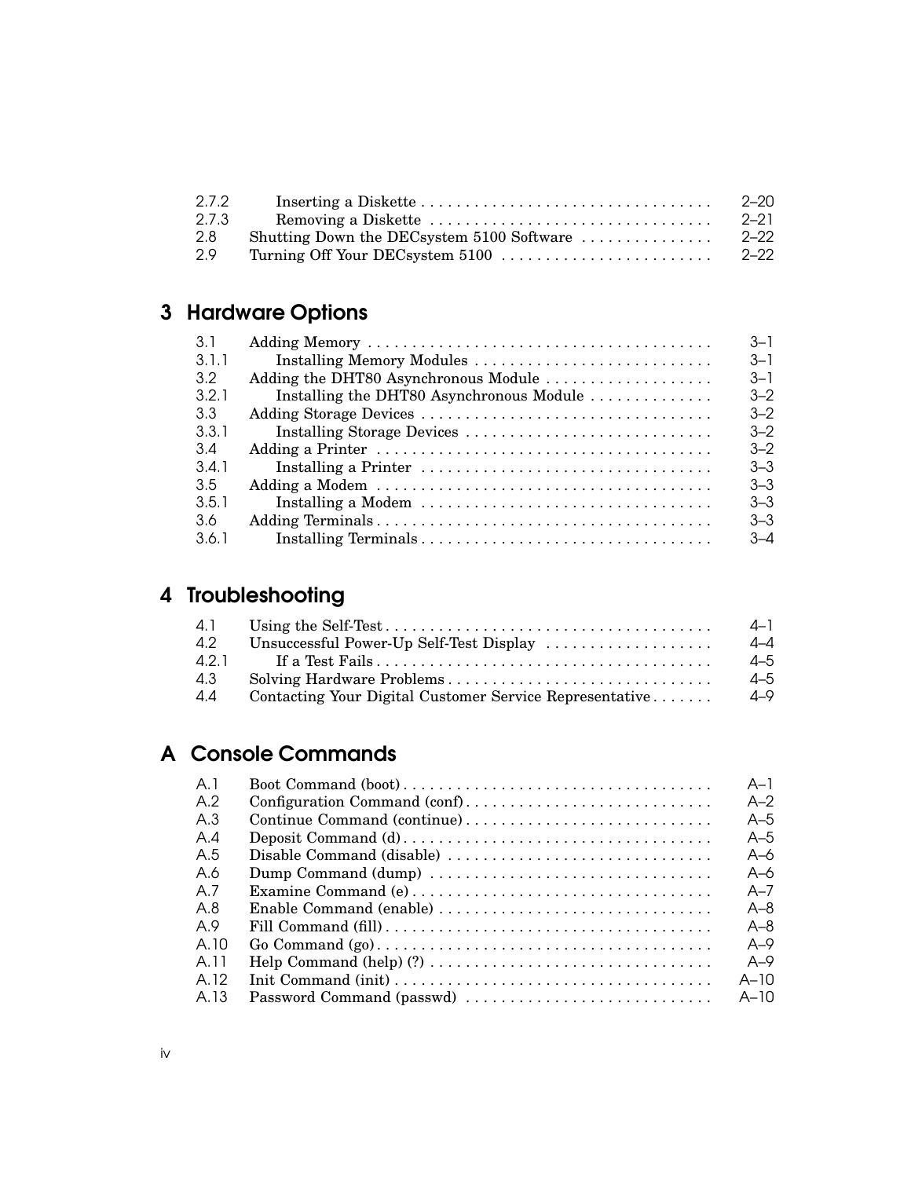| | | |
|---|---|---|
| 2.7.2 | Inserting a Diskette | 2–20 |
| 2.7.3 | Removing a Diskette | 2–21 |
| 2.8 | Shutting Down the DECsystem 5100 Software | 2–22 |
| 2.9 | Turning Off Your DECsystem 5100 | 2–22 |

## 3 Hardware Options

| | | |
|---|---|---|
| 3.1 | Adding Memory | 3–1 |
| 3.1.1 | Installing Memory Modules | 3–1 |
| 3.2 | Adding the DHT80 Asynchronous Module | 3–1 |
| 3.2.1 | Installing the DHT80 Asynchronous Module | 3–2 |
| 3.3 | Adding Storage Devices | 3–2 |
| 3.3.1 | Installing Storage Devices | 3–2 |
| 3.4 | Adding a Printer | 3–2 |
| 3.4.1 | Installing a Printer | 3–3 |
| 3.5 | Adding a Modem | 3–3 |
| 3.5.1 | Installing a Modem | 3–3 |
| 3.6 | Adding Terminals | 3–3 |
| 3.6.1 | Installing Terminals | 3–4 |

## 4 Troubleshooting

| | | |
|---|---|---|
| 4.1 | Using the Self-Test | 4–1 |
| 4.2 | Unsuccessful Power-Up Self-Test Display | 4–4 |
| 4.2.1 | If a Test Fails | 4–5 |
| 4.3 | Solving Hardware Problems | 4–5 |
| 4.4 | Contacting Your Digital Customer Service Representative | 4–9 |

## A Console Commands

| | | |
|---|---|---|
| A.1 | Boot Command (boot) | A–1 |
| A.2 | Configuration Command (conf) | A–2 |
| A.3 | Continue Command (continue) | A–5 |
| A.4 | Deposit Command (d) | A–5 |
| A.5 | Disable Command (disable) | A–6 |
| A.6 | Dump Command (dump) | A–6 |
| A.7 | Examine Command (e) | A–7 |
| A.8 | Enable Command (enable) | A–8 |
| A.9 | Fill Command (fill) | A–8 |
| A.10 | Go Command (go) | A–9 |
| A.11 | Help Command (help) (?) | A–9 |
| A.12 | Init Command (init) | A–10 |
| A.13 | Password Command (passwd) | A–10 |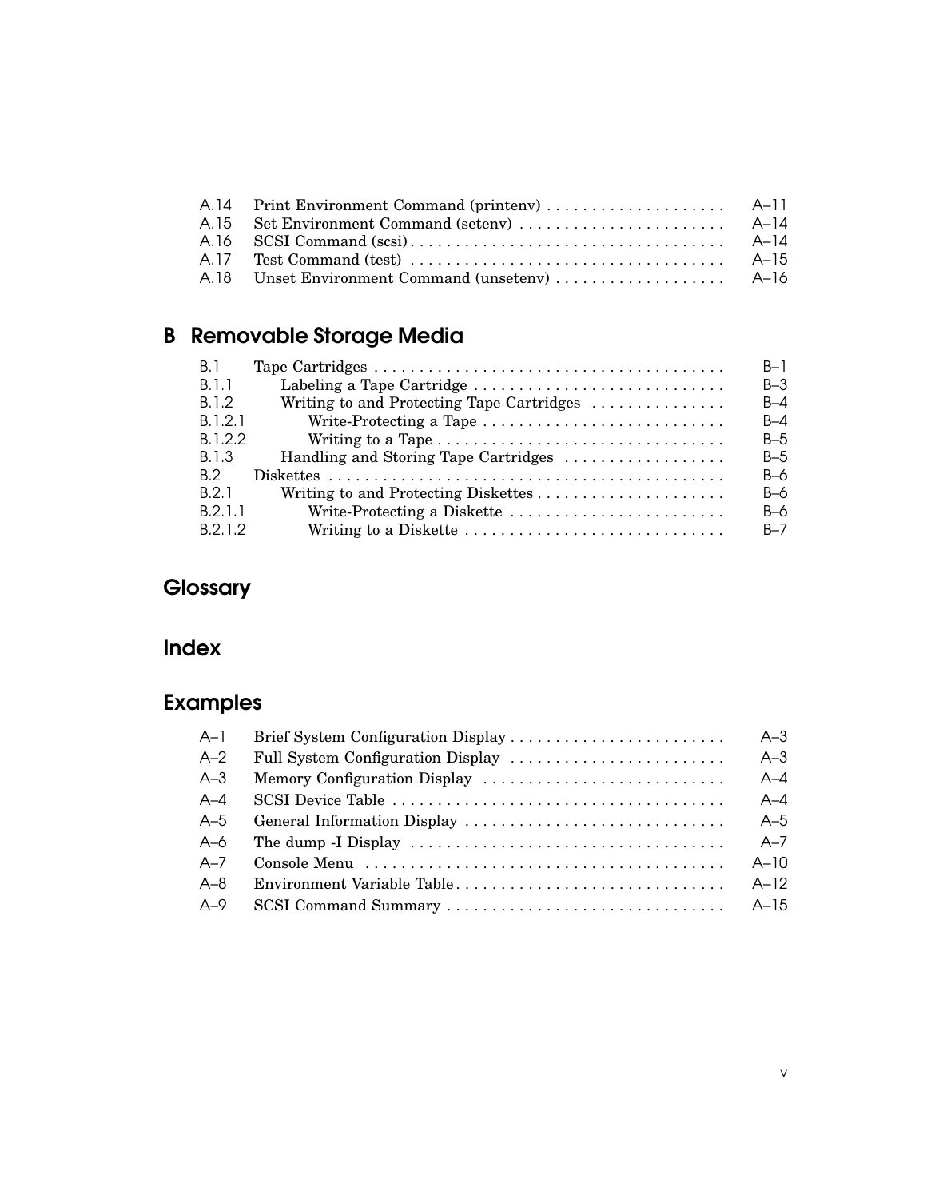| | | |
|---|---|---|
| A.14 | Print Environment Command (printenv) | A–11 |
| A.15 | Set Environment Command (setenv) | A–14 |
| A.16 | SCSI Command (scsi) | A–14 |
| A.17 | Test Command (test) | A–15 |
| A.18 | Unset Environment Command (unsetenv) | A–16 |

## B Removable Storage Media

| | | |
|---|---|---|
| B.1 | Tape Cartridges | B–1 |
| B.1.1 | Labeling a Tape Cartridge | B–3 |
| B.1.2 | Writing to and Protecting Tape Cartridges | B–4 |
| B.1.2.1 | Write-Protecting a Tape | B–4 |
| B.1.2.2 | Writing to a Tape | B–5 |
| B.1.3 | Handling and Storing Tape Cartridges | B–5 |
| B.2 | Diskettes | B–6 |
| B.2.1 | Writing to and Protecting Diskettes | B–6 |
| B.2.1.1 | Write-Protecting a Diskette | B–6 |
| B.2.1.2 | Writing to a Diskette | B–7 |

## Glossary

## Index

## Examples

| | | |
|---|---|---|
| A–1 | Brief System Configuration Display | A–3 |
| A–2 | Full System Configuration Display | A–3 |
| A–3 | Memory Configuration Display | A–4 |
| A–4 | SCSI Device Table | A–4 |
| A–5 | General Information Display | A–5 |
| A–6 | The dump -I Display | A–7 |
| A–7 | Console Menu | A–10 |
| A–8 | Environment Variable Table | A–12 |
| A–9 | SCSI Command Summary | A–15 |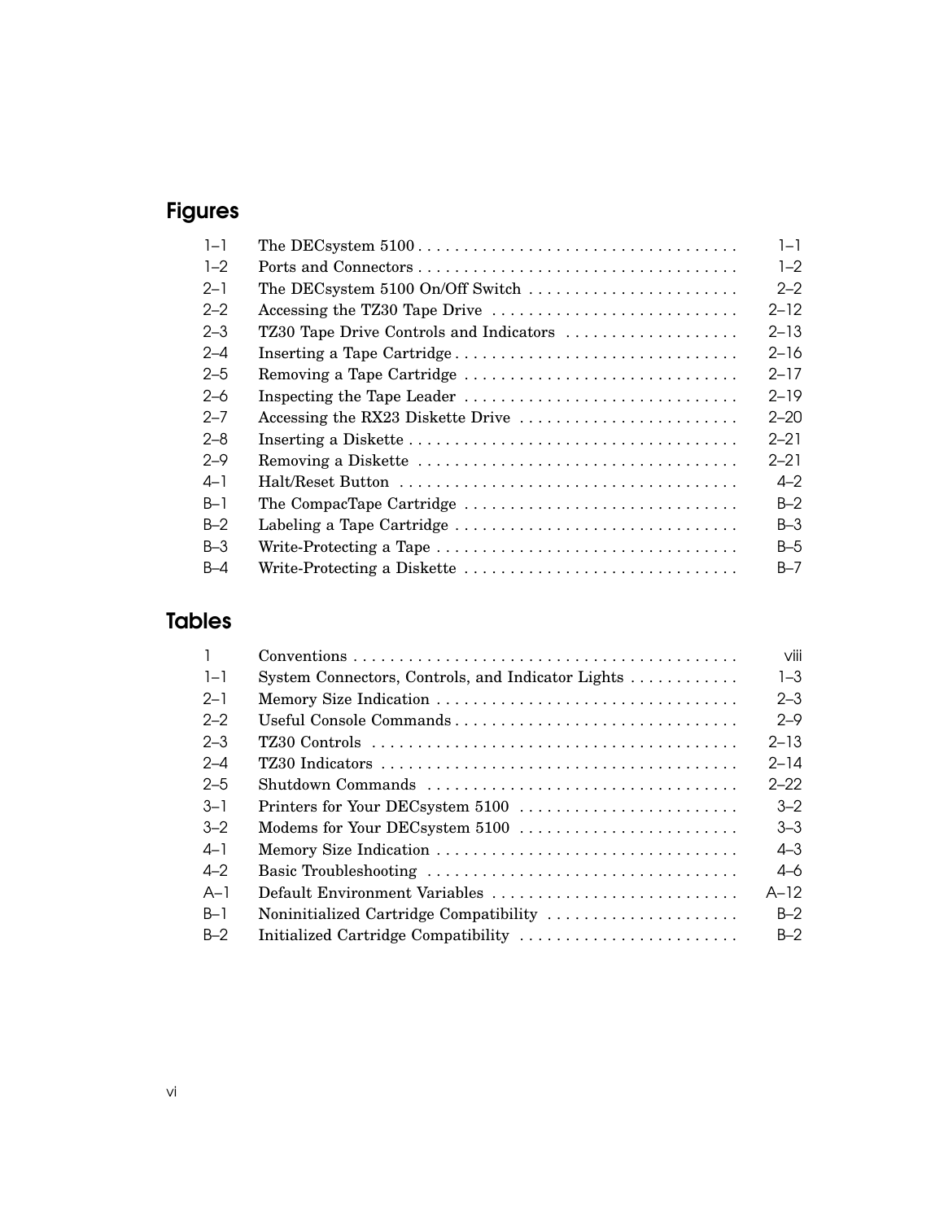## Figures

| | | |
|---|---|---|
| 1–1 | The DECsystem 5100 | 1–1 |
| 1–2 | Ports and Connectors | 1–2 |
| 2–1 | The DECsystem 5100 On/Off Switch | 2–2 |
| 2–2 | Accessing the TZ30 Tape Drive | 2–12 |
| 2–3 | TZ30 Tape Drive Controls and Indicators | 2–13 |
| 2–4 | Inserting a Tape Cartridge | 2–16 |
| 2–5 | Removing a Tape Cartridge | 2–17 |
| 2–6 | Inspecting the Tape Leader | 2–19 |
| 2–7 | Accessing the RX23 Diskette Drive | 2–20 |
| 2–8 | Inserting a Diskette | 2–21 |
| 2–9 | Removing a Diskette | 2–21 |
| 4–1 | Halt/Reset Button | 4–2 |
| B–1 | The CompacTape Cartridge | B–2 |
| B–2 | Labeling a Tape Cartridge | B–3 |
| B–3 | Write-Protecting a Tape | B–5 |
| B–4 | Write-Protecting a Diskette | B–7 |

## Tables

| | | |
|---|---|---|
| 1 | Conventions | viii |
| 1–1 | System Connectors, Controls, and Indicator Lights | 1–3 |
| 2–1 | Memory Size Indication | 2–3 |
| 2–2 | Useful Console Commands | 2–9 |
| 2–3 | TZ30 Controls | 2–13 |
| 2–4 | TZ30 Indicators | 2–14 |
| 2–5 | Shutdown Commands | 2–22 |
| 3–1 | Printers for Your DECsystem 5100 | 3–2 |
| 3–2 | Modems for Your DECsystem 5100 | 3–3 |
| 4–1 | Memory Size Indication | 4–3 |
| 4–2 | Basic Troubleshooting | 4–6 |
| A–1 | Default Environment Variables | A–12 |
| B–1 | Noninitialized Cartridge Compatibility | B–2 |
| B–2 | Initialized Cartridge Compatibility | B–2 |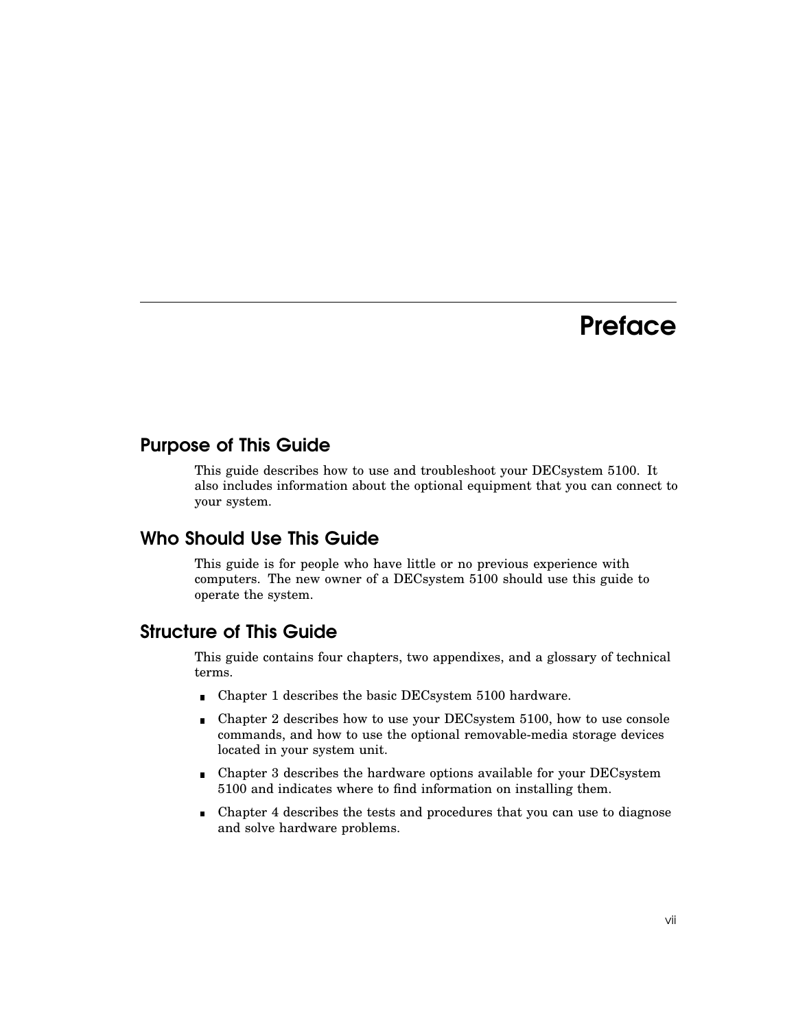# Preface

## Purpose of This Guide

This guide describes how to use and troubleshoot your DECsystem 5100. It also includes information about the optional equipment that you can connect to your system.

## Who Should Use This Guide

This guide is for people who have little or no previous experience with computers. The new owner of a DECsystem 5100 should use this guide to operate the system.

## Structure of This Guide

This guide contains four chapters, two appendixes, and a glossary of technical terms.

- Chapter 1 describes the basic DECsystem 5100 hardware.
- Chapter 2 describes how to use your DECsystem 5100, how to use console commands, and how to use the optional removable-media storage devices located in your system unit.
- Chapter 3 describes the hardware options available for your DECsystem 5100 and indicates where to find information on installing them.
- Chapter 4 describes the tests and procedures that you can use to diagnose and solve hardware problems.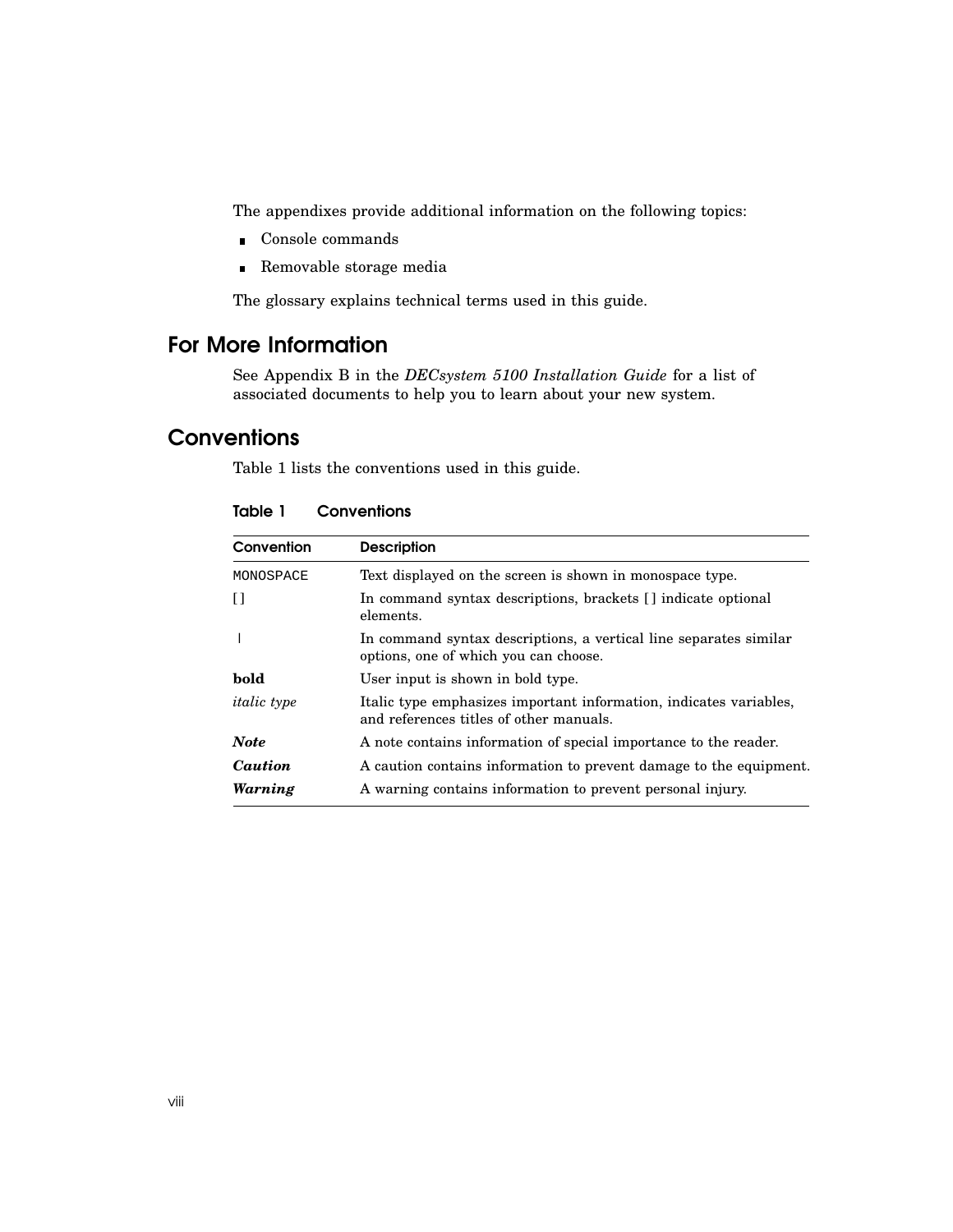The appendixes provide additional information on the following topics:

- Console commands
- Removable storage media

The glossary explains technical terms used in this guide.

## For More Information

See Appendix B in the *DECsystem 5100 Installation Guide* for a list of associated documents to help you to learn about your new system.

## Conventions

Table 1 lists the conventions used in this guide.

**Table 1 Conventions**

| Convention | Description |
| --- | --- |
| `MONOSPACE` | Text displayed on the screen is shown in monospace type. |
| [ ] | In command syntax descriptions, brackets [ ] indicate optional elements. |
| \| | In command syntax descriptions, a vertical line separates similar options, one of which you can choose. |
| **bold** | User input is shown in bold type. |
| *italic type* | Italic type emphasizes important information, indicates variables, and references titles of other manuals. |
| ***Note*** | A note contains information of special importance to the reader. |
| ***Caution*** | A caution contains information to prevent damage to the equipment. |
| ***Warning*** | A warning contains information to prevent personal injury. |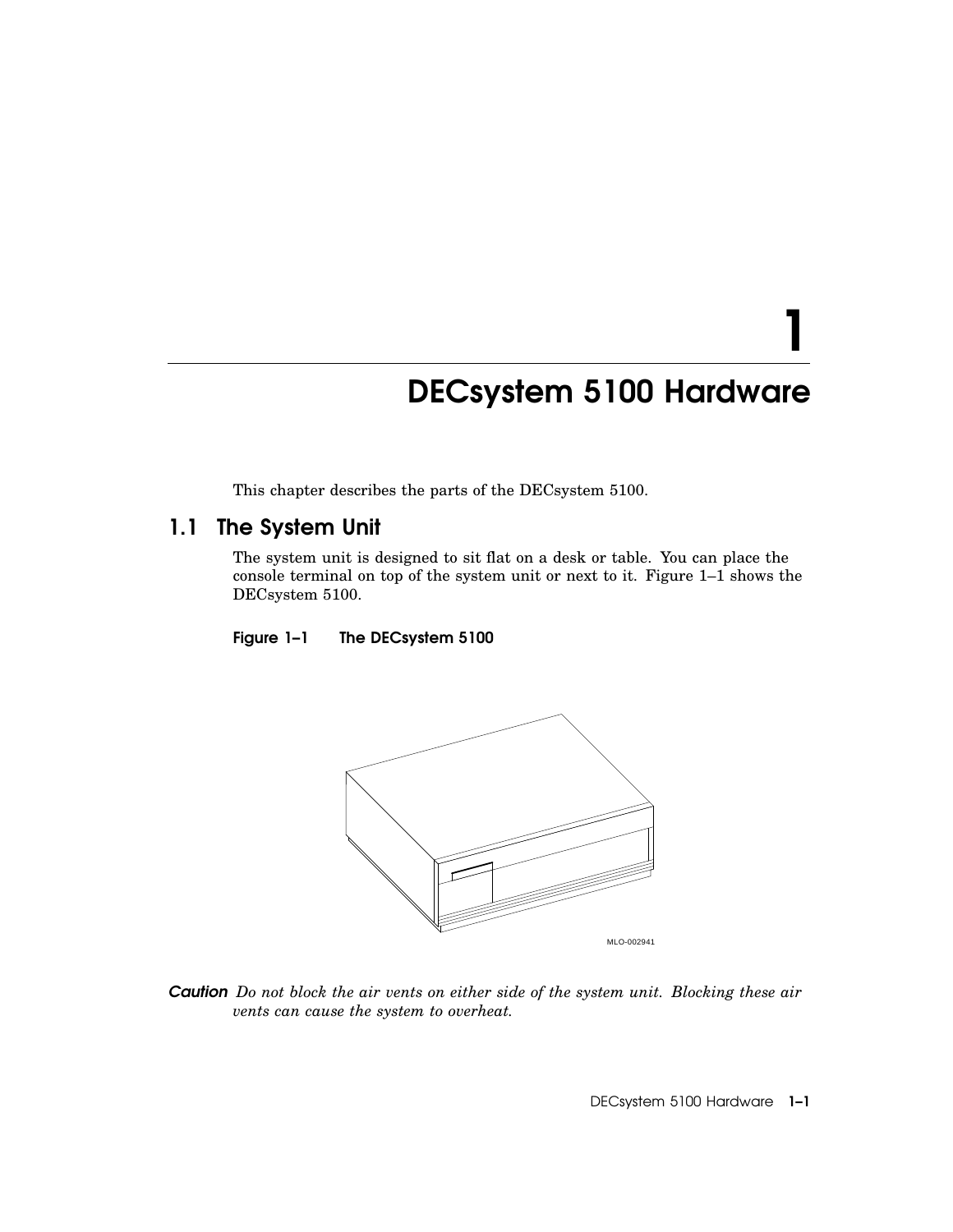# 1 DECsystem 5100 Hardware

This chapter describes the parts of the DECsystem 5100.

## 1.1 The System Unit

The system unit is designed to sit flat on a desk or table. You can place the console terminal on top of the system unit or next to it. Figure 1–1 shows the DECsystem 5100.

**Figure 1–1 The DECsystem 5100**

MLO-002941

**Caution** *Do not block the air vents on either side of the system unit. Blocking these air vents can cause the system to overheat.*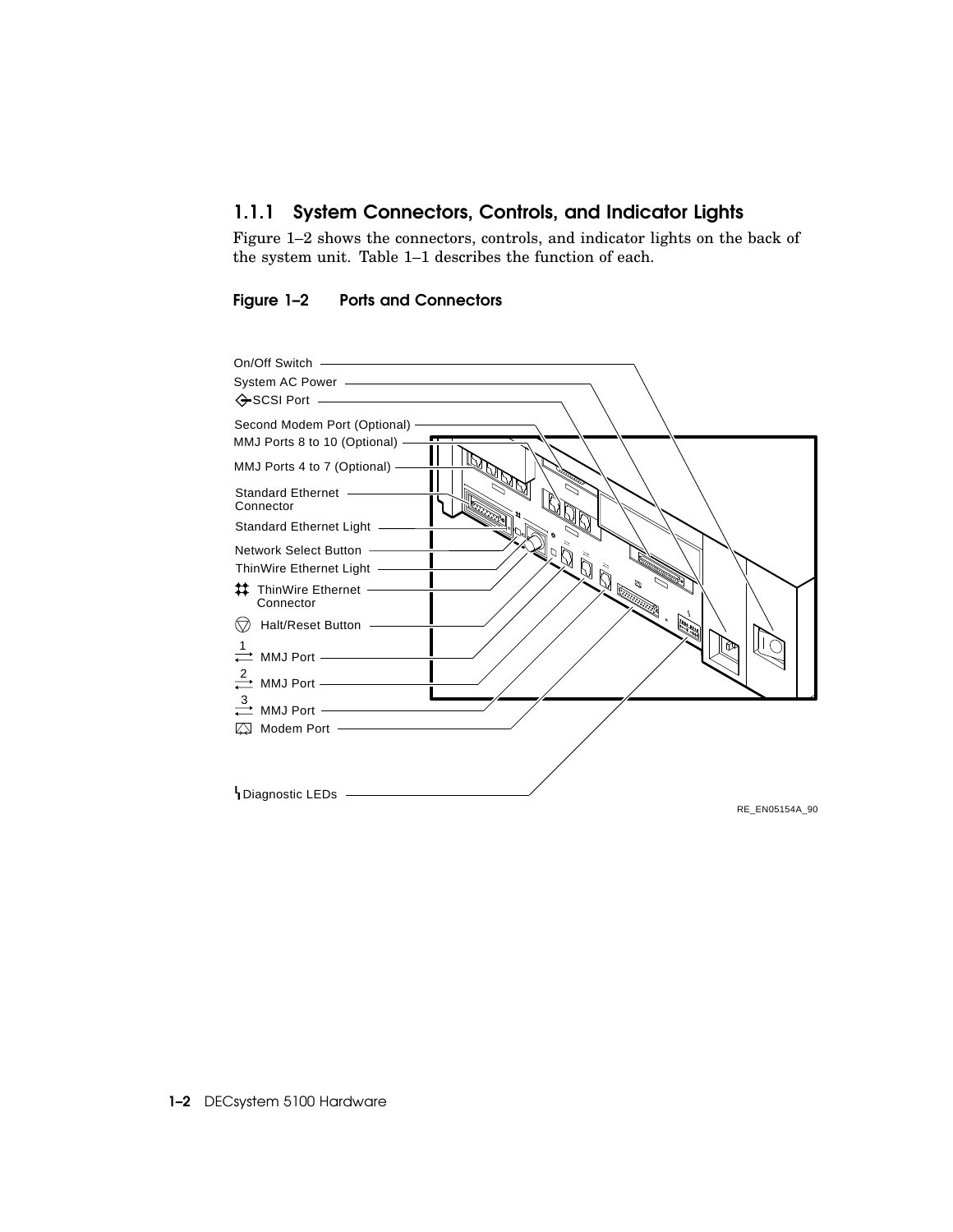### 1.1.1 System Connectors, Controls, and Indicator Lights

Figure 1–2 shows the connectors, controls, and indicator lights on the back of the system unit. Table 1–1 describes the function of each.

**Figure 1–2 Ports and Connectors**

On/Off Switch
System AC Power
SCSI Port
Second Modem Port (Optional)
MMJ Ports 8 to 10 (Optional)
MMJ Ports 4 to 7 (Optional)
Standard Ethernet Connector
Standard Ethernet Light
Network Select Button
ThinWire Ethernet Light
ThinWire Ethernet Connector
Halt/Reset Button
1 MMJ Port
2 MMJ Port
3 MMJ Port
Modem Port
Diagnostic LEDs

RE_EN05154A_90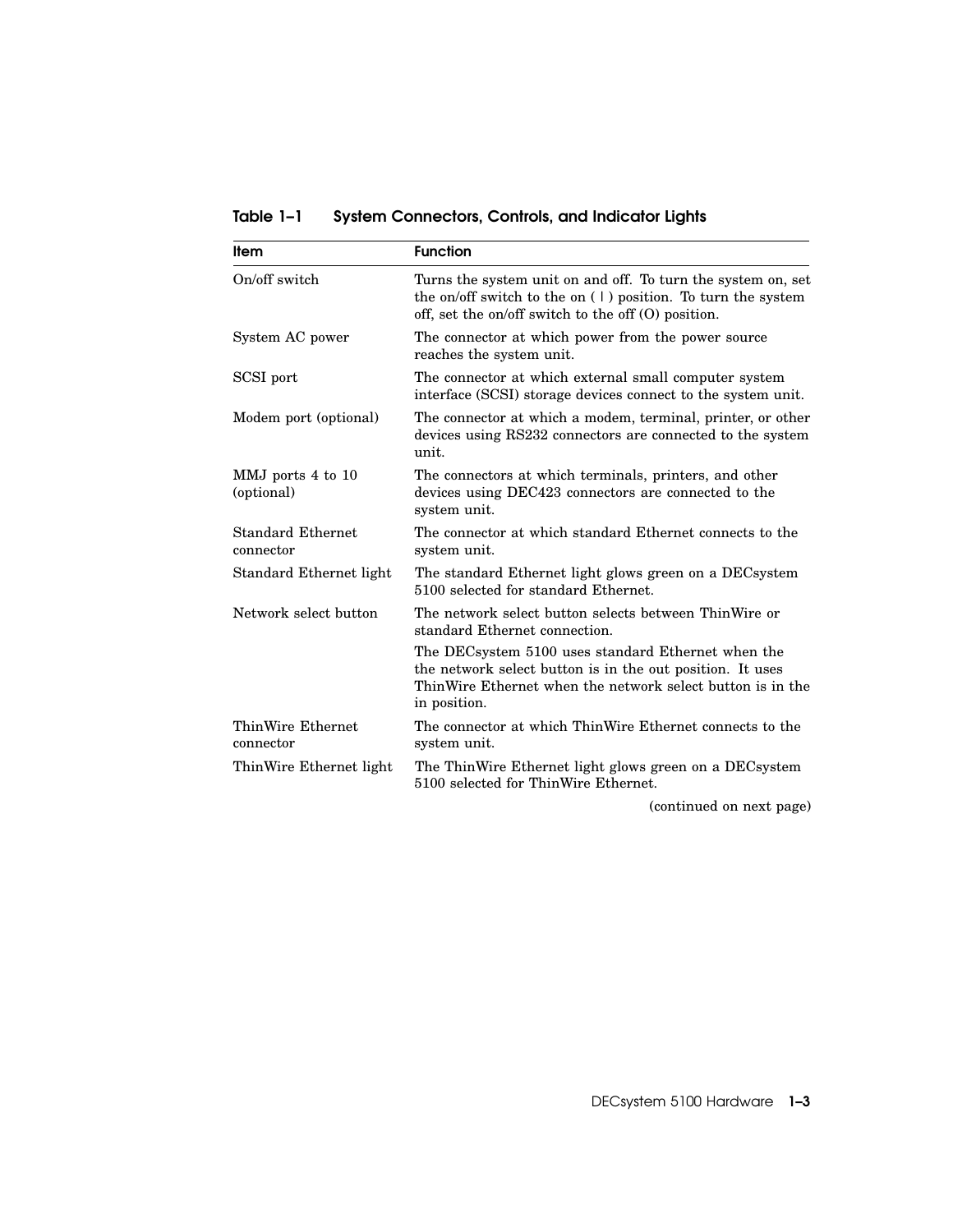**Table 1–1 System Connectors, Controls, and Indicator Lights**

| Item | Function |
|---|---|
| On/off switch | Turns the system unit on and off. To turn the system on, set the on/off switch to the on ( I ) position. To turn the system off, set the on/off switch to the off (O) position. |
| System AC power | The connector at which power from the power source reaches the system unit. |
| SCSI port | The connector at which external small computer system interface (SCSI) storage devices connect to the system unit. |
| Modem port (optional) | The connector at which a modem, terminal, printer, or other devices using RS232 connectors are connected to the system unit. |
| MMJ ports 4 to 10 (optional) | The connectors at which terminals, printers, and other devices using DEC423 connectors are connected to the system unit. |
| Standard Ethernet connector | The connector at which standard Ethernet connects to the system unit. |
| Standard Ethernet light | The standard Ethernet light glows green on a DECsystem 5100 selected for standard Ethernet. |
| Network select button | The network select button selects between ThinWire or standard Ethernet connection. |
| | The DECsystem 5100 uses standard Ethernet when the the network select button is in the out position. It uses ThinWire Ethernet when the network select button is in the in position. |
| ThinWire Ethernet connector | The connector at which ThinWire Ethernet connects to the system unit. |
| ThinWire Ethernet light | The ThinWire Ethernet light glows green on a DECsystem 5100 selected for ThinWire Ethernet. |

(continued on next page)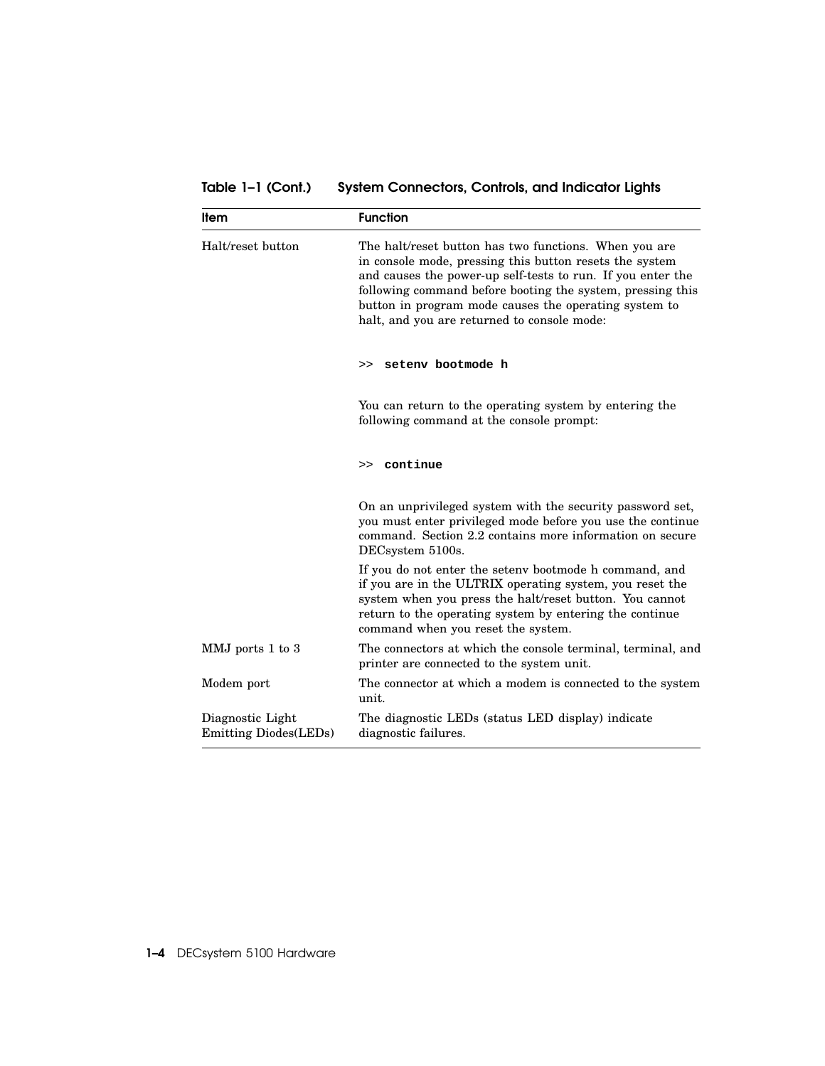**Table 1–1 (Cont.) System Connectors, Controls, and Indicator Lights**

| Item | Function |
| --- | --- |
| Halt/reset button | The halt/reset button has two functions. When you are in console mode, pressing this button resets the system and causes the power-up self-tests to run. If you enter the following command before booting the system, pressing this button in program mode causes the operating system to halt, and you are returned to console mode:<br><br>`>> setenv bootmode h`<br><br>You can return to the operating system by entering the following command at the console prompt:<br><br>`>> continue`<br><br>On an unprivileged system with the security password set, you must enter privileged mode before you use the continue command. Section 2.2 contains more information on secure DECsystem 5100s.<br><br>If you do not enter the setenv bootmode h command, and if you are in the ULTRIX operating system, you reset the system when you press the halt/reset button. You cannot return to the operating system by entering the continue command when you reset the system. |
| MMJ ports 1 to 3 | The connectors at which the console terminal, terminal, and printer are connected to the system unit. |
| Modem port | The connector at which a modem is connected to the system unit. |
| Diagnostic Light Emitting Diodes(LEDs) | The diagnostic LEDs (status LED display) indicate diagnostic failures. |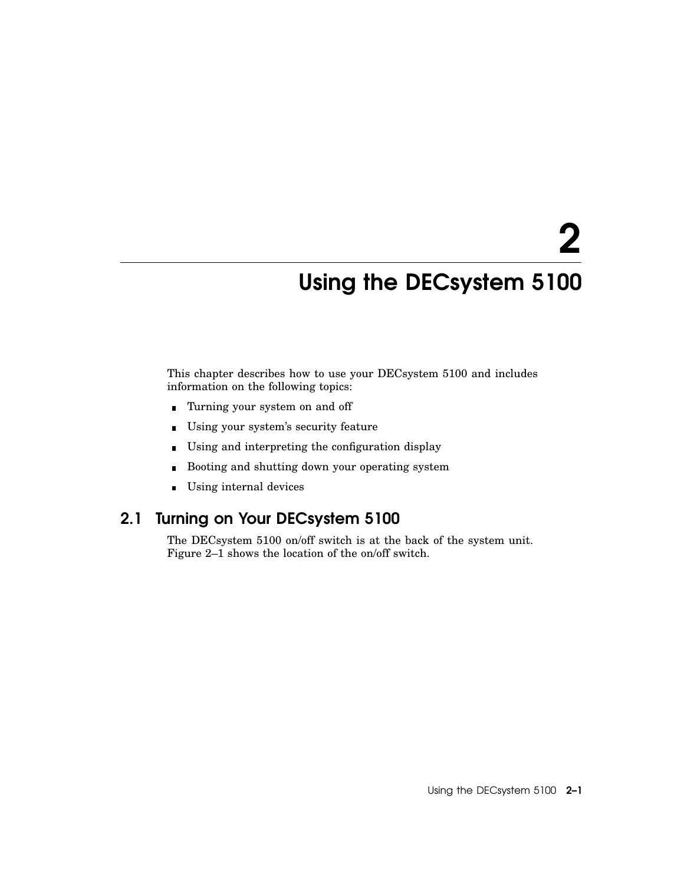# 2 Using the DECsystem 5100

This chapter describes how to use your DECsystem 5100 and includes information on the following topics:

- Turning your system on and off
- Using your system's security feature
- Using and interpreting the configuration display
- Booting and shutting down your operating system
- Using internal devices

## 2.1 Turning on Your DECsystem 5100

The DECsystem 5100 on/off switch is at the back of the system unit. Figure 2–1 shows the location of the on/off switch.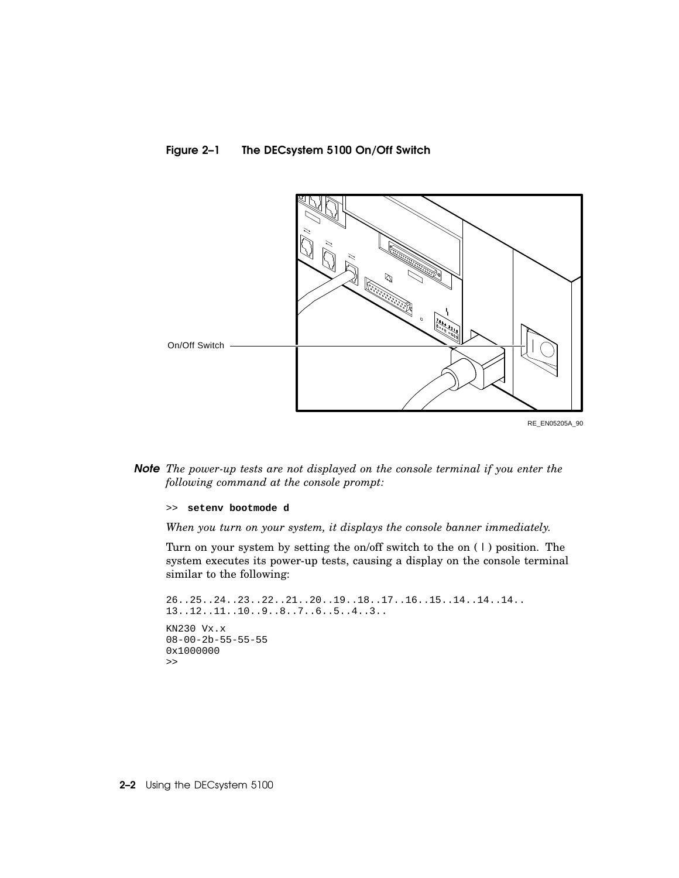**Figure 2–1 The DECsystem 5100 On/Off Switch**

On/Off Switch

RE_EN05205A_90

***Note*** *The power-up tests are not displayed on the console terminal if you enter the following command at the console prompt:*

```
>>  setenv bootmode d
```

*When you turn on your system, it displays the console banner immediately.*

Turn on your system by setting the on/off switch to the on ( | ) position. The system executes its power-up tests, causing a display on the console terminal similar to the following:

```
26..25..24..23..22..21..20..19..18..17..16..15..14..14..14..
13..12..11..10..9..8..7..6..5..4..3..

KN230 Vx.x
08-00-2b-55-55-55
0x1000000
>>
```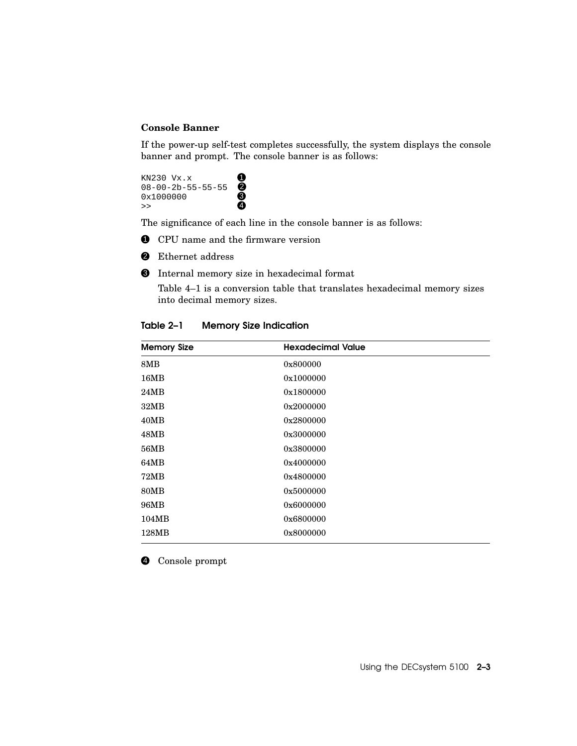### Console Banner

If the power-up self-test completes successfully, the system displays the console banner and prompt. The console banner is as follows:

```
KN230 Vx.x          ❶
08-00-2b-55-55-55   ❷
0x1000000           ❸
>>                  ❹
```

The significance of each line in the console banner is as follows:

❶ CPU name and the firmware version

❷ Ethernet address

❸ Internal memory size in hexadecimal format

Table 4–1 is a conversion table that translates hexadecimal memory sizes into decimal memory sizes.

**Table 2–1 Memory Size Indication**

| Memory Size | Hexadecimal Value |
|---|---|
| 8MB | 0x800000 |
| 16MB | 0x1000000 |
| 24MB | 0x1800000 |
| 32MB | 0x2000000 |
| 40MB | 0x2800000 |
| 48MB | 0x3000000 |
| 56MB | 0x3800000 |
| 64MB | 0x4000000 |
| 72MB | 0x4800000 |
| 80MB | 0x5000000 |
| 96MB | 0x6000000 |
| 104MB | 0x6800000 |
| 128MB | 0x8000000 |

❹ Console prompt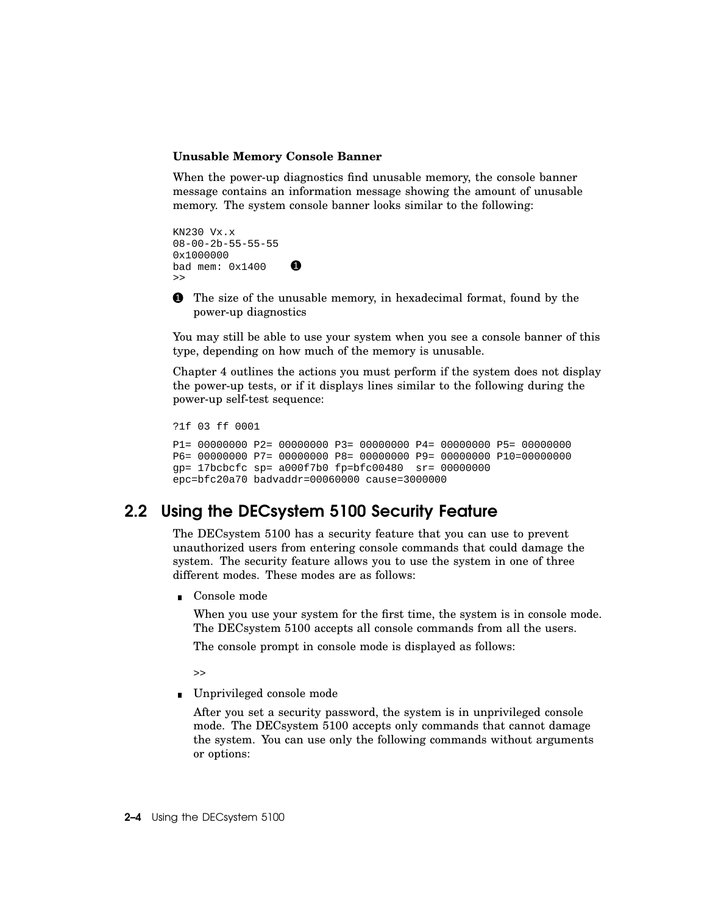### Unusable Memory Console Banner

When the power-up diagnostics find unusable memory, the console banner message contains an information message showing the amount of unusable memory. The system console banner looks similar to the following:

```
KN230 Vx.x
08-00-2b-55-55-55
0x1000000
bad mem: 0x1400    ❶
>>
```

❶ The size of the unusable memory, in hexadecimal format, found by the power-up diagnostics

You may still be able to use your system when you see a console banner of this type, depending on how much of the memory is unusable.

Chapter 4 outlines the actions you must perform if the system does not display the power-up tests, or if it displays lines similar to the following during the power-up self-test sequence:

```
?1f 03 ff 0001

P1= 00000000 P2= 00000000 P3= 00000000 P4= 00000000 P5= 00000000
P6= 00000000 P7= 00000000 P8= 00000000 P9= 00000000 P10=00000000
gp= 17bcbcfc sp= a000f7b0 fp=bfc00480  sr= 00000000
epc=bfc20a70 badvaddr=00060000 cause=3000000
```

## 2.2 Using the DECsystem 5100 Security Feature

The DECsystem 5100 has a security feature that you can use to prevent unauthorized users from entering console commands that could damage the system. The security feature allows you to use the system in one of three different modes. These modes are as follows:

- Console mode

  When you use your system for the first time, the system is in console mode. The DECsystem 5100 accepts all console commands from all the users.

  The console prompt in console mode is displayed as follows:

  ```
  >>
  ```

- Unprivileged console mode

  After you set a security password, the system is in unprivileged console mode. The DECsystem 5100 accepts only commands that cannot damage the system. You can use only the following commands without arguments or options: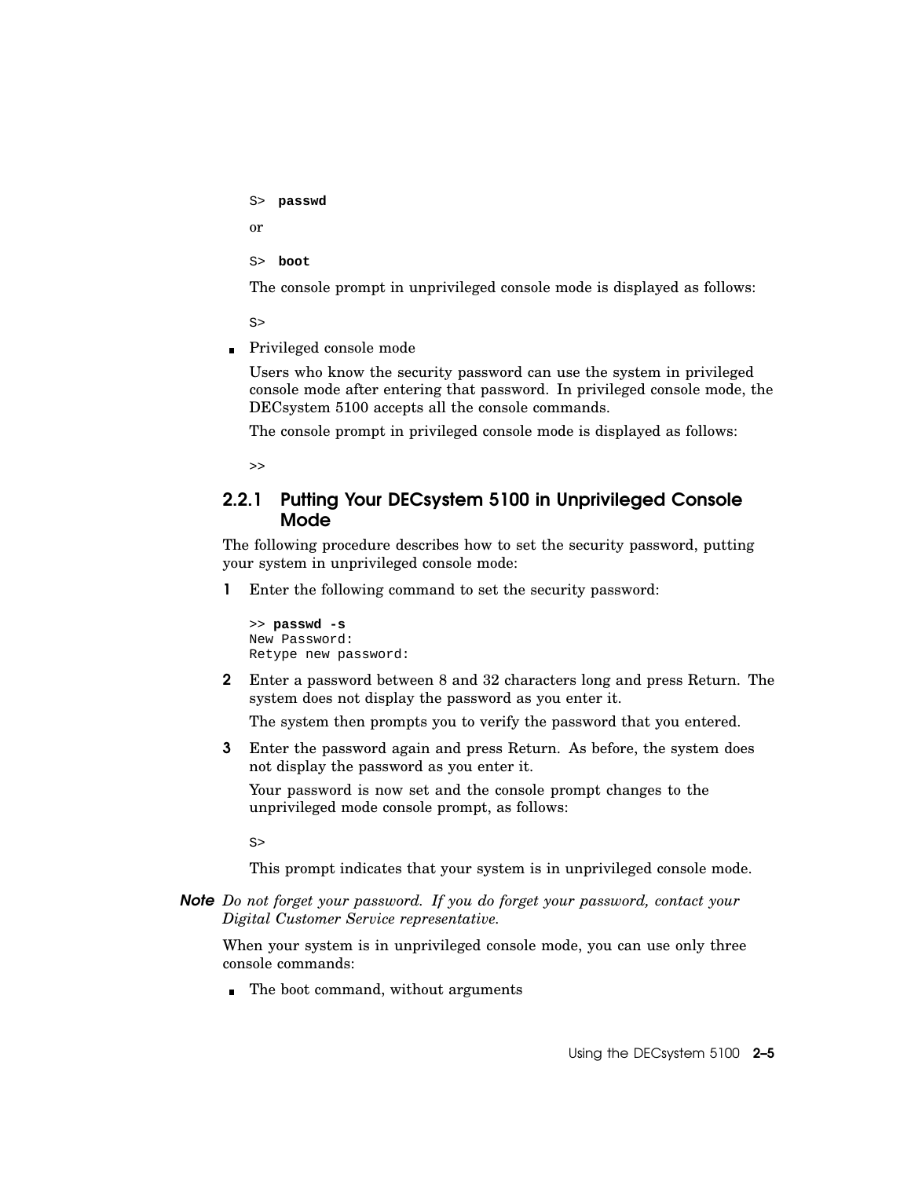```
S> passwd
```

or

```
S> boot
```

The console prompt in unprivileged console mode is displayed as follows:

```
S>
```

- Privileged console mode

  Users who know the security password can use the system in privileged console mode after entering that password. In privileged console mode, the DECsystem 5100 accepts all the console commands.

  The console prompt in privileged console mode is displayed as follows:

```
>>
```

### 2.2.1 Putting Your DECsystem 5100 in Unprivileged Console Mode

The following procedure describes how to set the security password, putting your system in unprivileged console mode:

1. Enter the following command to set the security password:

```
>> passwd -s
New Password:
Retype new password:
```

2. Enter a password between 8 and 32 characters long and press Return. The system does not display the password as you enter it.

   The system then prompts you to verify the password that you entered.

3. Enter the password again and press Return. As before, the system does not display the password as you enter it.

   Your password is now set and the console prompt changes to the unprivileged mode console prompt, as follows:

```
S>
```

   This prompt indicates that your system is in unprivileged console mode.

**Note** *Do not forget your password. If you do forget your password, contact your Digital Customer Service representative.*

When your system is in unprivileged console mode, you can use only three console commands:

- The boot command, without arguments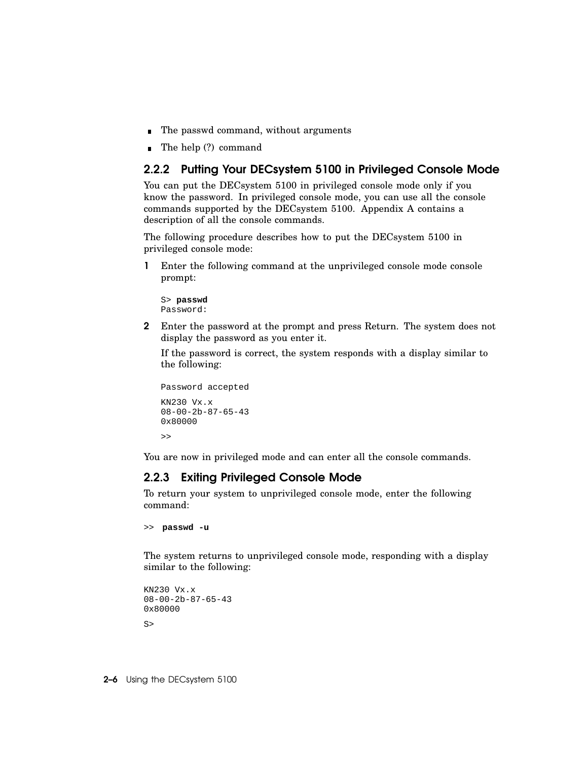- The passwd command, without arguments
- The help (?) command

### 2.2.2 Putting Your DECsystem 5100 in Privileged Console Mode

You can put the DECsystem 5100 in privileged console mode only if you know the password. In privileged console mode, you can use all the console commands supported by the DECsystem 5100. Appendix A contains a description of all the console commands.

The following procedure describes how to put the DECsystem 5100 in privileged console mode:

1. Enter the following command at the unprivileged console mode console prompt:

   ```
   S> passwd
   Password:
   ```

2. Enter the password at the prompt and press Return. The system does not display the password as you enter it.

   If the password is correct, the system responds with a display similar to the following:

   ```
   Password accepted

   KN230 Vx.x
   08-00-2b-87-65-43
   0x80000

   >>
   ```

You are now in privileged mode and can enter all the console commands.

### 2.2.3 Exiting Privileged Console Mode

To return your system to unprivileged console mode, enter the following command:

```
>>  passwd -u
```

The system returns to unprivileged console mode, responding with a display similar to the following:

```
KN230 Vx.x
08-00-2b-87-65-43
0x80000

S>
```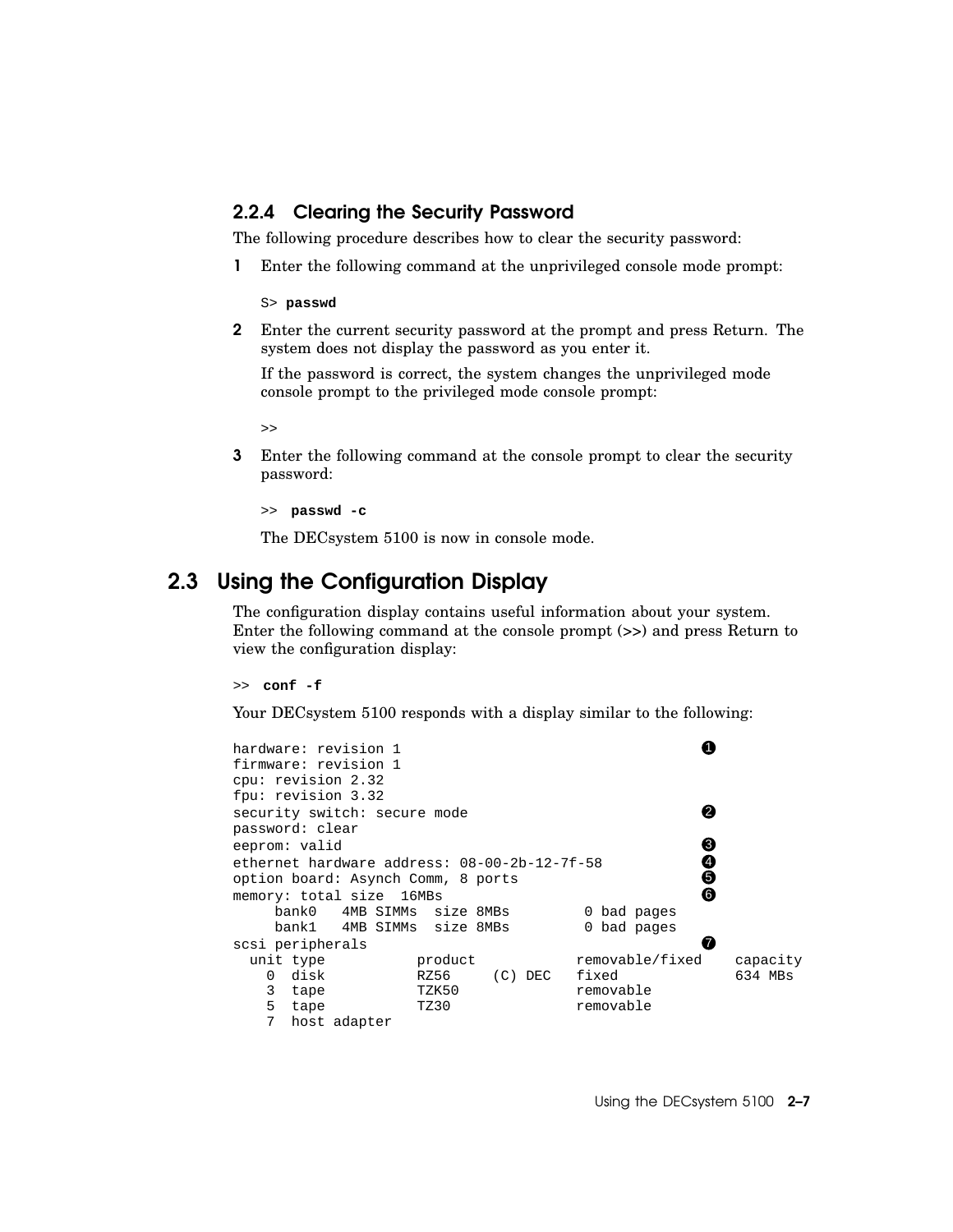### 2.2.4 Clearing the Security Password

The following procedure describes how to clear the security password:

1. Enter the following command at the unprivileged console mode prompt:

   ```
   S> passwd
   ```

2. Enter the current security password at the prompt and press Return. The system does not display the password as you enter it.

   If the password is correct, the system changes the unprivileged mode console prompt to the privileged mode console prompt:

   ```
   >>
   ```

3. Enter the following command at the console prompt to clear the security password:

   ```
   >> passwd -c
   ```

   The DECsystem 5100 is now in console mode.

## 2.3 Using the Configuration Display

The configuration display contains useful information about your system. Enter the following command at the console prompt (>>) and press Return to view the configuration display:

```
>> conf -f
```

Your DECsystem 5100 responds with a display similar to the following:

```
hardware: revision 1                                      ❶
firmware: revision 1
cpu: revision 2.32
fpu: revision 3.32
security switch: secure mode                              ❷
password: clear
eeprom: valid                                             ❸
ethernet hardware address: 08-00-2b-12-7f-58              ❹
option board: Asynch Comm, 8 ports                        ❺
memory: total size  16MBs                                 ❻
     bank0   4MB SIMMs  size 8MBs         0 bad pages
     bank1   4MB SIMMs  size 8MBs         0 bad pages
scsi peripherals                                          ❼
  unit type          product            removable/fixed    capacity
    0  disk          RZ56     (C) DEC   fixed              634 MBs
    3  tape          TZK50              removable
    5  tape          TZ30               removable
    7  host adapter
```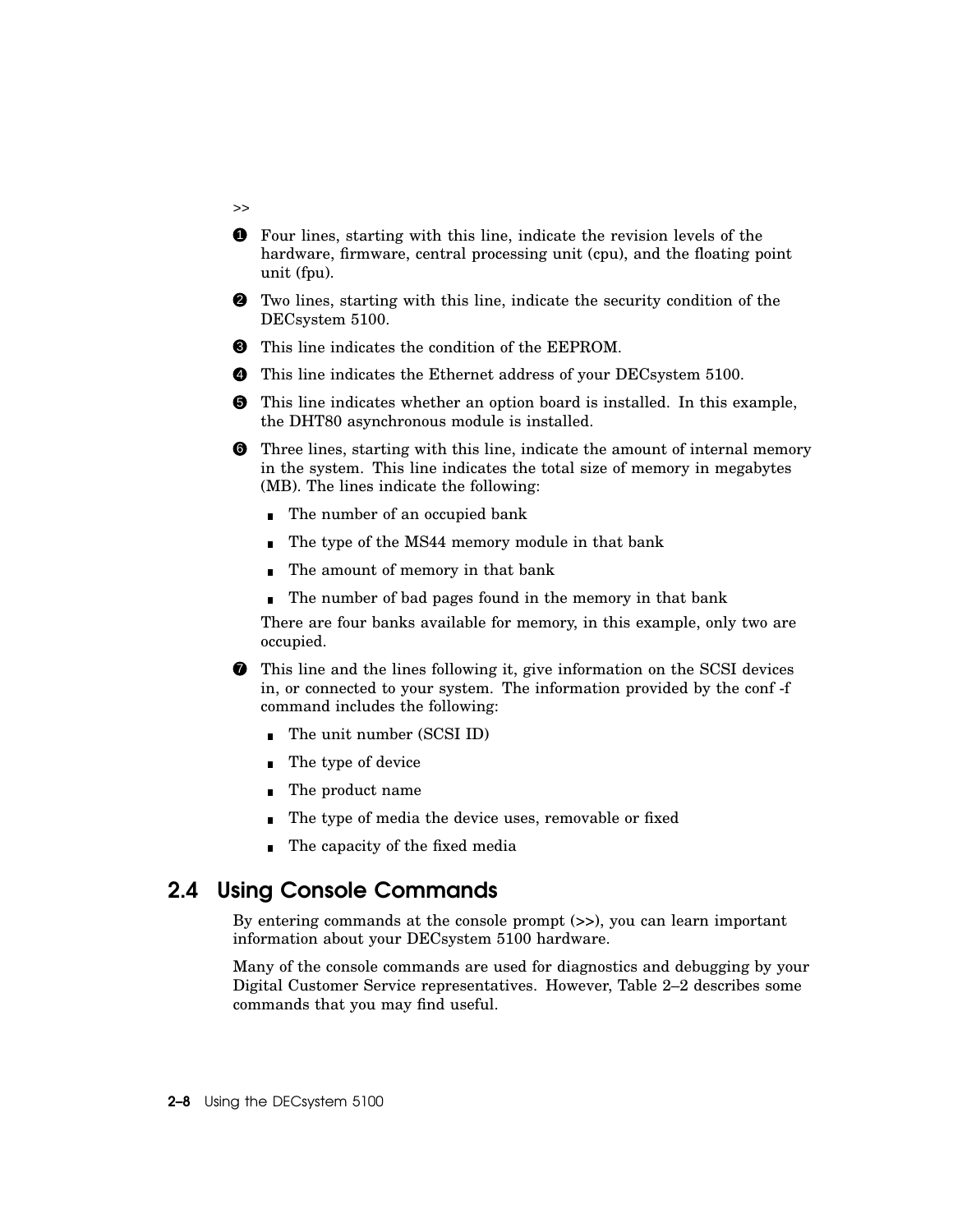```
>>
```

❶ Four lines, starting with this line, indicate the revision levels of the hardware, firmware, central processing unit (cpu), and the floating point unit (fpu).

❷ Two lines, starting with this line, indicate the security condition of the DECsystem 5100.

❸ This line indicates the condition of the EEPROM.

❹ This line indicates the Ethernet address of your DECsystem 5100.

❺ This line indicates whether an option board is installed. In this example, the DHT80 asynchronous module is installed.

❻ Three lines, starting with this line, indicate the amount of internal memory in the system. This line indicates the total size of memory in megabytes (MB). The lines indicate the following:

- The number of an occupied bank
- The type of the MS44 memory module in that bank
- The amount of memory in that bank
- The number of bad pages found in the memory in that bank

There are four banks available for memory, in this example, only two are occupied.

❼ This line and the lines following it, give information on the SCSI devices in, or connected to your system. The information provided by the conf -f command includes the following:

- The unit number (SCSI ID)
- The type of device
- The product name
- The type of media the device uses, removable or fixed
- The capacity of the fixed media

## 2.4 Using Console Commands

By entering commands at the console prompt (>>), you can learn important information about your DECsystem 5100 hardware.

Many of the console commands are used for diagnostics and debugging by your Digital Customer Service representatives. However, Table 2–2 describes some commands that you may find useful.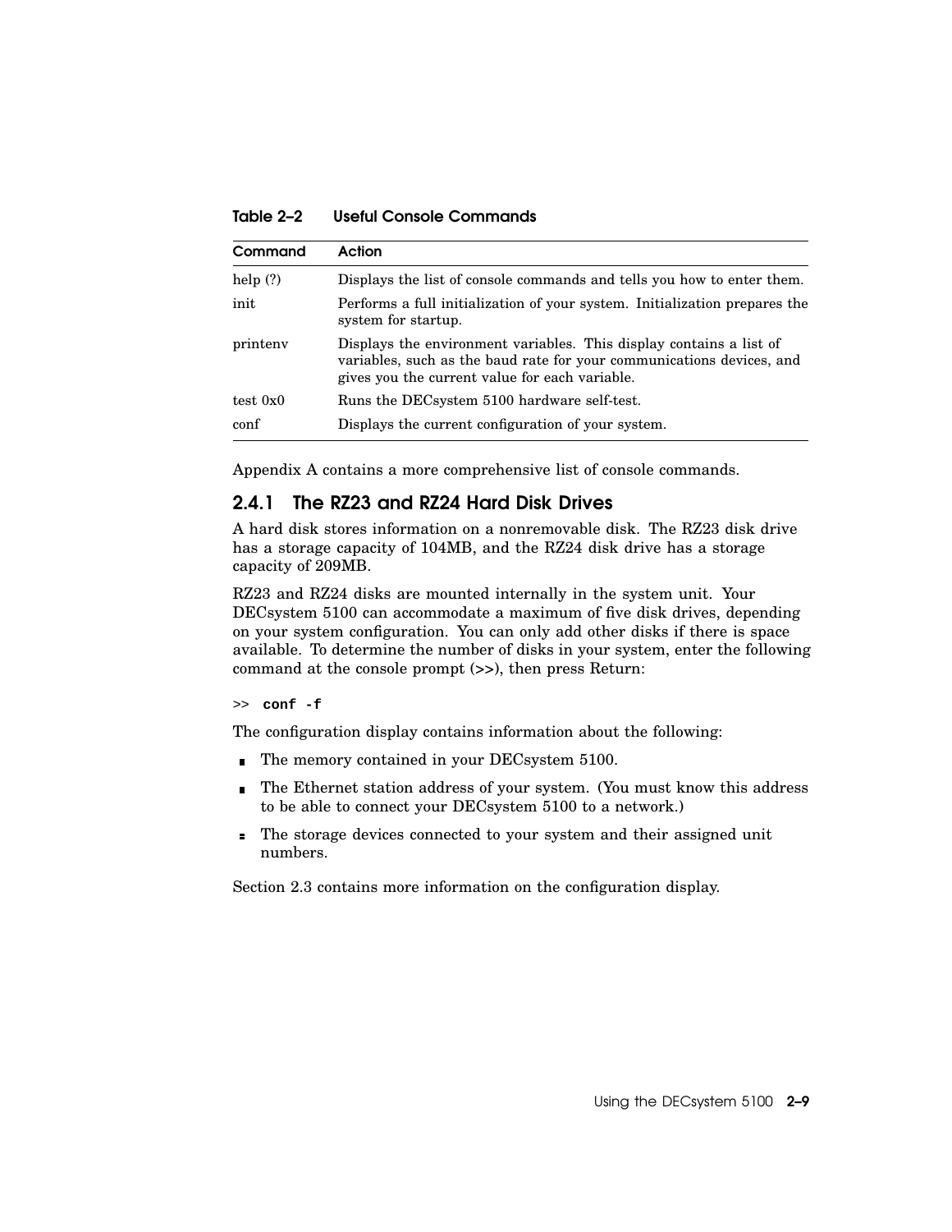**Table 2–2 Useful Console Commands**

| Command | Action |
|---|---|
| help (?) | Displays the list of console commands and tells you how to enter them. |
| init | Performs a full initialization of your system. Initialization prepares the system for startup. |
| printenv | Displays the environment variables. This display contains a list of variables, such as the baud rate for your communications devices, and gives you the current value for each variable. |
| test 0x0 | Runs the DECsystem 5100 hardware self-test. |
| conf | Displays the current configuration of your system. |

Appendix A contains a more comprehensive list of console commands.

### 2.4.1 The RZ23 and RZ24 Hard Disk Drives

A hard disk stores information on a nonremovable disk. The RZ23 disk drive has a storage capacity of 104MB, and the RZ24 disk drive has a storage capacity of 209MB.

RZ23 and RZ24 disks are mounted internally in the system unit. Your DECsystem 5100 can accommodate a maximum of five disk drives, depending on your system configuration. You can only add other disks if there is space available. To determine the number of disks in your system, enter the following command at the console prompt (>>), then press Return:

```
>> conf -f
```

The configuration display contains information about the following:

- The memory contained in your DECsystem 5100.
- The Ethernet station address of your system. (You must know this address to be able to connect your DECsystem 5100 to a network.)
- The storage devices connected to your system and their assigned unit numbers.

Section 2.3 contains more information on the configuration display.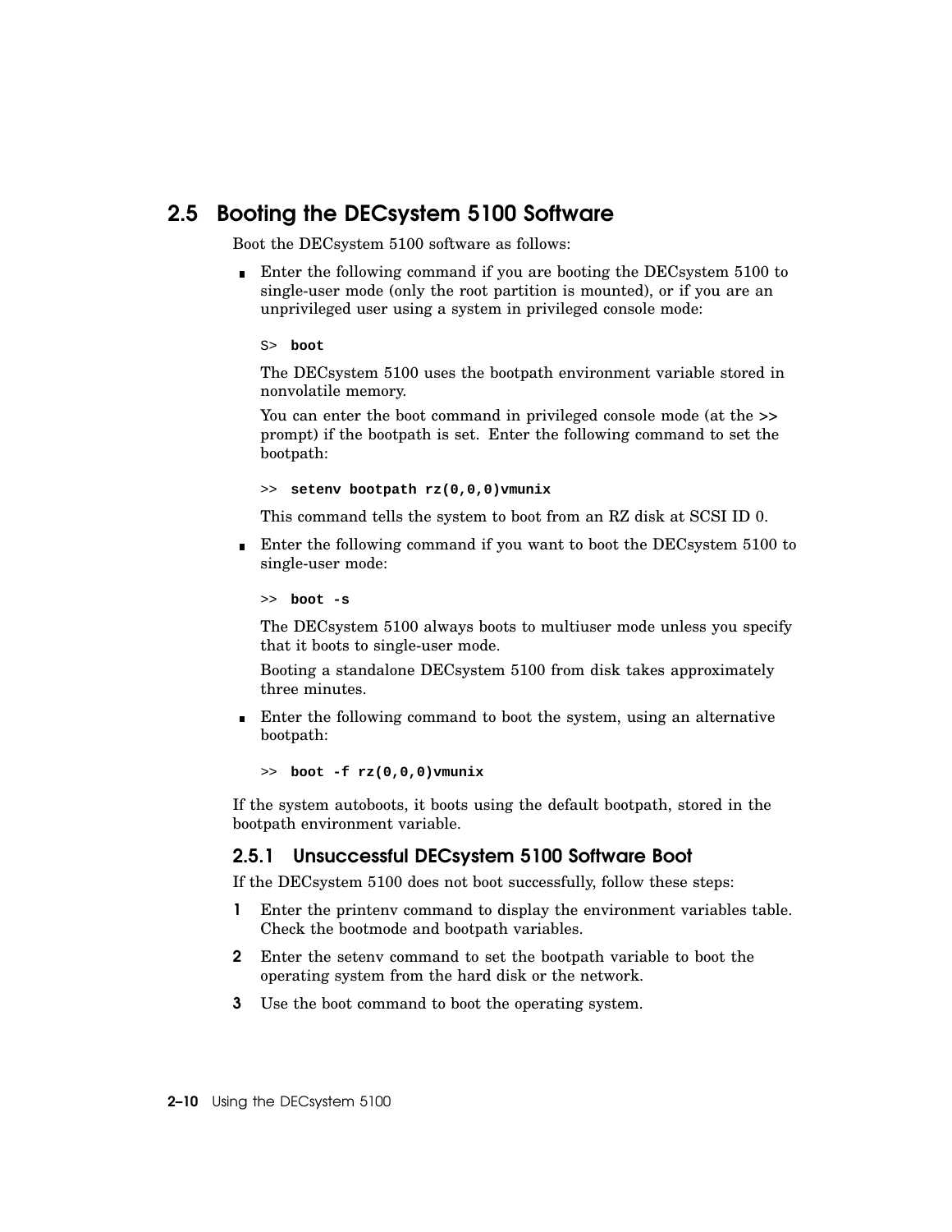## 2.5 Booting the DECsystem 5100 Software

Boot the DECsystem 5100 software as follows:

- Enter the following command if you are booting the DECsystem 5100 to single-user mode (only the root partition is mounted), or if you are an unprivileged user using a system in privileged console mode:

  ```
  S> boot
  ```

  The DECsystem 5100 uses the bootpath environment variable stored in nonvolatile memory.

  You can enter the boot command in privileged console mode (at the >> prompt) if the bootpath is set. Enter the following command to set the bootpath:

  ```
  >> setenv bootpath rz(0,0,0)vmunix
  ```

  This command tells the system to boot from an RZ disk at SCSI ID 0.

- Enter the following command if you want to boot the DECsystem 5100 to single-user mode:

  ```
  >> boot -s
  ```

  The DECsystem 5100 always boots to multiuser mode unless you specify that it boots to single-user mode.

  Booting a standalone DECsystem 5100 from disk takes approximately three minutes.

- Enter the following command to boot the system, using an alternative bootpath:

  ```
  >> boot -f rz(0,0,0)vmunix
  ```

If the system autoboots, it boots using the default bootpath, stored in the bootpath environment variable.

### 2.5.1 Unsuccessful DECsystem 5100 Software Boot

If the DECsystem 5100 does not boot successfully, follow these steps:

1. Enter the printenv command to display the environment variables table. Check the bootmode and bootpath variables.
2. Enter the setenv command to set the bootpath variable to boot the operating system from the hard disk or the network.
3. Use the boot command to boot the operating system.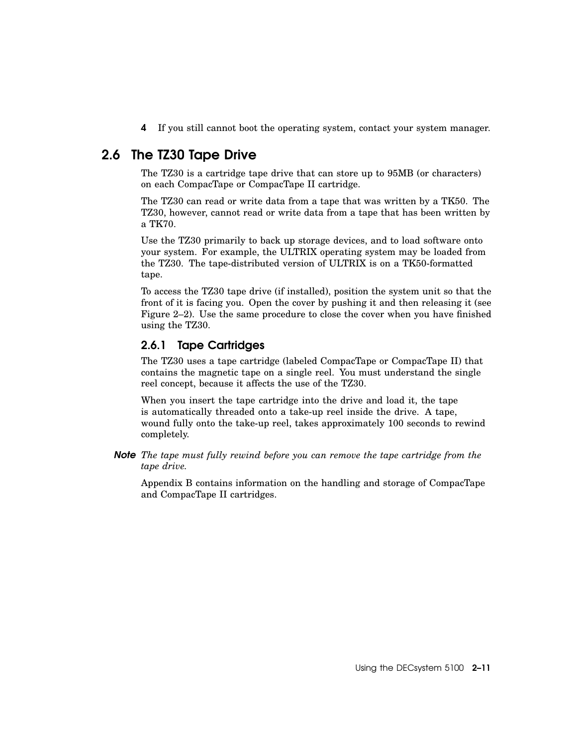4 If you still cannot boot the operating system, contact your system manager.

## 2.6 The TZ30 Tape Drive

The TZ30 is a cartridge tape drive that can store up to 95MB (or characters) on each CompacTape or CompacTape II cartridge.

The TZ30 can read or write data from a tape that was written by a TK50. The TZ30, however, cannot read or write data from a tape that has been written by a TK70.

Use the TZ30 primarily to back up storage devices, and to load software onto your system. For example, the ULTRIX operating system may be loaded from the TZ30. The tape-distributed version of ULTRIX is on a TK50-formatted tape.

To access the TZ30 tape drive (if installed), position the system unit so that the front of it is facing you. Open the cover by pushing it and then releasing it (see Figure 2–2). Use the same procedure to close the cover when you have finished using the TZ30.

### 2.6.1 Tape Cartridges

The TZ30 uses a tape cartridge (labeled CompacTape or CompacTape II) that contains the magnetic tape on a single reel. You must understand the single reel concept, because it affects the use of the TZ30.

When you insert the tape cartridge into the drive and load it, the tape is automatically threaded onto a take-up reel inside the drive. A tape, wound fully onto the take-up reel, takes approximately 100 seconds to rewind completely.

***Note*** *The tape must fully rewind before you can remove the tape cartridge from the tape drive.*

Appendix B contains information on the handling and storage of CompacTape and CompacTape II cartridges.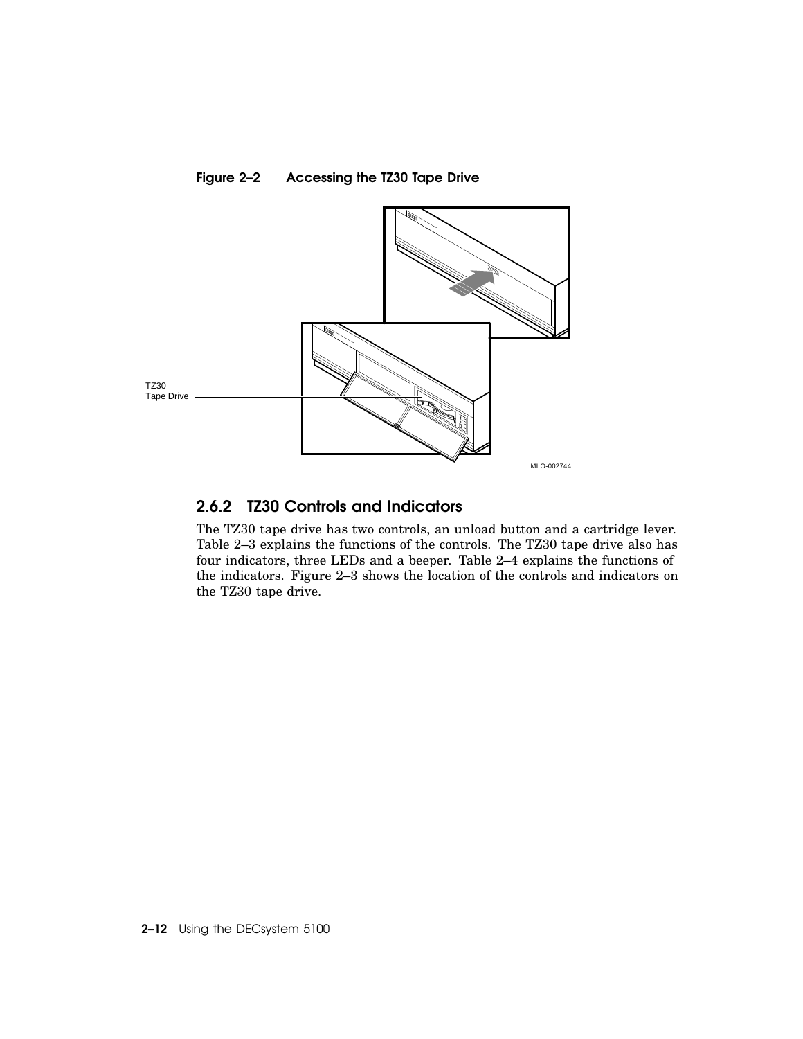**Figure 2–2 Accessing the TZ30 Tape Drive**

TZ30 Tape Drive

MLO-002744

### 2.6.2 TZ30 Controls and Indicators

The TZ30 tape drive has two controls, an unload button and a cartridge lever. Table 2–3 explains the functions of the controls. The TZ30 tape drive also has four indicators, three LEDs and a beeper. Table 2–4 explains the functions of the indicators. Figure 2–3 shows the location of the controls and indicators on the TZ30 tape drive.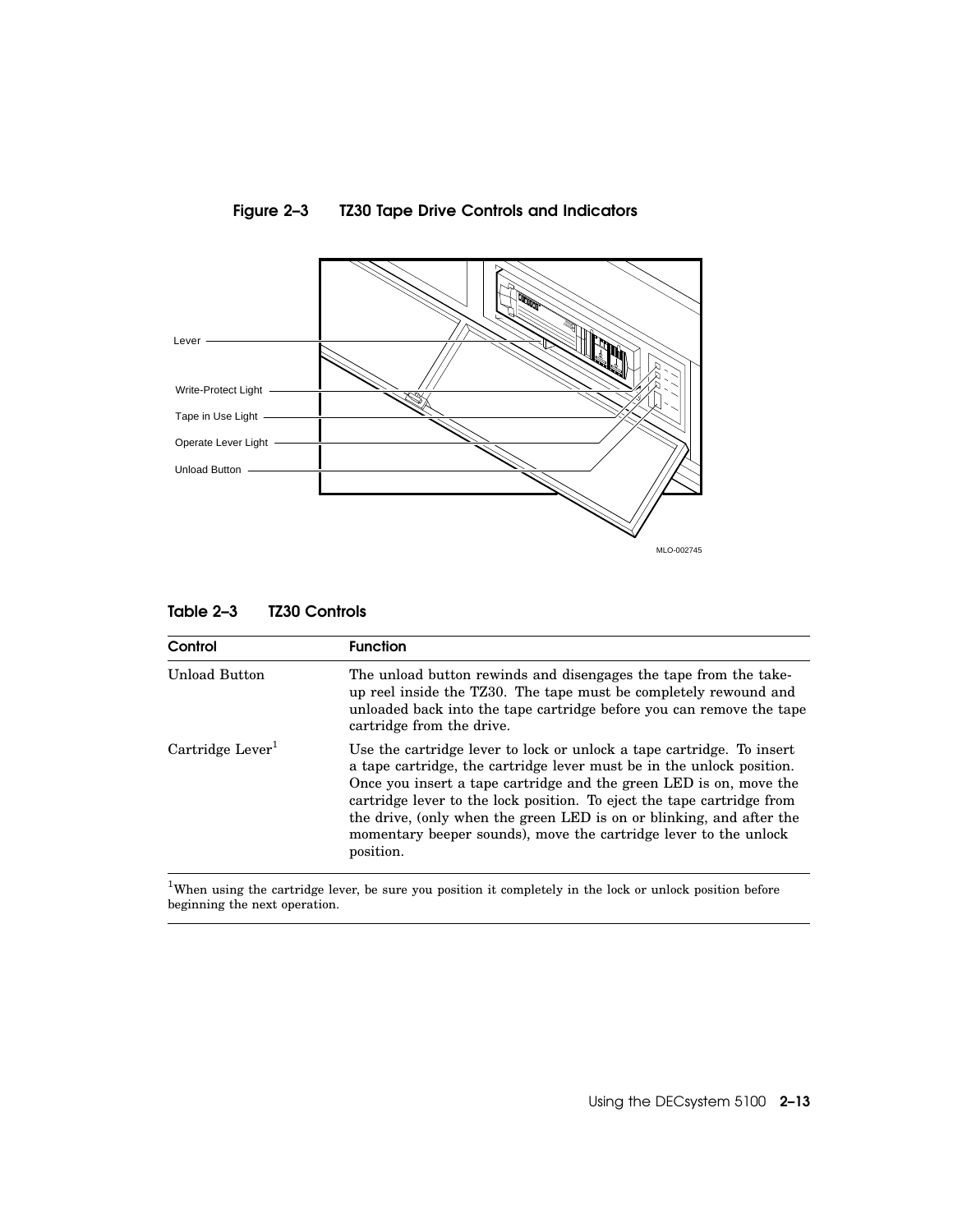**Figure 2–3 TZ30 Tape Drive Controls and Indicators**

Lever

Write-Protect Light

Tape in Use Light

Operate Lever Light

Unload Button

MLO-002745

**Table 2–3 TZ30 Controls**

| Control | Function |
| --- | --- |
| Unload Button | The unload button rewinds and disengages the tape from the take-up reel inside the TZ30. The tape must be completely rewound and unloaded back into the tape cartridge before you can remove the tape cartridge from the drive. |
| Cartridge Lever[1] | Use the cartridge lever to lock or unlock a tape cartridge. To insert a tape cartridge, the cartridge lever must be in the unlock position. Once you insert a tape cartridge and the green LED is on, move the cartridge lever to the lock position. To eject the tape cartridge from the drive, (only when the green LED is on or blinking, and after the momentary beeper sounds), move the cartridge lever to the unlock position. |

[1]When using the cartridge lever, be sure you position it completely in the lock or unlock position before beginning the next operation.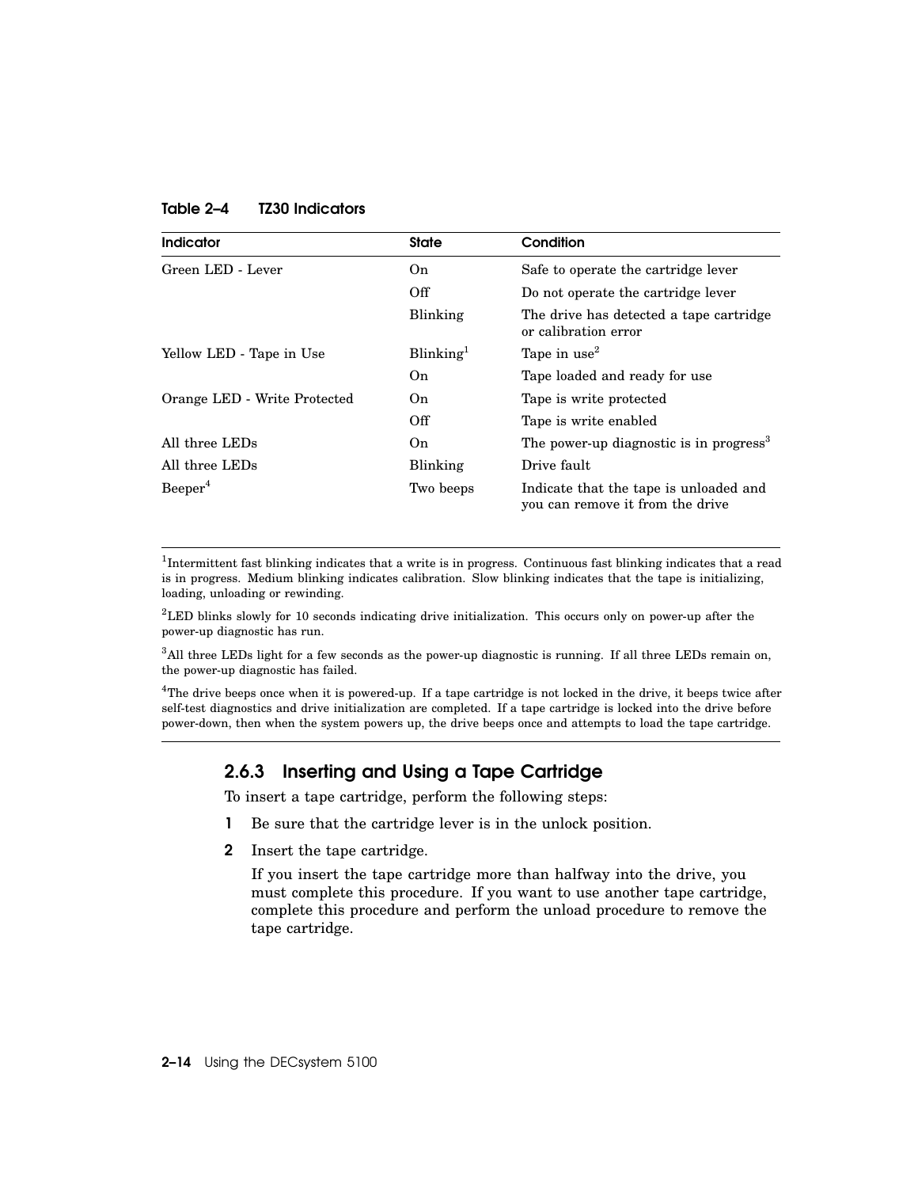**Table 2–4 TZ30 Indicators**

| Indicator | State | Condition |
|---|---|---|
| Green LED - Lever | On | Safe to operate the cartridge lever |
| | Off | Do not operate the cartridge lever |
| | Blinking | The drive has detected a tape cartridge or calibration error |
| Yellow LED - Tape in Use | Blinking[1] | Tape in use[2] |
| | On | Tape loaded and ready for use |
| Orange LED - Write Protected | On | Tape is write protected |
| | Off | Tape is write enabled |
| All three LEDs | On | The power-up diagnostic is in progress[3] |
| All three LEDs | Blinking | Drive fault |
| Beeper[4] | Two beeps | Indicate that the tape is unloaded and you can remove it from the drive |

[1]Intermittent fast blinking indicates that a write is in progress. Continuous fast blinking indicates that a read is in progress. Medium blinking indicates calibration. Slow blinking indicates that the tape is initializing, loading, unloading or rewinding.

[2]LED blinks slowly for 10 seconds indicating drive initialization. This occurs only on power-up after the power-up diagnostic has run.

[3]All three LEDs light for a few seconds as the power-up diagnostic is running. If all three LEDs remain on, the power-up diagnostic has failed.

[4]The drive beeps once when it is powered-up. If a tape cartridge is not locked in the drive, it beeps twice after self-test diagnostics and drive initialization are completed. If a tape cartridge is locked into the drive before power-down, then when the system powers up, the drive beeps once and attempts to load the tape cartridge.

### 2.6.3 Inserting and Using a Tape Cartridge

To insert a tape cartridge, perform the following steps:

1. Be sure that the cartridge lever is in the unlock position.
2. Insert the tape cartridge.

   If you insert the tape cartridge more than halfway into the drive, you must complete this procedure. If you want to use another tape cartridge, complete this procedure and perform the unload procedure to remove the tape cartridge.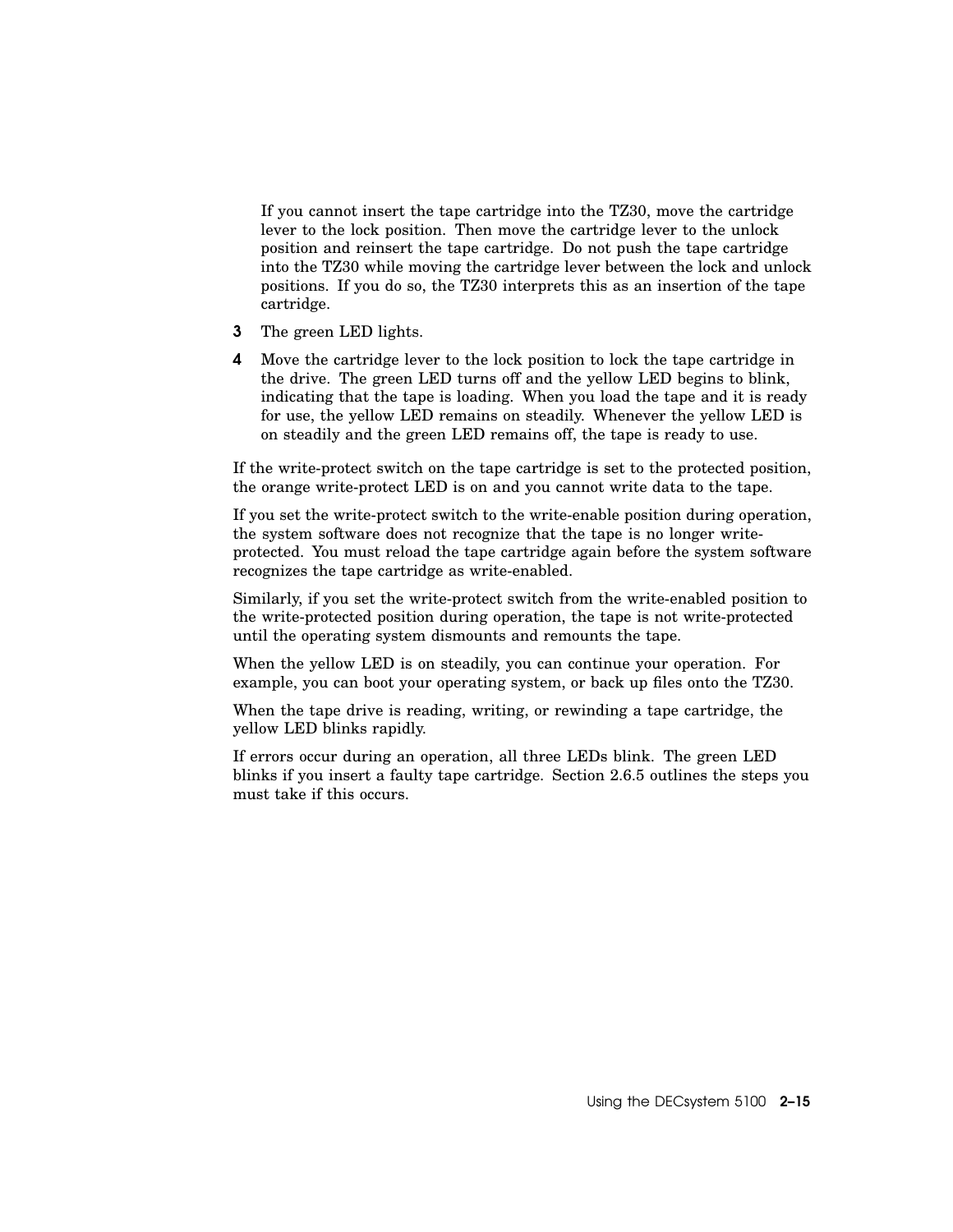If you cannot insert the tape cartridge into the TZ30, move the cartridge lever to the lock position. Then move the cartridge lever to the unlock position and reinsert the tape cartridge. Do not push the tape cartridge into the TZ30 while moving the cartridge lever between the lock and unlock positions. If you do so, the TZ30 interprets this as an insertion of the tape cartridge.

3. The green LED lights.
4. Move the cartridge lever to the lock position to lock the tape cartridge in the drive. The green LED turns off and the yellow LED begins to blink, indicating that the tape is loading. When you load the tape and it is ready for use, the yellow LED remains on steadily. Whenever the yellow LED is on steadily and the green LED remains off, the tape is ready to use.

If the write-protect switch on the tape cartridge is set to the protected position, the orange write-protect LED is on and you cannot write data to the tape.

If you set the write-protect switch to the write-enable position during operation, the system software does not recognize that the tape is no longer write-protected. You must reload the tape cartridge again before the system software recognizes the tape cartridge as write-enabled.

Similarly, if you set the write-protect switch from the write-enabled position to the write-protected position during operation, the tape is not write-protected until the operating system dismounts and remounts the tape.

When the yellow LED is on steadily, you can continue your operation. For example, you can boot your operating system, or back up files onto the TZ30.

When the tape drive is reading, writing, or rewinding a tape cartridge, the yellow LED blinks rapidly.

If errors occur during an operation, all three LEDs blink. The green LED blinks if you insert a faulty tape cartridge. Section 2.6.5 outlines the steps you must take if this occurs.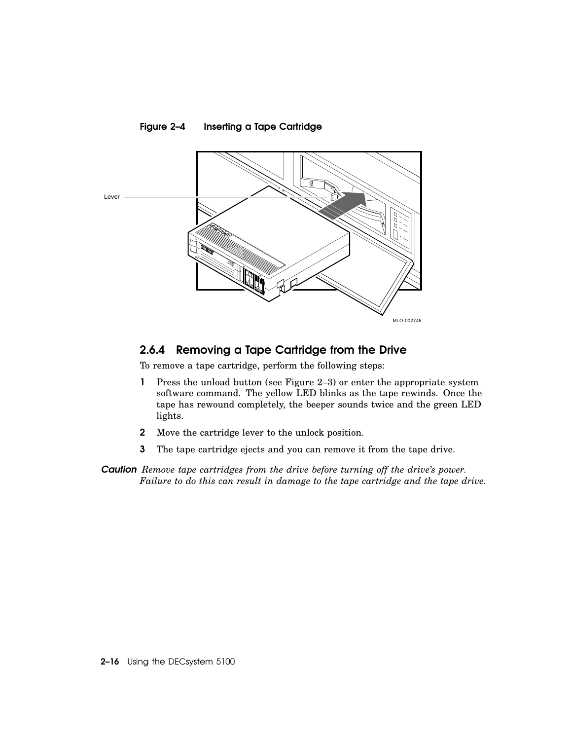**Figure 2–4 Inserting a Tape Cartridge**

Lever

MLO-002746

## 2.6.4 Removing a Tape Cartridge from the Drive

To remove a tape cartridge, perform the following steps:

1. Press the unload button (see Figure 2–3) or enter the appropriate system software command. The yellow LED blinks as the tape rewinds. Once the tape has rewound completely, the beeper sounds twice and the green LED lights.
2. Move the cartridge lever to the unlock position.
3. The tape cartridge ejects and you can remove it from the tape drive.

***Caution*** *Remove tape cartridges from the drive before turning off the drive's power. Failure to do this can result in damage to the tape cartridge and the tape drive.*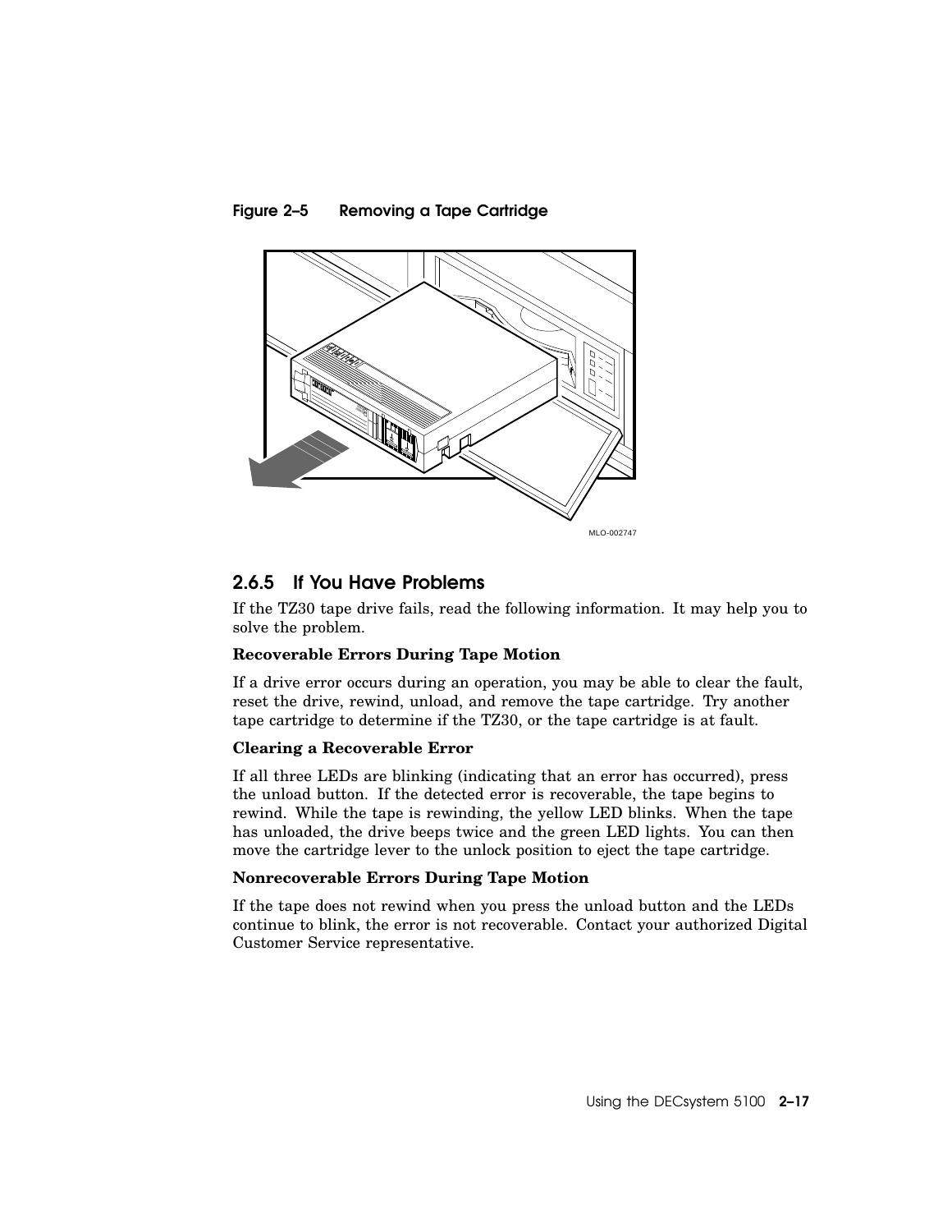**Figure 2–5 Removing a Tape Cartridge**

MLO-002747

## 2.6.5 If You Have Problems

If the TZ30 tape drive fails, read the following information. It may help you to solve the problem.

**Recoverable Errors During Tape Motion**

If a drive error occurs during an operation, you may be able to clear the fault, reset the drive, rewind, unload, and remove the tape cartridge. Try another tape cartridge to determine if the TZ30, or the tape cartridge is at fault.

**Clearing a Recoverable Error**

If all three LEDs are blinking (indicating that an error has occurred), press the unload button. If the detected error is recoverable, the tape begins to rewind. While the tape is rewinding, the yellow LED blinks. When the tape has unloaded, the drive beeps twice and the green LED lights. You can then move the cartridge lever to the unlock position to eject the tape cartridge.

**Nonrecoverable Errors During Tape Motion**

If the tape does not rewind when you press the unload button and the LEDs continue to blink, the error is not recoverable. Contact your authorized Digital Customer Service representative.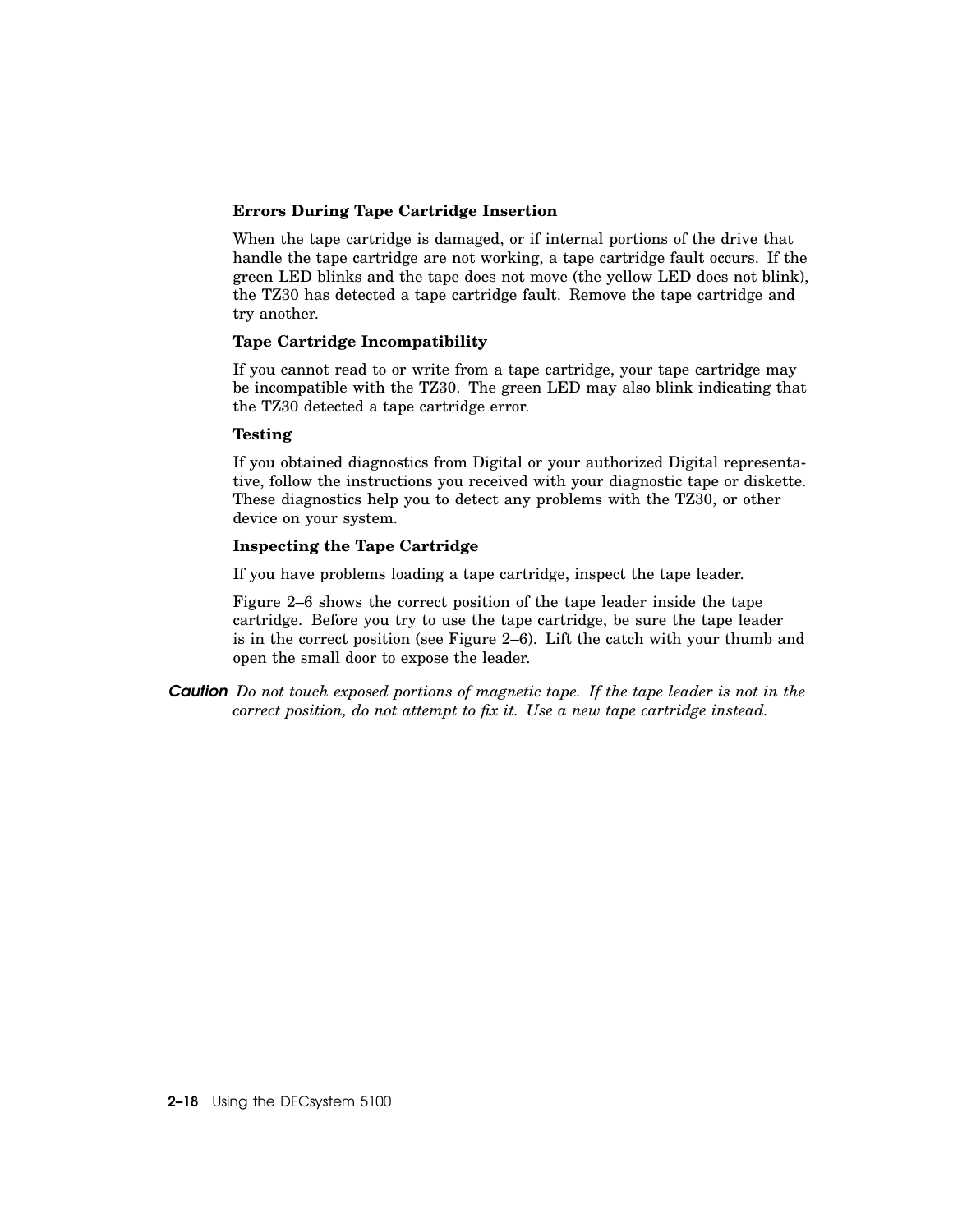### Errors During Tape Cartridge Insertion

When the tape cartridge is damaged, or if internal portions of the drive that handle the tape cartridge are not working, a tape cartridge fault occurs. If the green LED blinks and the tape does not move (the yellow LED does not blink), the TZ30 has detected a tape cartridge fault. Remove the tape cartridge and try another.

### Tape Cartridge Incompatibility

If you cannot read to or write from a tape cartridge, your tape cartridge may be incompatible with the TZ30. The green LED may also blink indicating that the TZ30 detected a tape cartridge error.

### Testing

If you obtained diagnostics from Digital or your authorized Digital representative, follow the instructions you received with your diagnostic tape or diskette. These diagnostics help you to detect any problems with the TZ30, or other device on your system.

### Inspecting the Tape Cartridge

If you have problems loading a tape cartridge, inspect the tape leader.

Figure 2–6 shows the correct position of the tape leader inside the tape cartridge. Before you try to use the tape cartridge, be sure the tape leader is in the correct position (see Figure 2–6). Lift the catch with your thumb and open the small door to expose the leader.

***Caution*** *Do not touch exposed portions of magnetic tape. If the tape leader is not in the correct position, do not attempt to fix it. Use a new tape cartridge instead.*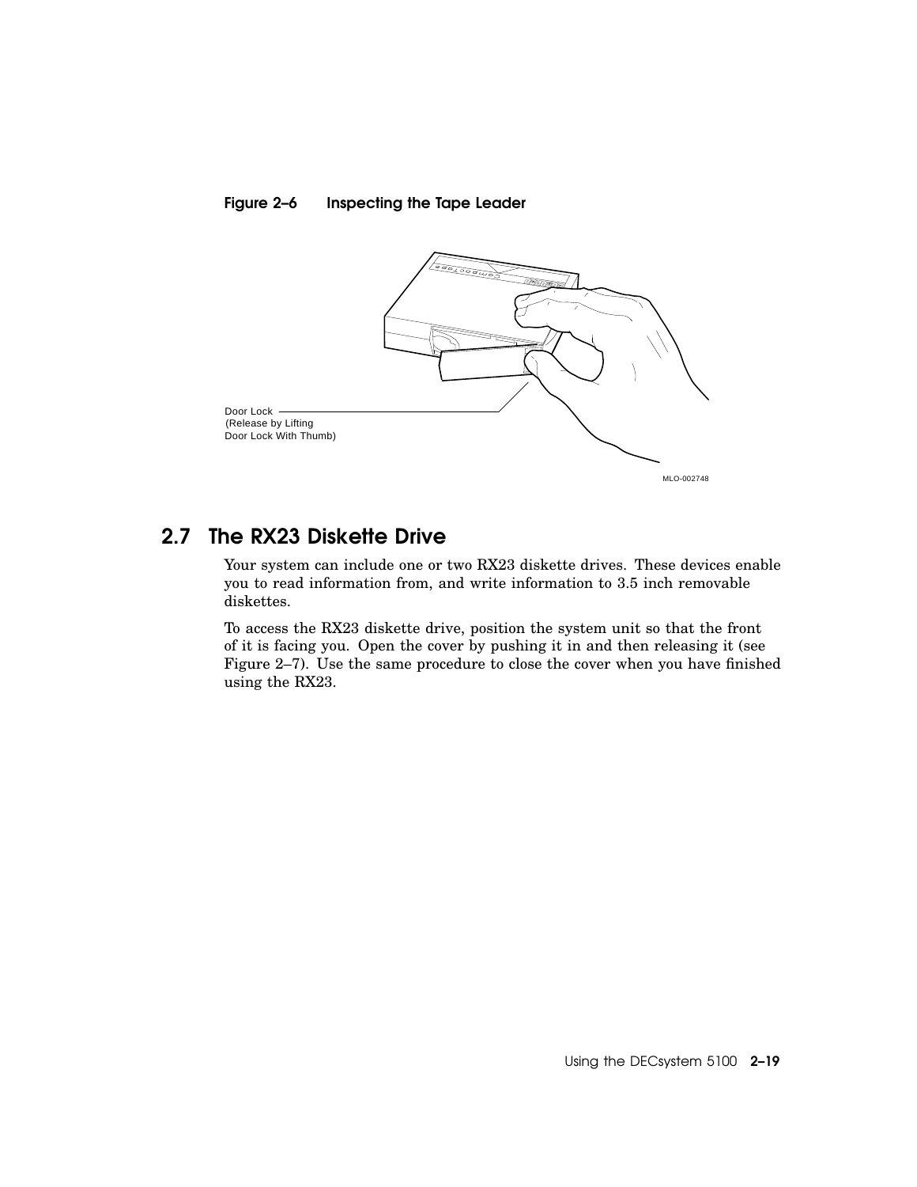**Figure 2–6 Inspecting the Tape Leader**

Door Lock
(Release by Lifting
Door Lock With Thumb)

MLO-002748

## 2.7 The RX23 Diskette Drive

Your system can include one or two RX23 diskette drives. These devices enable you to read information from, and write information to 3.5 inch removable diskettes.

To access the RX23 diskette drive, position the system unit so that the front of it is facing you. Open the cover by pushing it in and then releasing it (see Figure 2–7). Use the same procedure to close the cover when you have finished using the RX23.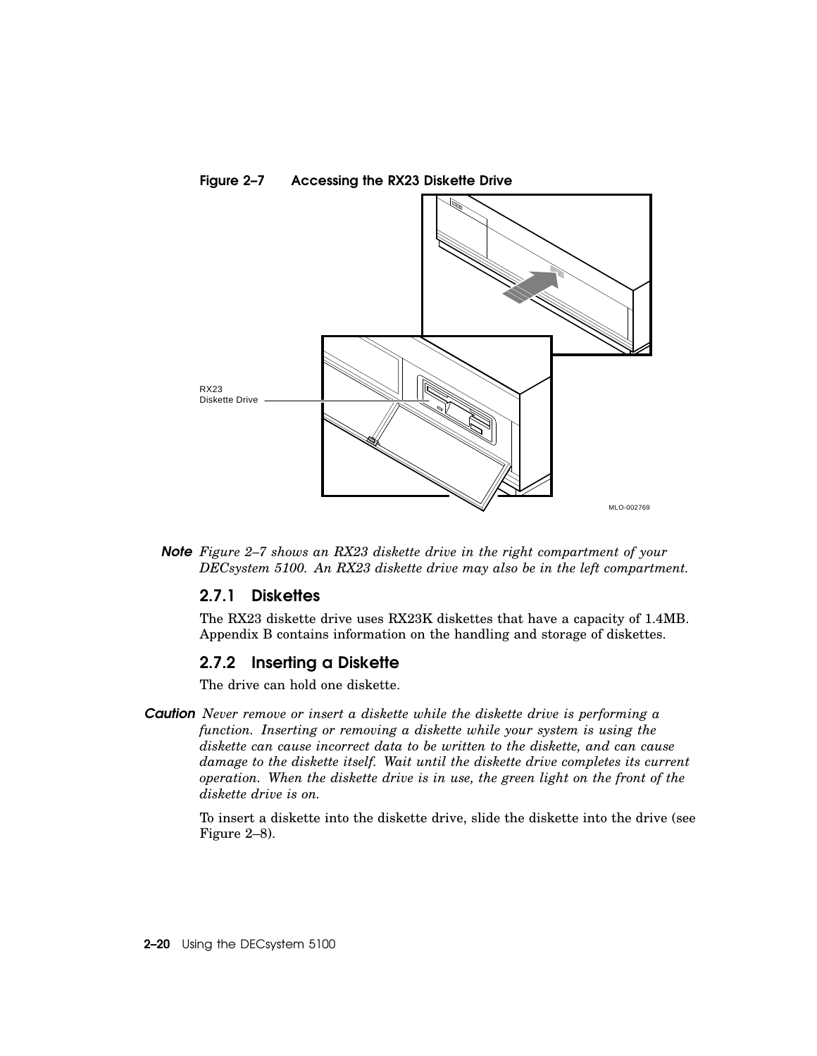**Figure 2–7 Accessing the RX23 Diskette Drive**

RX23 Diskette Drive

MLO-002769

**Note** *Figure 2–7 shows an RX23 diskette drive in the right compartment of your DECsystem 5100. An RX23 diskette drive may also be in the left compartment.*

### 2.7.1 Diskettes

The RX23 diskette drive uses RX23K diskettes that have a capacity of 1.4MB. Appendix B contains information on the handling and storage of diskettes.

### 2.7.2 Inserting a Diskette

The drive can hold one diskette.

**Caution** *Never remove or insert a diskette while the diskette drive is performing a function. Inserting or removing a diskette while your system is using the diskette can cause incorrect data to be written to the diskette, and can cause damage to the diskette itself. Wait until the diskette drive completes its current operation. When the diskette drive is in use, the green light on the front of the diskette drive is on.*

To insert a diskette into the diskette drive, slide the diskette into the drive (see Figure 2–8).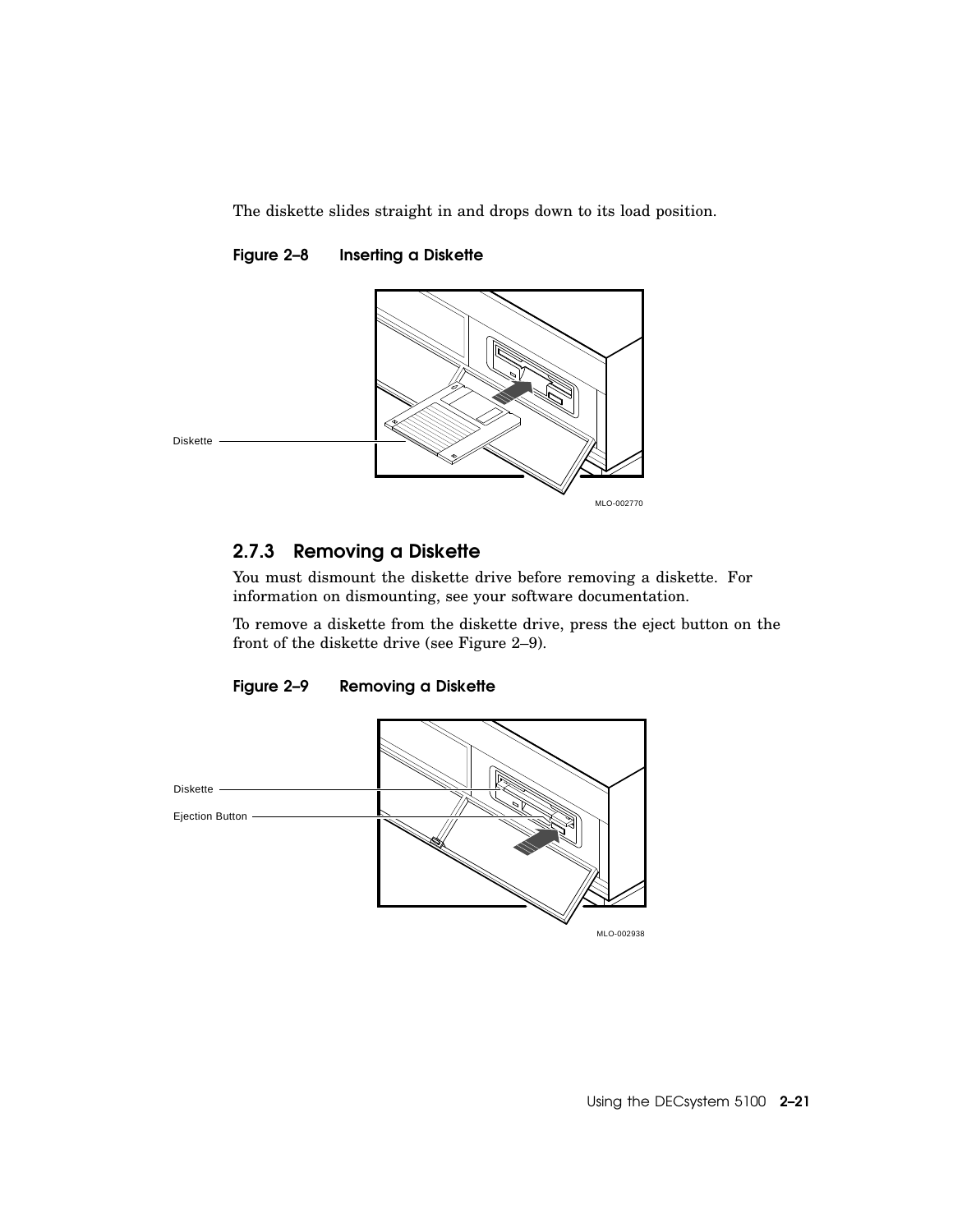The diskette slides straight in and drops down to its load position.

**Figure 2–8 Inserting a Diskette**

Diskette

MLO-002770

### 2.7.3 Removing a Diskette

You must dismount the diskette drive before removing a diskette. For information on dismounting, see your software documentation.

To remove a diskette from the diskette drive, press the eject button on the front of the diskette drive (see Figure 2–9).

**Figure 2–9 Removing a Diskette**

Diskette

Ejection Button

MLO-002938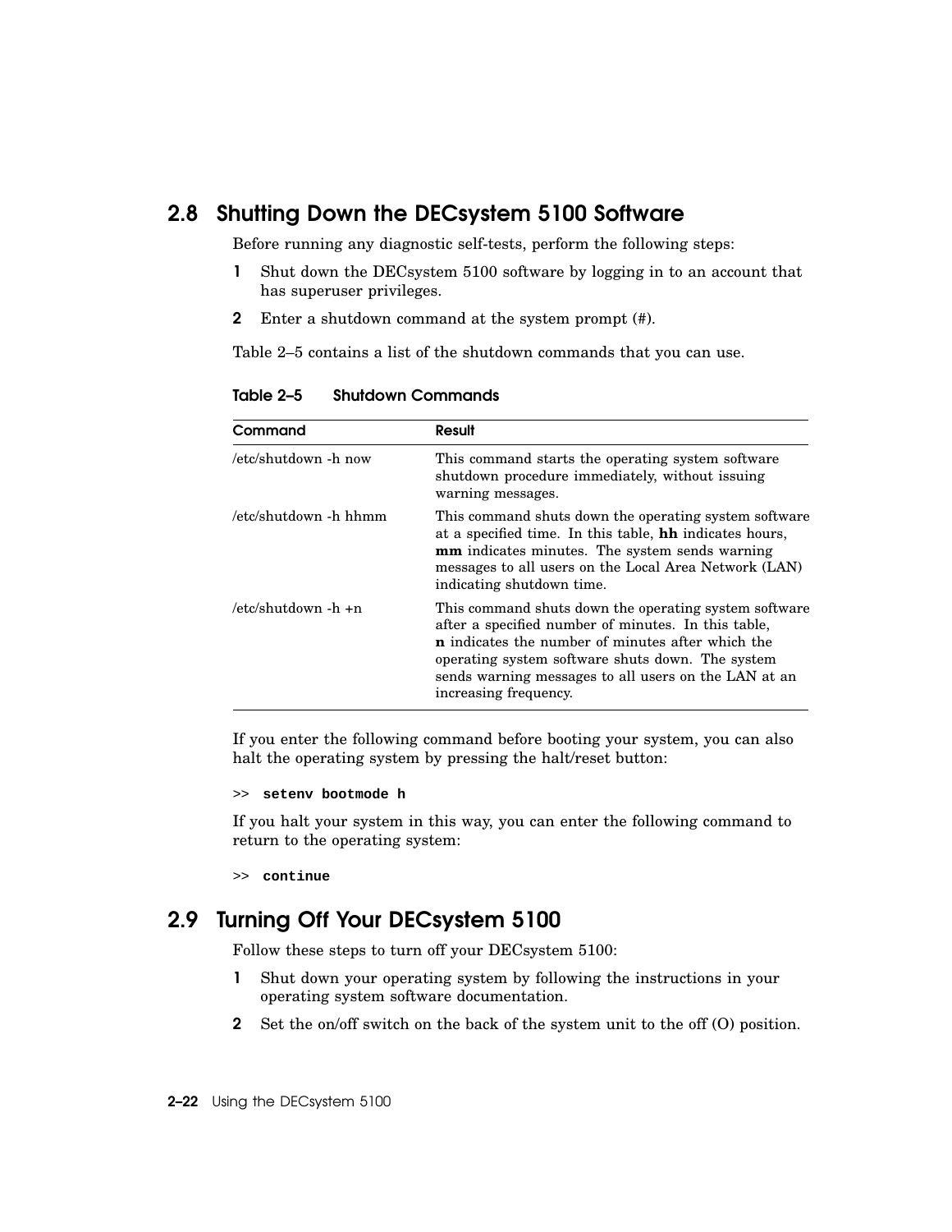## 2.8 Shutting Down the DECsystem 5100 Software

Before running any diagnostic self-tests, perform the following steps:

1. Shut down the DECsystem 5100 software by logging in to an account that has superuser privileges.
2. Enter a shutdown command at the system prompt (#).

Table 2–5 contains a list of the shutdown commands that you can use.

**Table 2–5 Shutdown Commands**

| Command | Result |
|---|---|
| /etc/shutdown -h now | This command starts the operating system software shutdown procedure immediately, without issuing warning messages. |
| /etc/shutdown -h hhmm | This command shuts down the operating system software at a specified time. In this table, **hh** indicates hours, **mm** indicates minutes. The system sends warning messages to all users on the Local Area Network (LAN) indicating shutdown time. |
| /etc/shutdown -h +n | This command shuts down the operating system software after a specified number of minutes. In this table, **n** indicates the number of minutes after which the operating system software shuts down. The system sends warning messages to all users on the LAN at an increasing frequency. |

If you enter the following command before booting your system, you can also halt the operating system by pressing the halt/reset button:

```
>> setenv bootmode h
```

If you halt your system in this way, you can enter the following command to return to the operating system:

```
>> continue
```

## 2.9 Turning Off Your DECsystem 5100

Follow these steps to turn off your DECsystem 5100:

1. Shut down your operating system by following the instructions in your operating system software documentation.
2. Set the on/off switch on the back of the system unit to the off (O) position.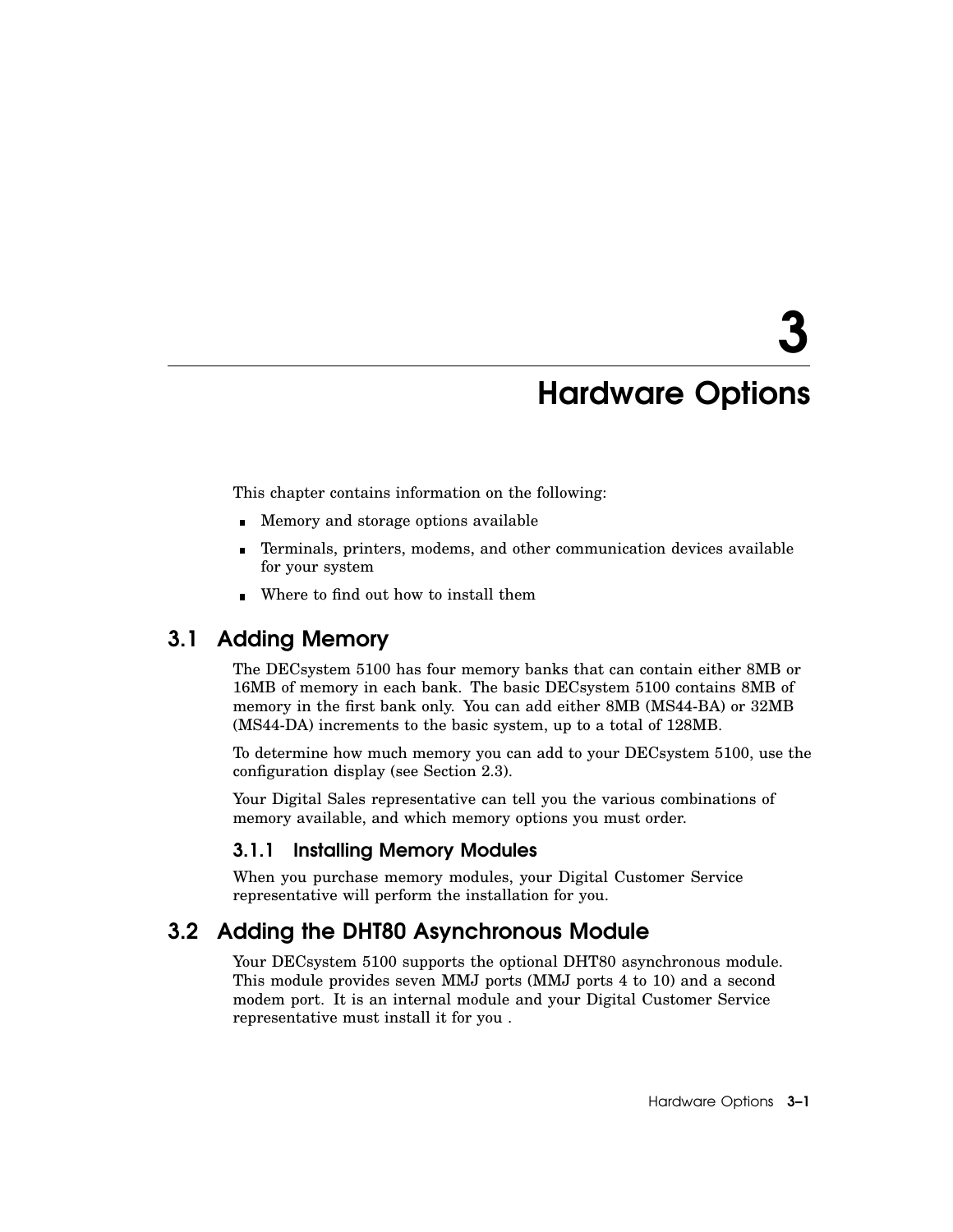# 3 Hardware Options

This chapter contains information on the following:

- Memory and storage options available
- Terminals, printers, modems, and other communication devices available for your system
- Where to find out how to install them

## 3.1 Adding Memory

The DECsystem 5100 has four memory banks that can contain either 8MB or 16MB of memory in each bank. The basic DECsystem 5100 contains 8MB of memory in the first bank only. You can add either 8MB (MS44-BA) or 32MB (MS44-DA) increments to the basic system, up to a total of 128MB.

To determine how much memory you can add to your DECsystem 5100, use the configuration display (see Section 2.3).

Your Digital Sales representative can tell you the various combinations of memory available, and which memory options you must order.

### 3.1.1 Installing Memory Modules

When you purchase memory modules, your Digital Customer Service representative will perform the installation for you.

## 3.2 Adding the DHT80 Asynchronous Module

Your DECsystem 5100 supports the optional DHT80 asynchronous module. This module provides seven MMJ ports (MMJ ports 4 to 10) and a second modem port. It is an internal module and your Digital Customer Service representative must install it for you .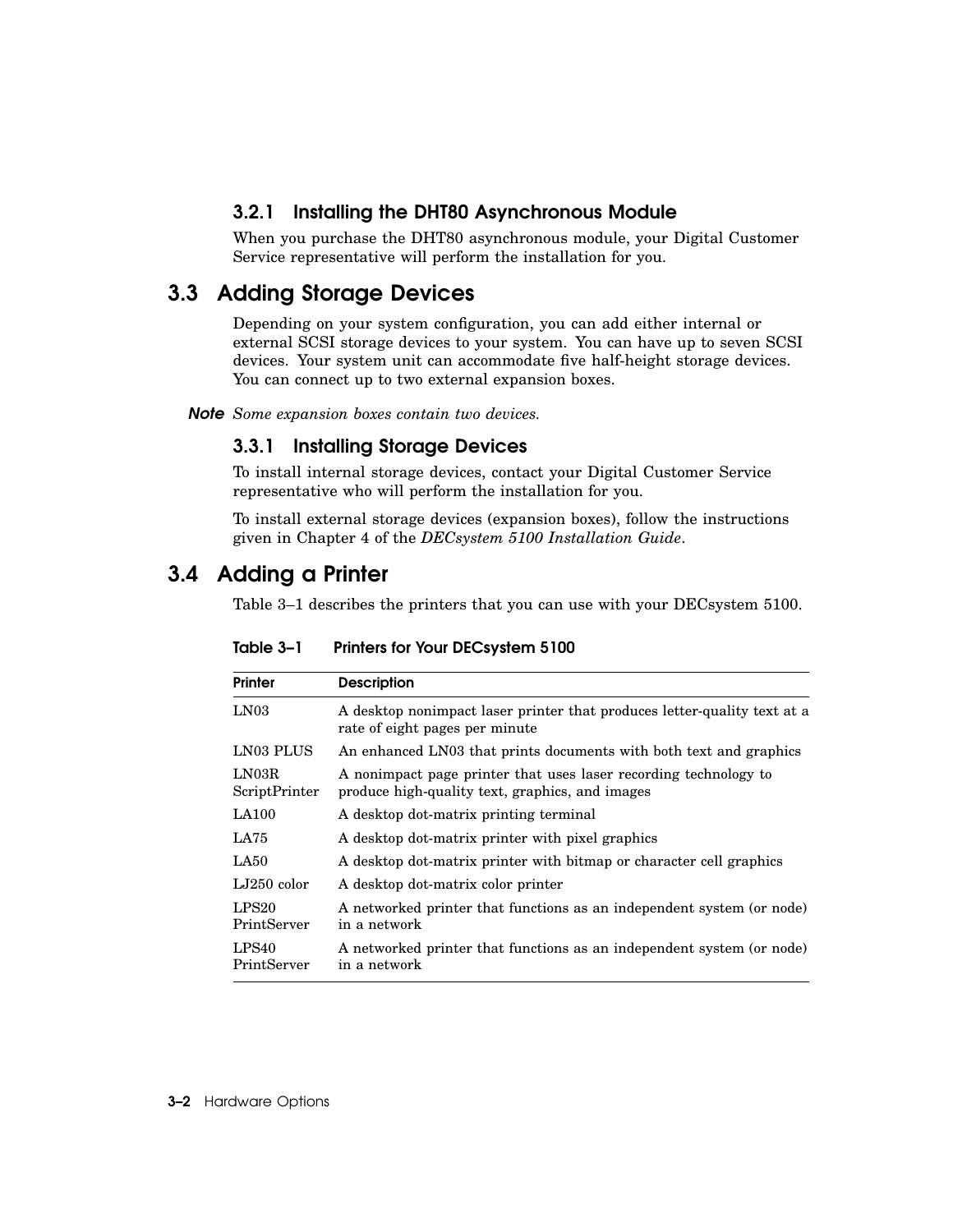### 3.2.1 Installing the DHT80 Asynchronous Module

When you purchase the DHT80 asynchronous module, your Digital Customer Service representative will perform the installation for you.

## 3.3 Adding Storage Devices

Depending on your system configuration, you can add either internal or external SCSI storage devices to your system. You can have up to seven SCSI devices. Your system unit can accommodate five half-height storage devices. You can connect up to two external expansion boxes.

***Note*** *Some expansion boxes contain two devices.*

### 3.3.1 Installing Storage Devices

To install internal storage devices, contact your Digital Customer Service representative who will perform the installation for you.

To install external storage devices (expansion boxes), follow the instructions given in Chapter 4 of the *DECsystem 5100 Installation Guide*.

## 3.4 Adding a Printer

Table 3–1 describes the printers that you can use with your DECsystem 5100.

**Table 3–1 Printers for Your DECsystem 5100**

| Printer | Description |
|---|---|
| LN03 | A desktop nonimpact laser printer that produces letter-quality text at a rate of eight pages per minute |
| LN03 PLUS | An enhanced LN03 that prints documents with both text and graphics |
| LN03R ScriptPrinter | A nonimpact page printer that uses laser recording technology to produce high-quality text, graphics, and images |
| LA100 | A desktop dot-matrix printing terminal |
| LA75 | A desktop dot-matrix printer with pixel graphics |
| LA50 | A desktop dot-matrix printer with bitmap or character cell graphics |
| LJ250 color | A desktop dot-matrix color printer |
| LPS20 PrintServer | A networked printer that functions as an independent system (or node) in a network |
| LPS40 PrintServer | A networked printer that functions as an independent system (or node) in a network |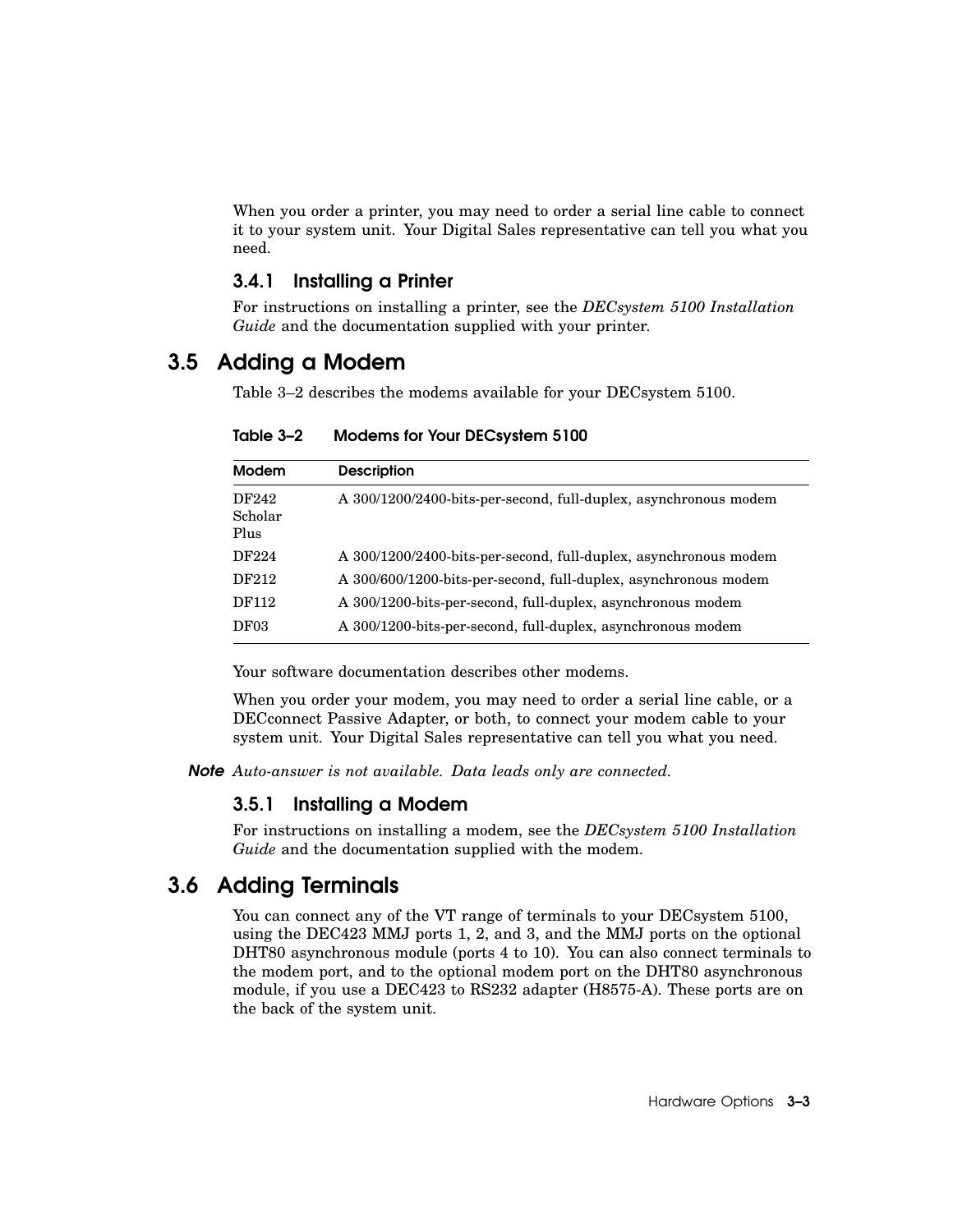When you order a printer, you may need to order a serial line cable to connect it to your system unit. Your Digital Sales representative can tell you what you need.

### 3.4.1 Installing a Printer

For instructions on installing a printer, see the *DECsystem 5100 Installation Guide* and the documentation supplied with your printer.

## 3.5 Adding a Modem

Table 3–2 describes the modems available for your DECsystem 5100.

**Table 3–2 Modems for Your DECsystem 5100**

| Modem | Description |
|---|---|
| DF242 Scholar Plus | A 300/1200/2400-bits-per-second, full-duplex, asynchronous modem |
| DF224 | A 300/1200/2400-bits-per-second, full-duplex, asynchronous modem |
| DF212 | A 300/600/1200-bits-per-second, full-duplex, asynchronous modem |
| DF112 | A 300/1200-bits-per-second, full-duplex, asynchronous modem |
| DF03 | A 300/1200-bits-per-second, full-duplex, asynchronous modem |

Your software documentation describes other modems.

When you order your modem, you may need to order a serial line cable, or a DECconnect Passive Adapter, or both, to connect your modem cable to your system unit. Your Digital Sales representative can tell you what you need.

***Note*** *Auto-answer is not available. Data leads only are connected.*

### 3.5.1 Installing a Modem

For instructions on installing a modem, see the *DECsystem 5100 Installation Guide* and the documentation supplied with the modem.

## 3.6 Adding Terminals

You can connect any of the VT range of terminals to your DECsystem 5100, using the DEC423 MMJ ports 1, 2, and 3, and the MMJ ports on the optional DHT80 asynchronous module (ports 4 to 10). You can also connect terminals to the modem port, and to the optional modem port on the DHT80 asynchronous module, if you use a DEC423 to RS232 adapter (H8575-A). These ports are on the back of the system unit.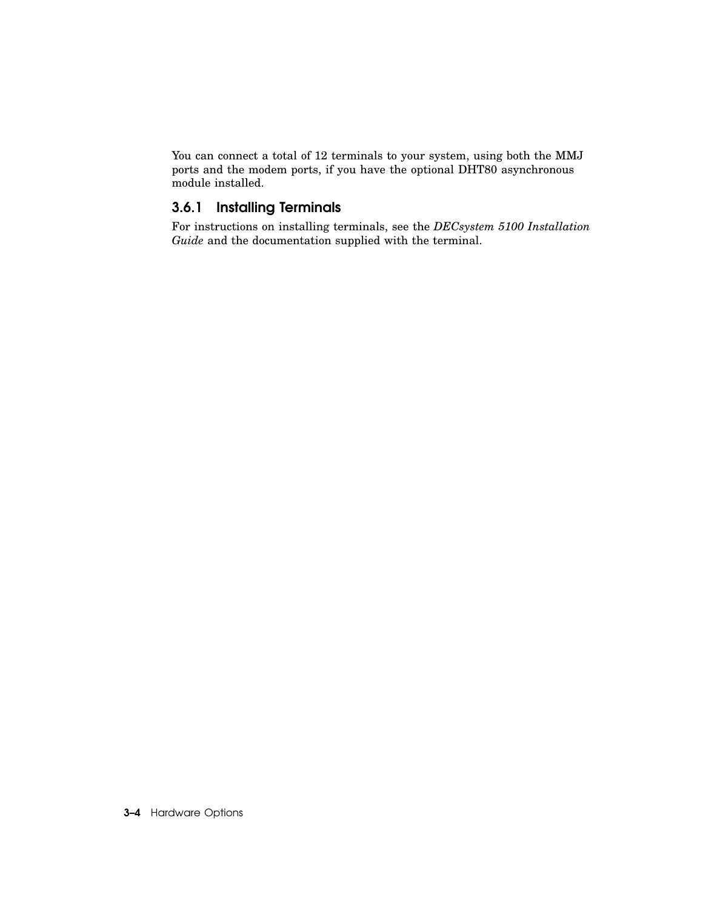You can connect a total of 12 terminals to your system, using both the MMJ ports and the modem ports, if you have the optional DHT80 asynchronous module installed.

### 3.6.1 Installing Terminals

For instructions on installing terminals, see the *DECsystem 5100 Installation Guide* and the documentation supplied with the terminal.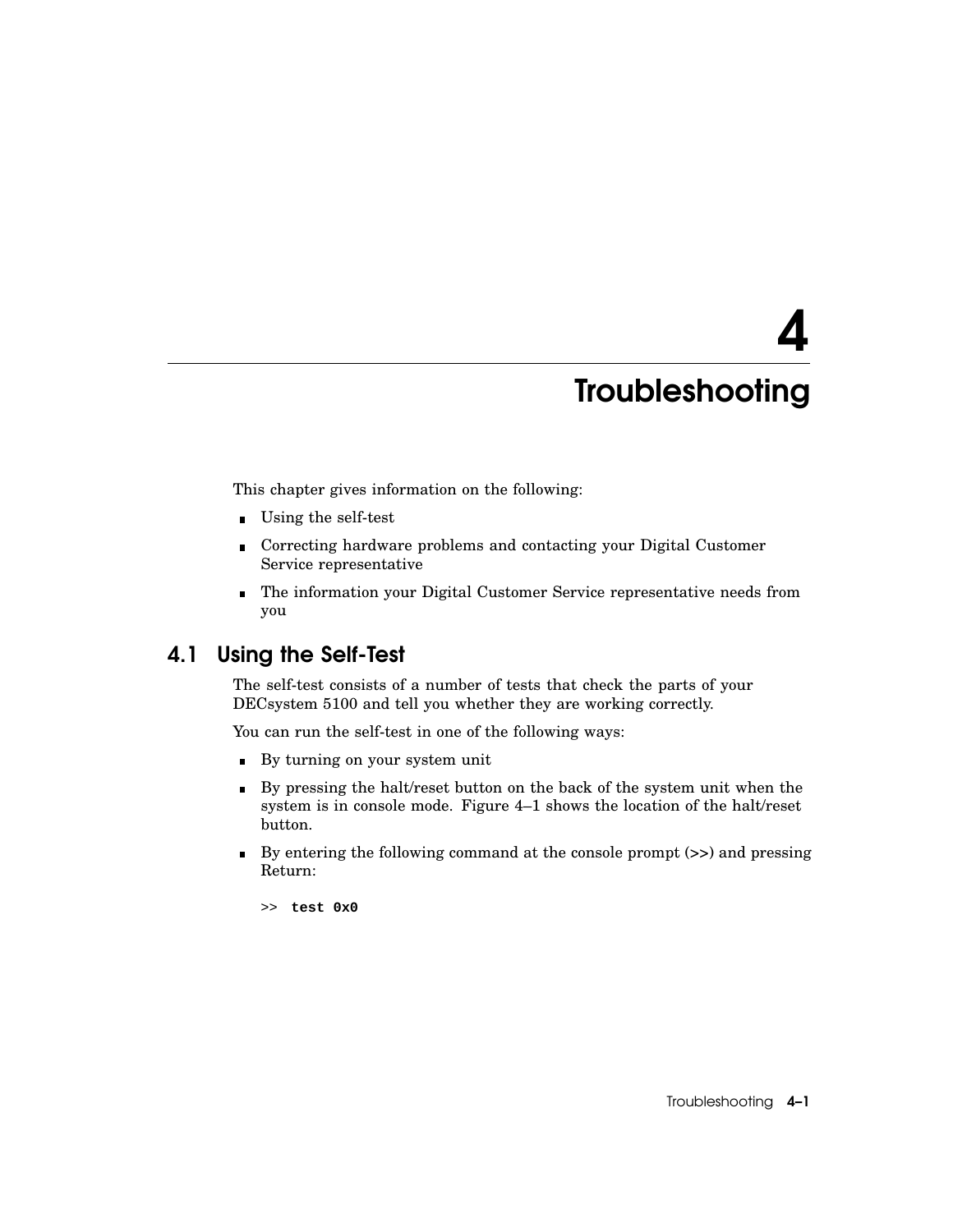# 4 Troubleshooting

This chapter gives information on the following:

- Using the self-test
- Correcting hardware problems and contacting your Digital Customer Service representative
- The information your Digital Customer Service representative needs from you

## 4.1 Using the Self-Test

The self-test consists of a number of tests that check the parts of your DECsystem 5100 and tell you whether they are working correctly.

You can run the self-test in one of the following ways:

- By turning on your system unit
- By pressing the halt/reset button on the back of the system unit when the system is in console mode. Figure 4–1 shows the location of the halt/reset button.
- By entering the following command at the console prompt (>>) and pressing Return:

```
>> test 0x0
```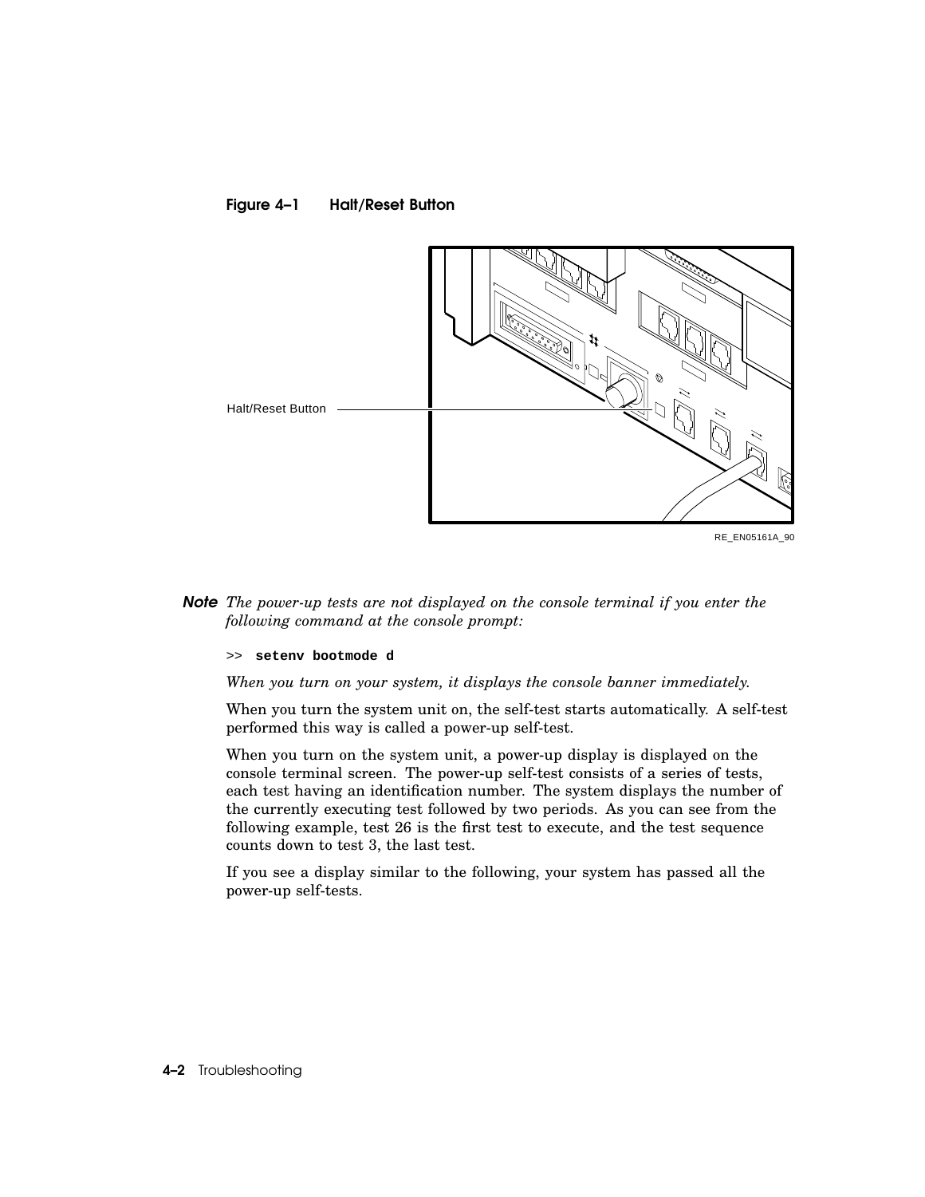**Figure 4–1 Halt/Reset Button**

Halt/Reset Button

RE_EN05161A_90

***Note*** *The power-up tests are not displayed on the console terminal if you enter the following command at the console prompt:*

```
>> setenv bootmode d
```

*When you turn on your system, it displays the console banner immediately.*

When you turn the system unit on, the self-test starts automatically. A self-test performed this way is called a power-up self-test.

When you turn on the system unit, a power-up display is displayed on the console terminal screen. The power-up self-test consists of a series of tests, each test having an identification number. The system displays the number of the currently executing test followed by two periods. As you can see from the following example, test 26 is the first test to execute, and the test sequence counts down to test 3, the last test.

If you see a display similar to the following, your system has passed all the power-up self-tests.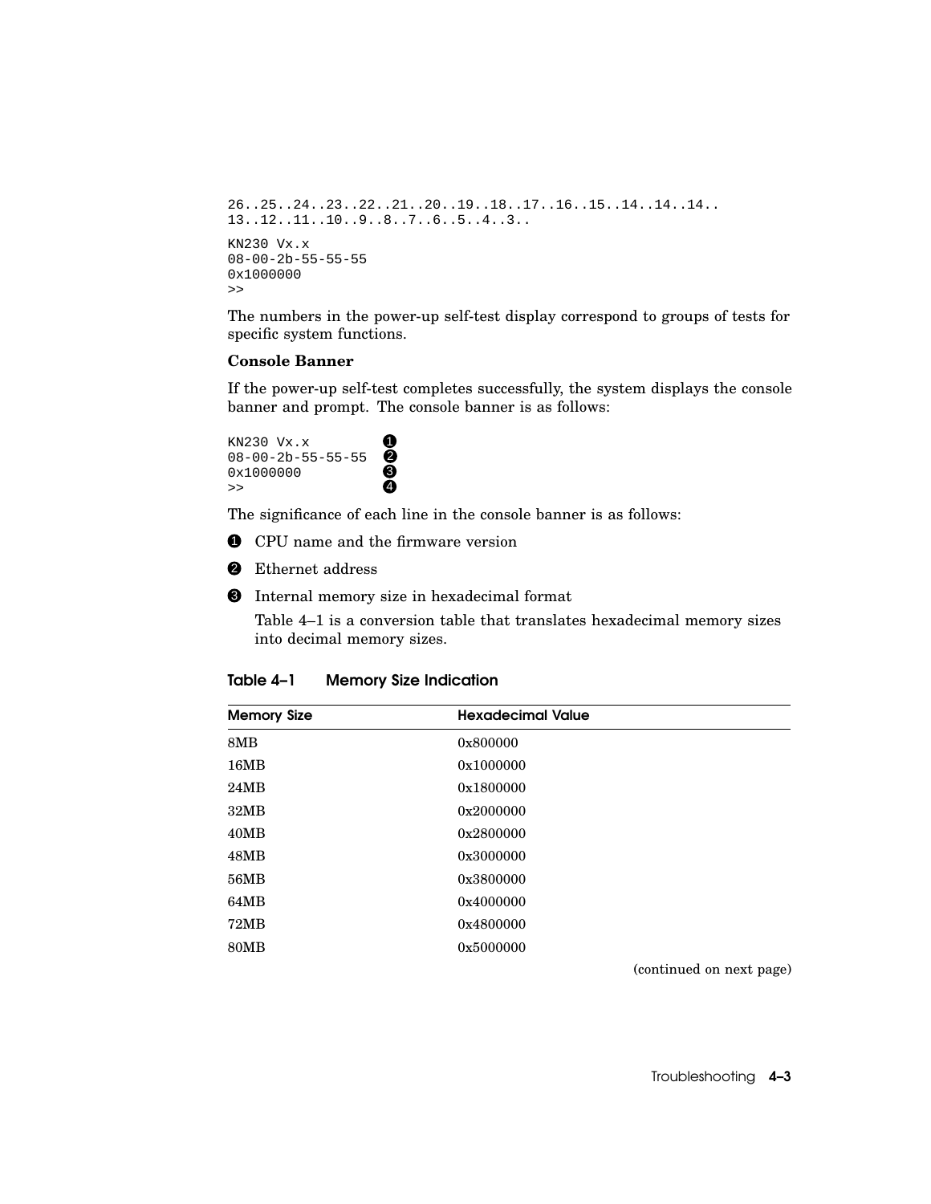```
26..25..24..23..22..21..20..19..18..17..16..15..14..14..14..
13..12..11..10..9..8..7..6..5..4..3..

KN230 Vx.x
08-00-2b-55-55-55
0x1000000
>>
```

The numbers in the power-up self-test display correspond to groups of tests for specific system functions.

**Console Banner**

If the power-up self-test completes successfully, the system displays the console banner and prompt. The console banner is as follows:

```
KN230 Vx.x          ❶
08-00-2b-55-55-55   ❷
0x1000000           ❸
>>                  ❹
```

The significance of each line in the console banner is as follows:

❶ CPU name and the firmware version

❷ Ethernet address

❸ Internal memory size in hexadecimal format

Table 4–1 is a conversion table that translates hexadecimal memory sizes into decimal memory sizes.

**Table 4–1 Memory Size Indication**

| Memory Size | Hexadecimal Value |
|---|---|
| 8MB | 0x800000 |
| 16MB | 0x1000000 |
| 24MB | 0x1800000 |
| 32MB | 0x2000000 |
| 40MB | 0x2800000 |
| 48MB | 0x3000000 |
| 56MB | 0x3800000 |
| 64MB | 0x4000000 |
| 72MB | 0x4800000 |
| 80MB | 0x5000000 |

(continued on next page)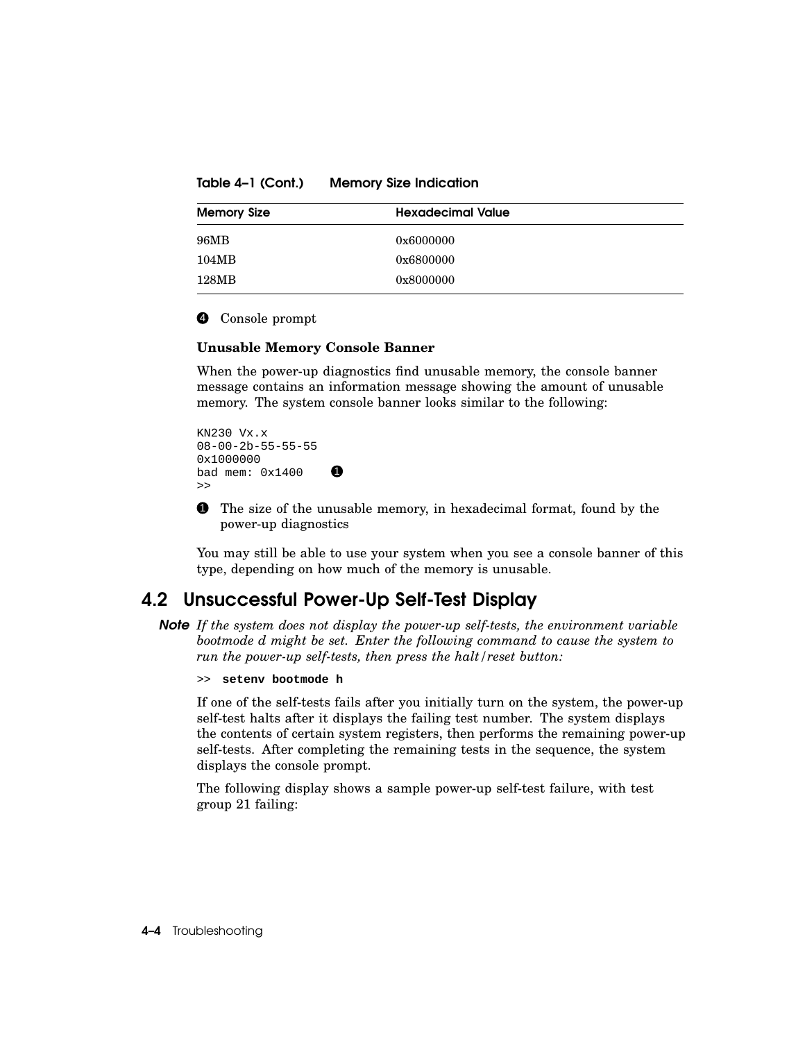**Table 4–1 (Cont.) Memory Size Indication**

| Memory Size | Hexadecimal Value |
|---|---|
| 96MB | 0x6000000 |
| 104MB | 0x6800000 |
| 128MB | 0x8000000 |

❹ Console prompt

**Unusable Memory Console Banner**

When the power-up diagnostics find unusable memory, the console banner message contains an information message showing the amount of unusable memory. The system console banner looks similar to the following:

```
KN230 Vx.x
08-00-2b-55-55-55
0x1000000
bad mem: 0x1400    ❶
>>
```

❶ The size of the unusable memory, in hexadecimal format, found by the power-up diagnostics

You may still be able to use your system when you see a console banner of this type, depending on how much of the memory is unusable.

## 4.2 Unsuccessful Power-Up Self-Test Display

**Note** *If the system does not display the power-up self-tests, the environment variable bootmode d might be set. Enter the following command to cause the system to run the power-up self-tests, then press the halt/reset button:*

```
>> setenv bootmode h
```

If one of the self-tests fails after you initially turn on the system, the power-up self-test halts after it displays the failing test number. The system displays the contents of certain system registers, then performs the remaining power-up self-tests. After completing the remaining tests in the sequence, the system displays the console prompt.

The following display shows a sample power-up self-test failure, with test group 21 failing: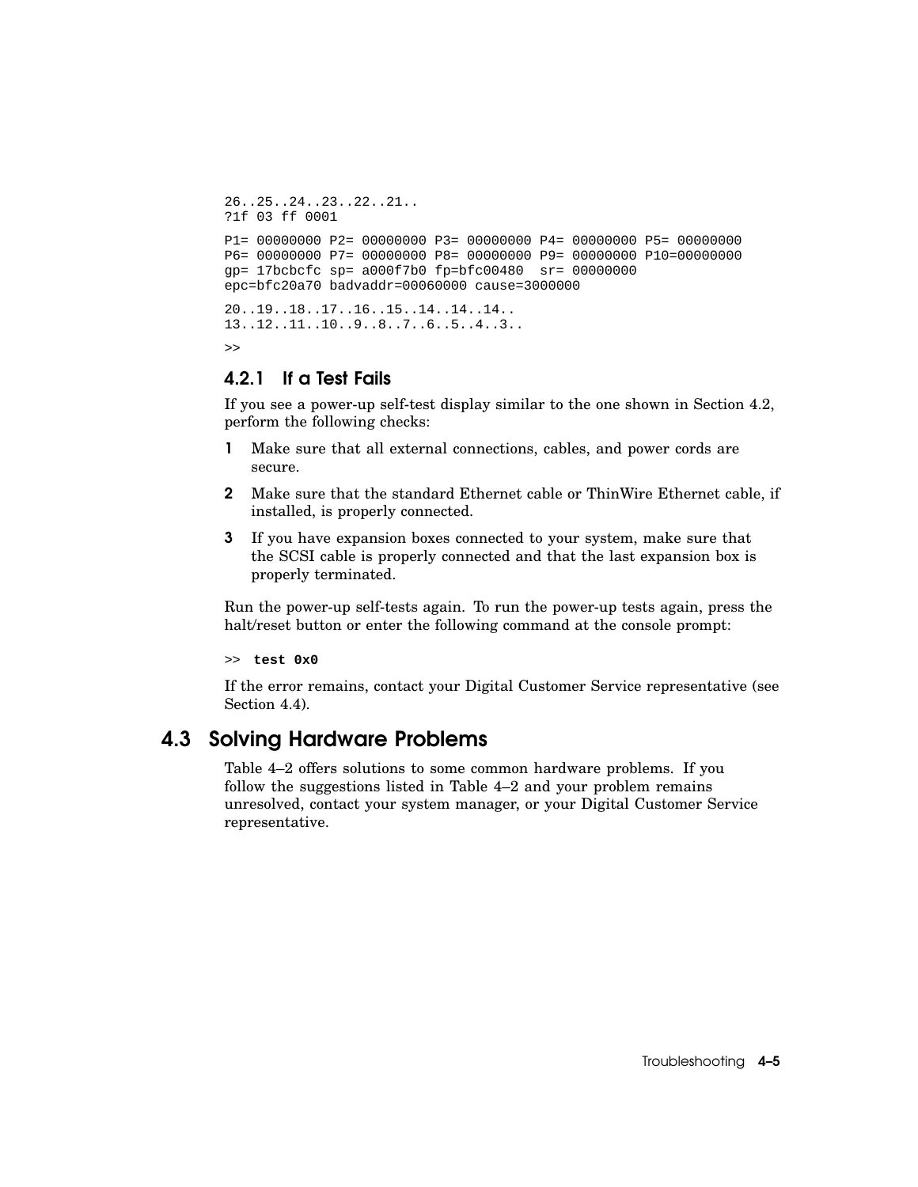```
26..25..24..23..22..21..
?1f 03 ff 0001

P1= 00000000 P2= 00000000 P3= 00000000 P4= 00000000 P5= 00000000
P6= 00000000 P7= 00000000 P8= 00000000 P9= 00000000 P10=00000000
gp= 17bcbcfc sp= a000f7b0 fp=bfc00480  sr= 00000000
epc=bfc20a70 badvaddr=00060000 cause=3000000

20..19..18..17..16..15..14..14..14..
13..12..11..10..9..8..7..6..5..4..3..

>>
```

### 4.2.1 If a Test Fails

If you see a power-up self-test display similar to the one shown in Section 4.2, perform the following checks:

1. Make sure that all external connections, cables, and power cords are secure.
2. Make sure that the standard Ethernet cable or ThinWire Ethernet cable, if installed, is properly connected.
3. If you have expansion boxes connected to your system, make sure that the SCSI cable is properly connected and that the last expansion box is properly terminated.

Run the power-up self-tests again. To run the power-up tests again, press the halt/reset button or enter the following command at the console prompt:

```
>> test 0x0
```

If the error remains, contact your Digital Customer Service representative (see Section 4.4).

## 4.3 Solving Hardware Problems

Table 4–2 offers solutions to some common hardware problems. If you follow the suggestions listed in Table 4–2 and your problem remains unresolved, contact your system manager, or your Digital Customer Service representative.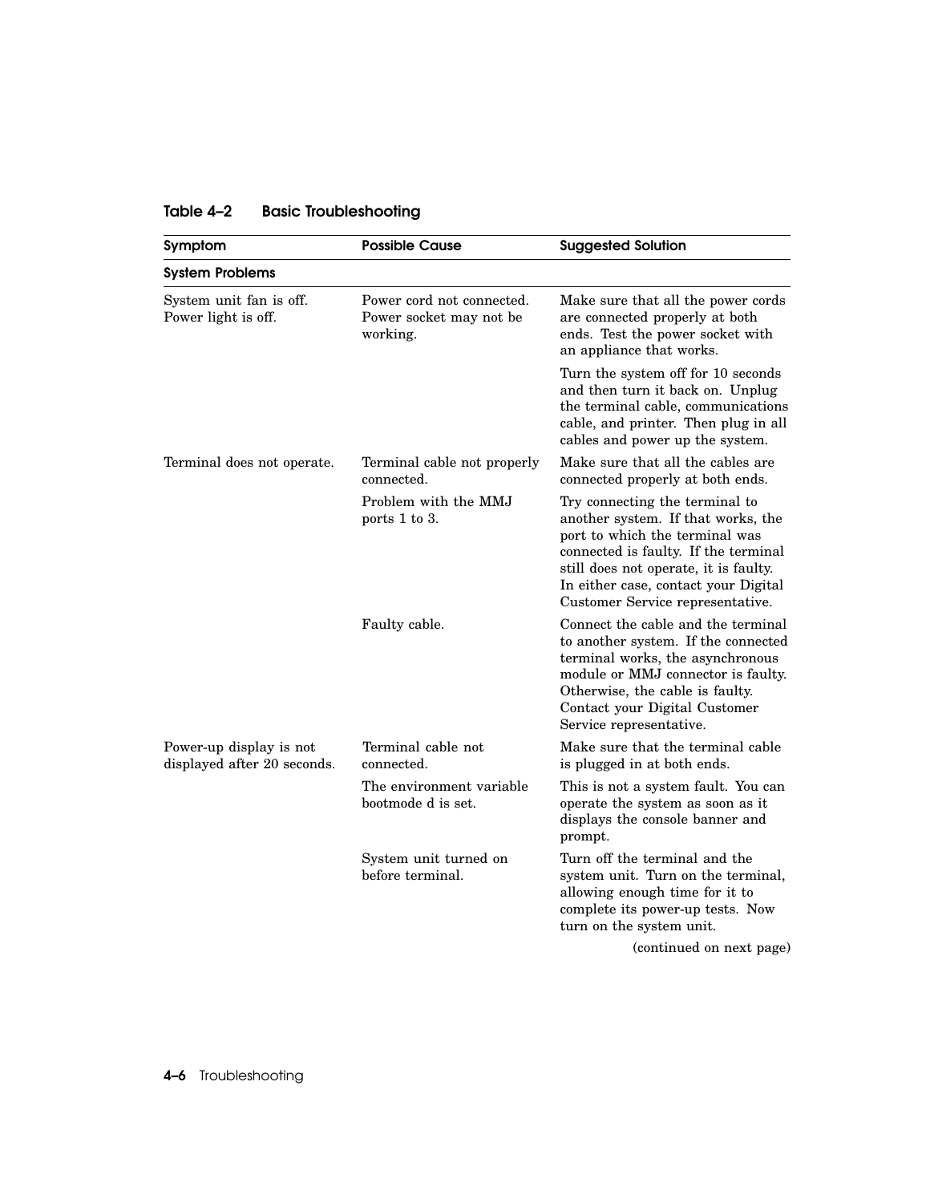**Table 4–2 Basic Troubleshooting**

| Symptom | Possible Cause | Suggested Solution |
|---|---|---|
| **System Problems** | | |
| System unit fan is off. Power light is off. | Power cord not connected. Power socket may not be working. | Make sure that all the power cords are connected properly at both ends. Test the power socket with an appliance that works. |
| | | Turn the system off for 10 seconds and then turn it back on. Unplug the terminal cable, communications cable, and printer. Then plug in all cables and power up the system. |
| Terminal does not operate. | Terminal cable not properly connected. | Make sure that all the cables are connected properly at both ends. |
| | Problem with the MMJ ports 1 to 3. | Try connecting the terminal to another system. If that works, the port to which the terminal was connected is faulty. If the terminal still does not operate, it is faulty. In either case, contact your Digital Customer Service representative. |
| | Faulty cable. | Connect the cable and the terminal to another system. If the connected terminal works, the asynchronous module or MMJ connector is faulty. Otherwise, the cable is faulty. Contact your Digital Customer Service representative. |
| Power-up display is not displayed after 20 seconds. | Terminal cable not connected. | Make sure that the terminal cable is plugged in at both ends. |
| | The environment variable bootmode d is set. | This is not a system fault. You can operate the system as soon as it displays the console banner and prompt. |
| | System unit turned on before terminal. | Turn off the terminal and the system unit. Turn on the terminal, allowing enough time for it to complete its power-up tests. Now turn on the system unit. |

(continued on next page)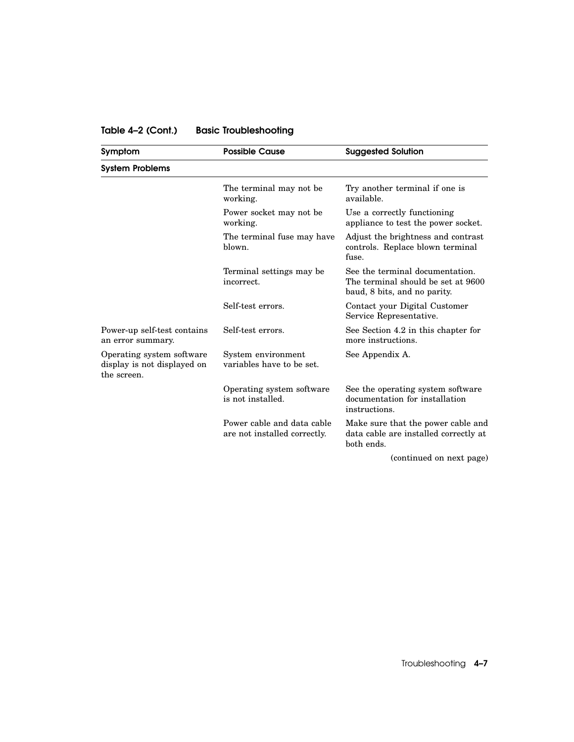**Table 4–2 (Cont.) Basic Troubleshooting**

| Symptom | Possible Cause | Suggested Solution |
|---|---|---|
| **System Problems** | | |
| | The terminal may not be working. | Try another terminal if one is available. |
| | Power socket may not be working. | Use a correctly functioning appliance to test the power socket. |
| | The terminal fuse may have blown. | Adjust the brightness and contrast controls. Replace blown terminal fuse. |
| | Terminal settings may be incorrect. | See the terminal documentation. The terminal should be set at 9600 baud, 8 bits, and no parity. |
| | Self-test errors. | Contact your Digital Customer Service Representative. |
| Power-up self-test contains an error summary. | Self-test errors. | See Section 4.2 in this chapter for more instructions. |
| Operating system software display is not displayed on the screen. | System environment variables have to be set. | See Appendix A. |
| | Operating system software is not installed. | See the operating system software documentation for installation instructions. |
| | Power cable and data cable are not installed correctly. | Make sure that the power cable and data cable are installed correctly at both ends. |

(continued on next page)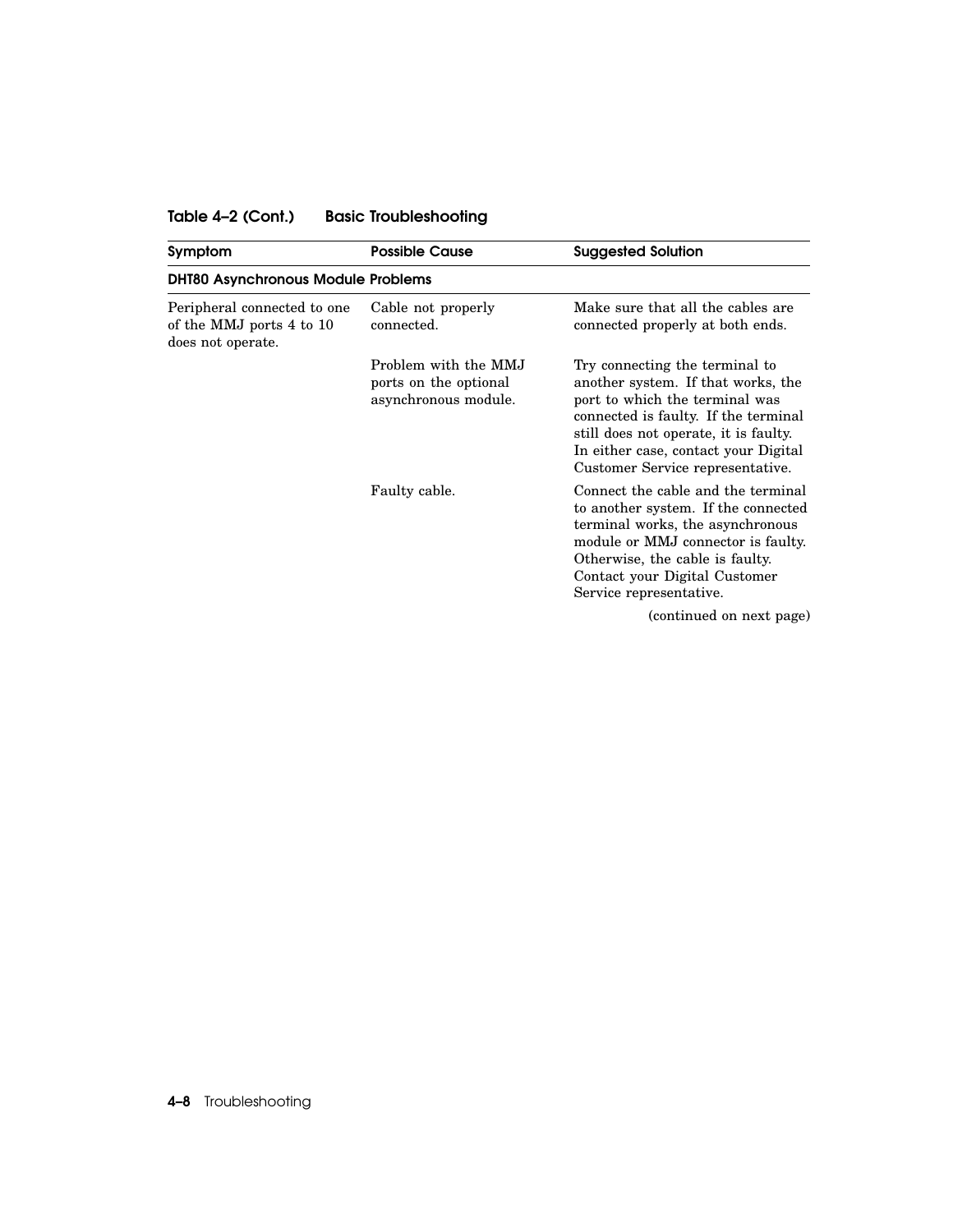**Table 4–2 (Cont.) Basic Troubleshooting**

| Symptom | Possible Cause | Suggested Solution |
|---|---|---|
| **DHT80 Asynchronous Module Problems** | | |
| Peripheral connected to one of the MMJ ports 4 to 10 does not operate. | Cable not properly connected. | Make sure that all the cables are connected properly at both ends. |
| | Problem with the MMJ ports on the optional asynchronous module. | Try connecting the terminal to another system. If that works, the port to which the terminal was connected is faulty. If the terminal still does not operate, it is faulty. In either case, contact your Digital Customer Service representative. |
| | Faulty cable. | Connect the cable and the terminal to another system. If the connected terminal works, the asynchronous module or MMJ connector is faulty. Otherwise, the cable is faulty. Contact your Digital Customer Service representative. |

(continued on next page)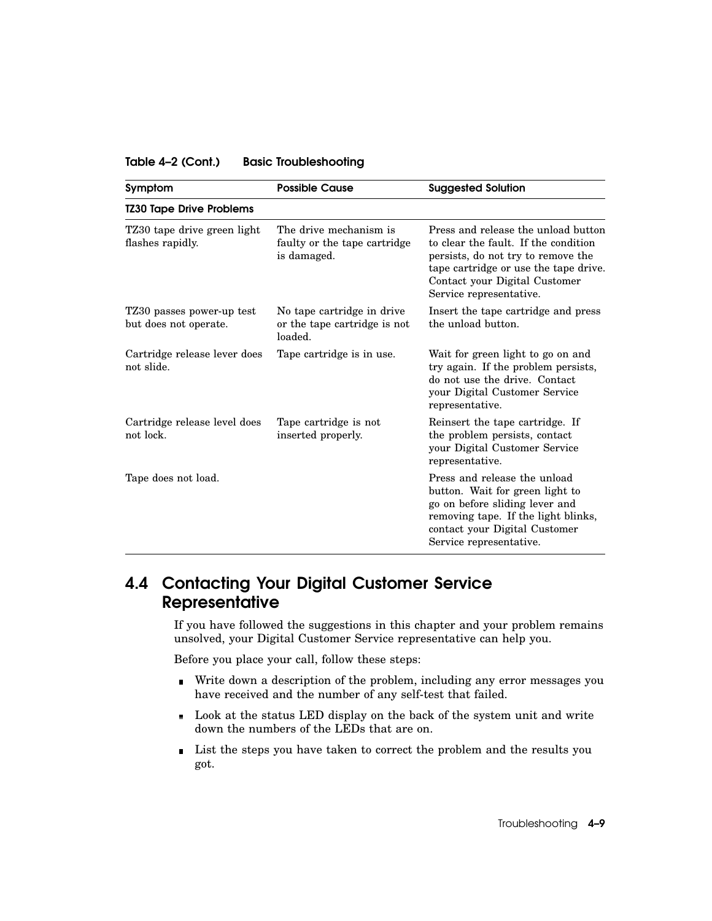**Table 4–2 (Cont.) Basic Troubleshooting**

| Symptom | Possible Cause | Suggested Solution |
|---|---|---|
| **TZ30 Tape Drive Problems** | | |
| TZ30 tape drive green light flashes rapidly. | The drive mechanism is faulty or the tape cartridge is damaged. | Press and release the unload button to clear the fault. If the condition persists, do not try to remove the tape cartridge or use the tape drive. Contact your Digital Customer Service representative. |
| TZ30 passes power-up test but does not operate. | No tape cartridge in drive or the tape cartridge is not loaded. | Insert the tape cartridge and press the unload button. |
| Cartridge release lever does not slide. | Tape cartridge is in use. | Wait for green light to go on and try again. If the problem persists, do not use the drive. Contact your Digital Customer Service representative. |
| Cartridge release level does not lock. | Tape cartridge is not inserted properly. | Reinsert the tape cartridge. If the problem persists, contact your Digital Customer Service representative. |
| Tape does not load. | | Press and release the unload button. Wait for green light to go on before sliding lever and removing tape. If the light blinks, contact your Digital Customer Service representative. |

## 4.4 Contacting Your Digital Customer Service Representative

If you have followed the suggestions in this chapter and your problem remains unsolved, your Digital Customer Service representative can help you.

Before you place your call, follow these steps:

- Write down a description of the problem, including any error messages you have received and the number of any self-test that failed.
- Look at the status LED display on the back of the system unit and write down the numbers of the LEDs that are on.
- List the steps you have taken to correct the problem and the results you got.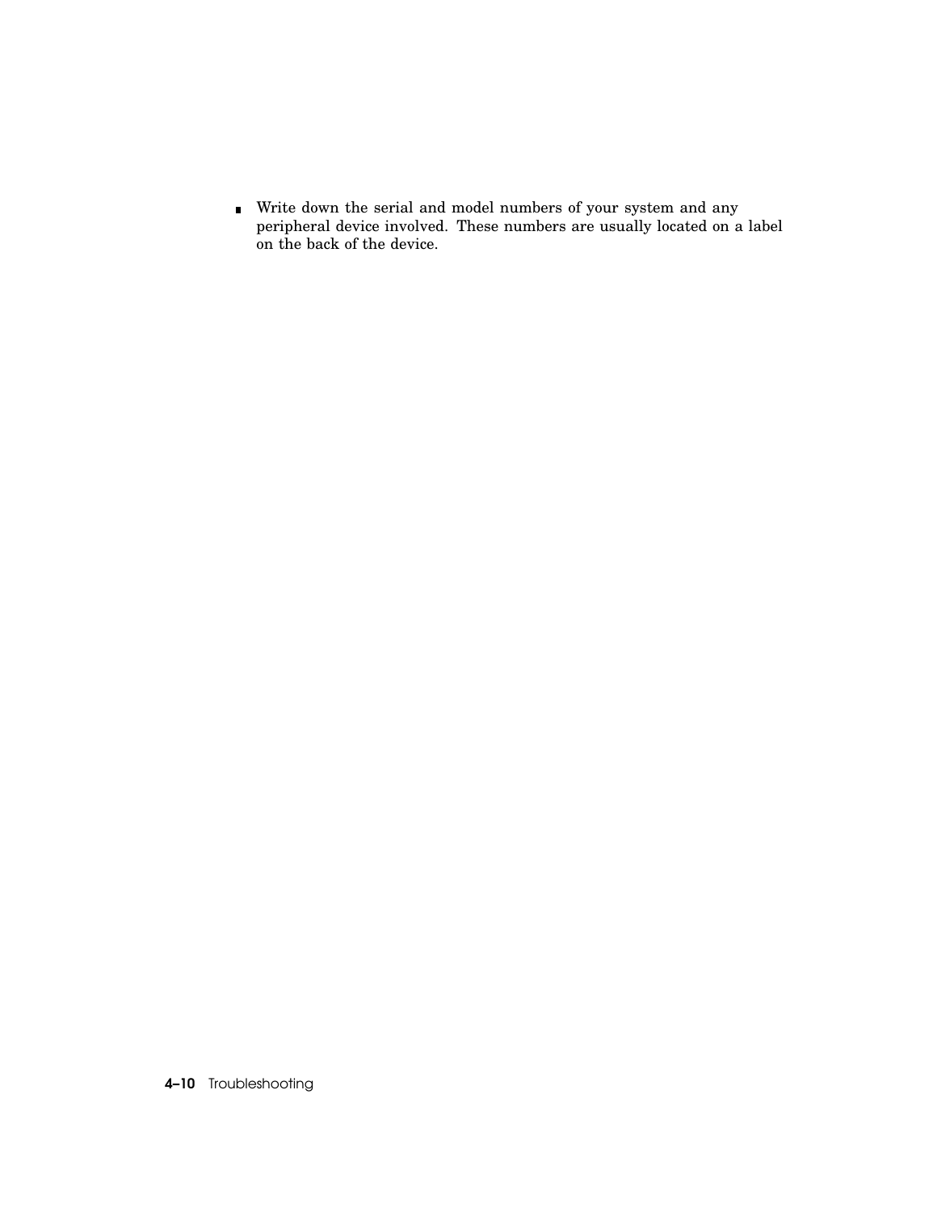- Write down the serial and model numbers of your system and any peripheral device involved. These numbers are usually located on a label on the back of the device.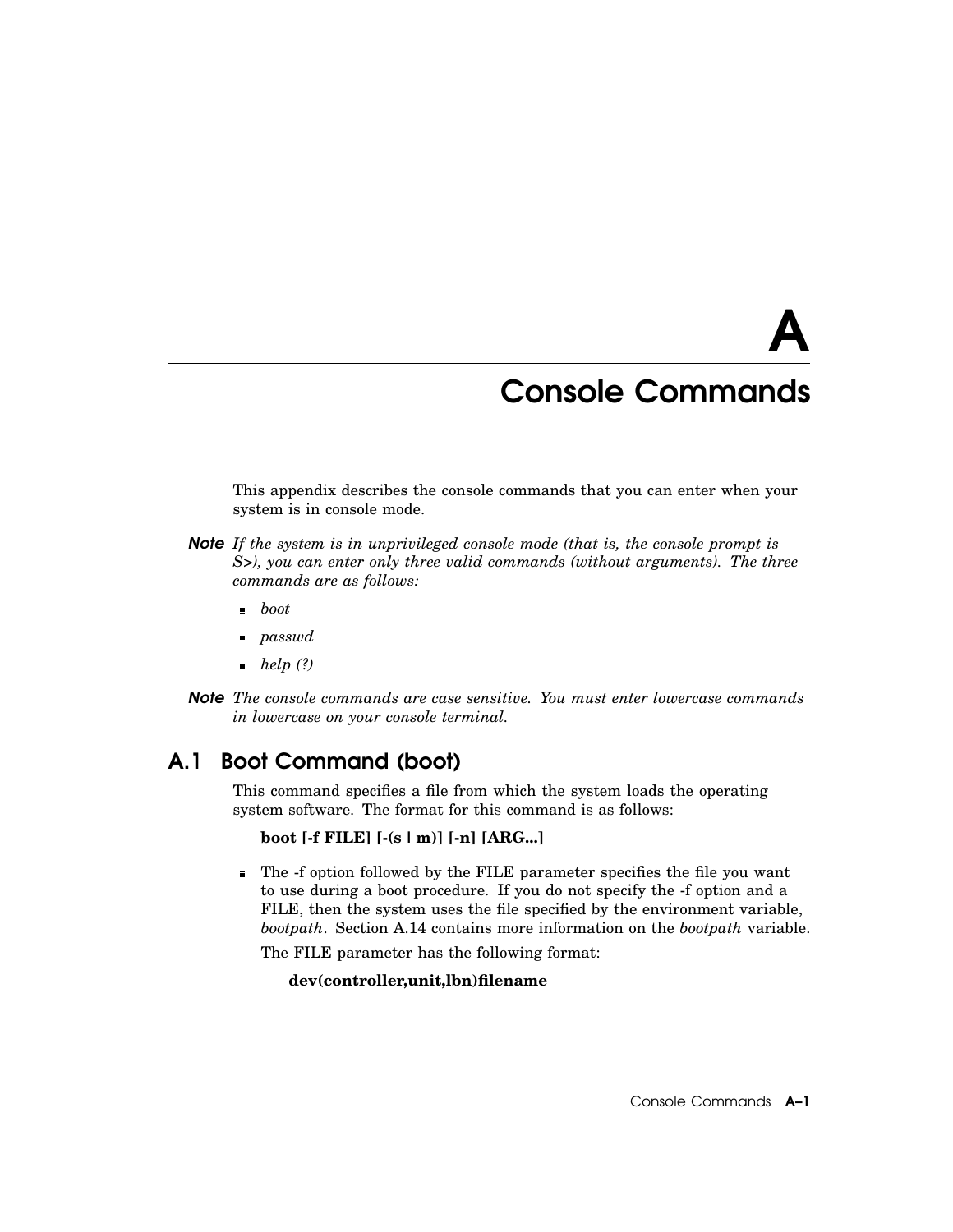# A Console Commands

This appendix describes the console commands that you can enter when your system is in console mode.

**Note** *If the system is in unprivileged console mode (that is, the console prompt is S>), you can enter only three valid commands (without arguments). The three commands are as follows:*

- *boot*
- *passwd*
- *help (?)*

**Note** *The console commands are case sensitive. You must enter lowercase commands in lowercase on your console terminal.*

## A.1 Boot Command (boot)

This command specifies a file from which the system loads the operating system software. The format for this command is as follows:

**boot [-f FILE] [-(s | m)] [-n] [ARG...]**

- The -f option followed by the FILE parameter specifies the file you want to use during a boot procedure. If you do not specify the -f option and a FILE, then the system uses the file specified by the environment variable, *bootpath*. Section A.14 contains more information on the *bootpath* variable.

  The FILE parameter has the following format:

  **dev(controller,unit,lbn)filename**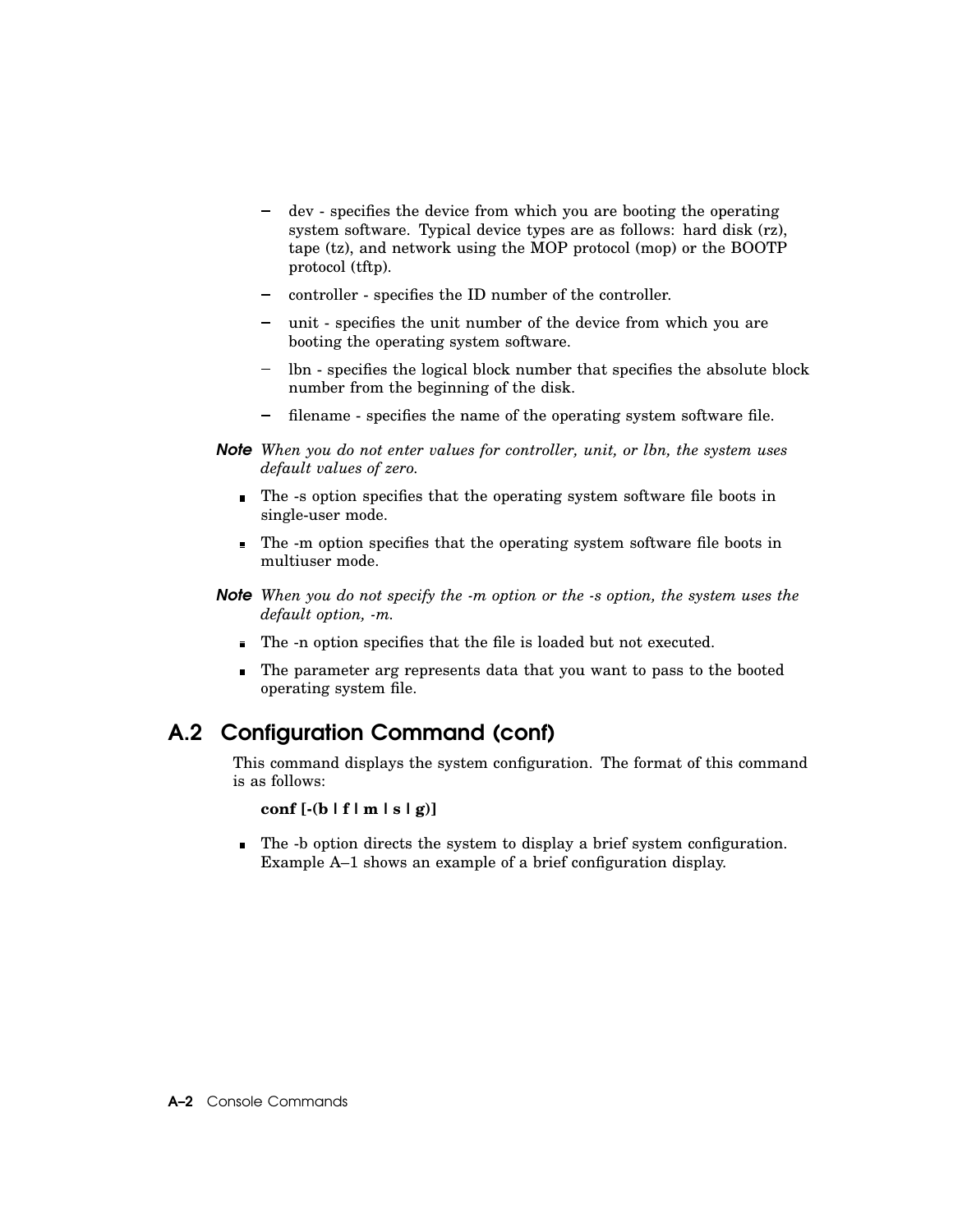- dev - specifies the device from which you are booting the operating system software. Typical device types are as follows: hard disk (rz), tape (tz), and network using the MOP protocol (mop) or the BOOTP protocol (tftp).
  - controller - specifies the ID number of the controller.
  - unit - specifies the unit number of the device from which you are booting the operating system software.
  - lbn - specifies the logical block number that specifies the absolute block number from the beginning of the disk.
  - filename - specifies the name of the operating system software file.

***Note*** *When you do not enter values for controller, unit, or lbn, the system uses default values of zero.*

- The -s option specifies that the operating system software file boots in single-user mode.
- The -m option specifies that the operating system software file boots in multiuser mode.

***Note*** *When you do not specify the -m option or the -s option, the system uses the default option, -m.*

- The -n option specifies that the file is loaded but not executed.
- The parameter arg represents data that you want to pass to the booted operating system file.

## A.2 Configuration Command (conf)

This command displays the system configuration. The format of this command is as follows:

**conf [-(b | f | m | s | g)]**

- The -b option directs the system to display a brief system configuration. Example A–1 shows an example of a brief configuration display.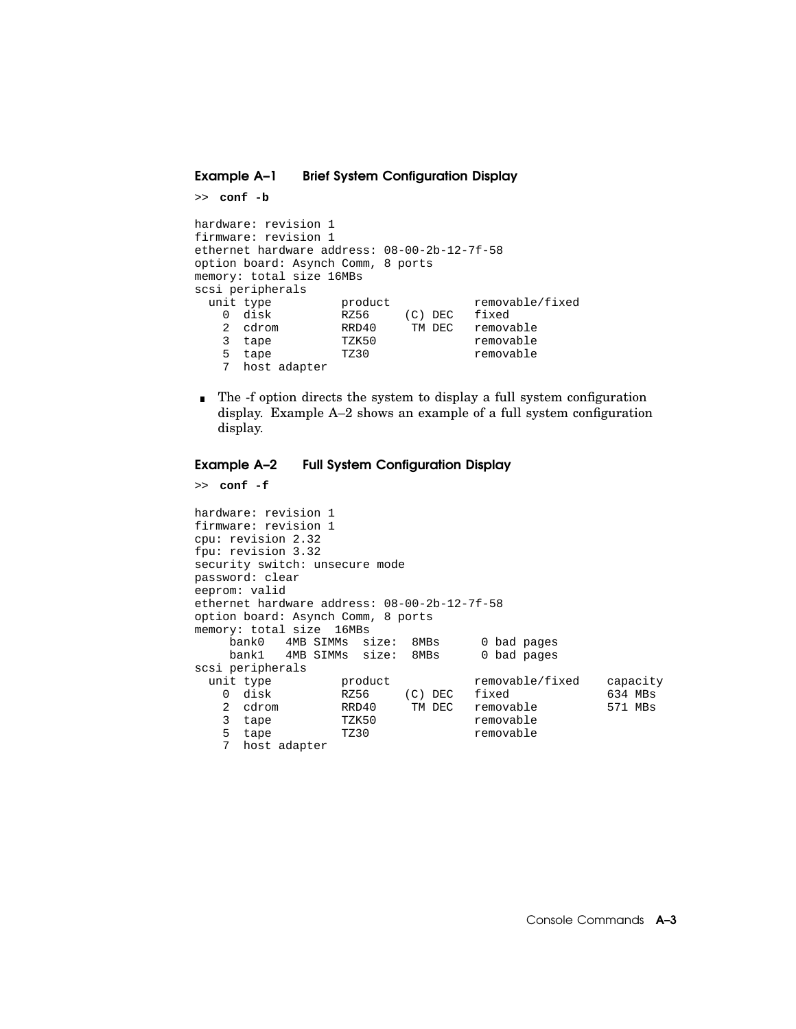**Example A–1 Brief System Configuration Display**

```
>> conf -b

hardware: revision 1
firmware: revision 1
ethernet hardware address: 08-00-2b-12-7f-58
option board: Asynch Comm, 8 ports
memory: total size 16MBs
scsi peripherals
  unit type          product            removable/fixed
    0  disk          RZ56     (C) DEC   fixed
    2  cdrom         RRD40     TM DEC   removable
    3  tape          TZK50              removable
    5  tape          TZ30               removable
    7  host adapter
```

- The -f option directs the system to display a full system configuration display. Example A–2 shows an example of a full system configuration display.

**Example A–2 Full System Configuration Display**

```
>> conf -f

hardware: revision 1
firmware: revision 1
cpu: revision 2.32
fpu: revision 3.32
security switch: unsecure mode
password: clear
eeprom: valid
ethernet hardware address: 08-00-2b-12-7f-58
option board: Asynch Comm, 8 ports
memory: total size  16MBs
     bank0   4MB SIMMs  size:  8MBs      0 bad pages
     bank1   4MB SIMMs  size:  8MBs      0 bad pages
scsi peripherals
  unit type          product            removable/fixed    capacity
    0  disk          RZ56     (C) DEC   fixed              634 MBs
    2  cdrom         RRD40     TM DEC   removable          571 MBs
    3  tape          TZK50              removable
    5  tape          TZ30               removable
    7  host adapter
```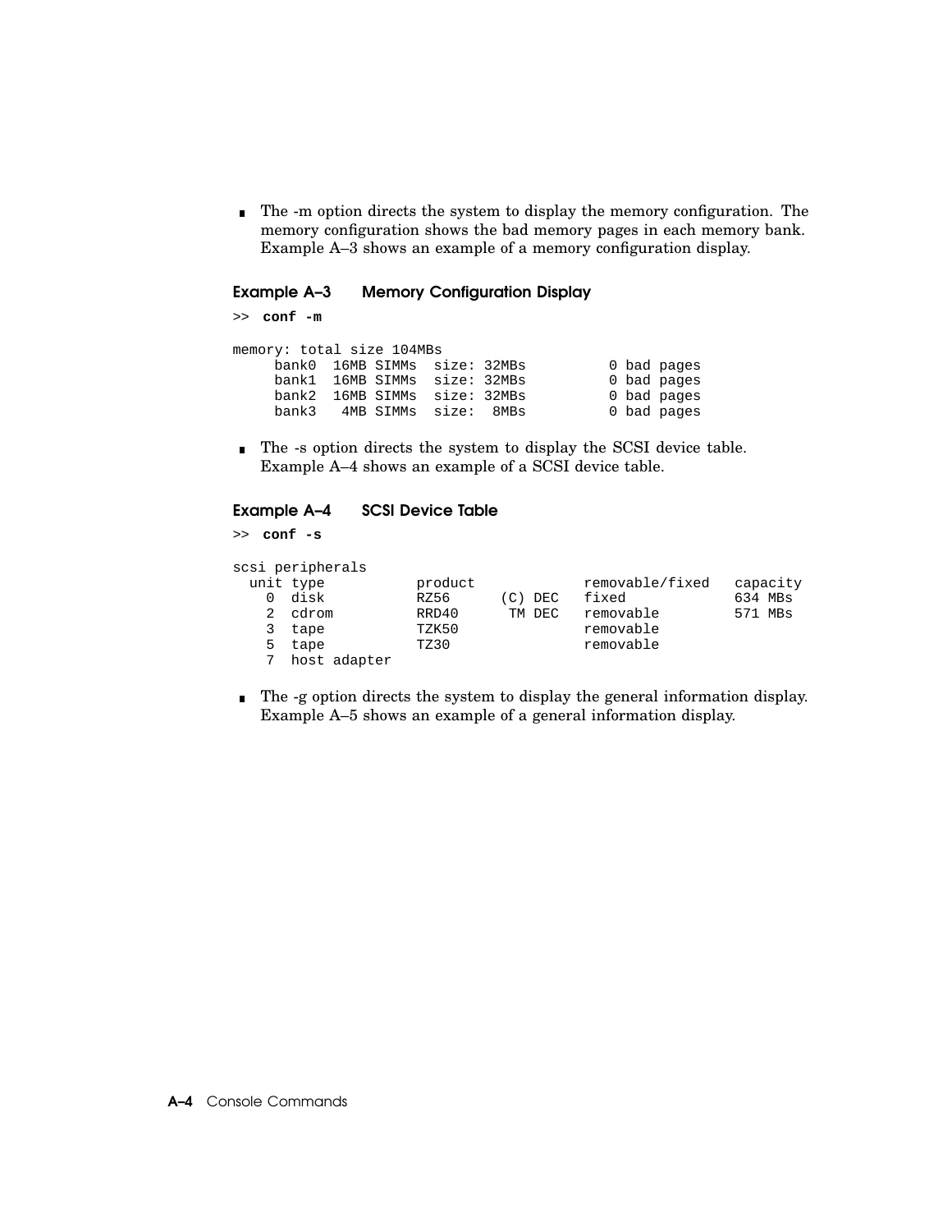- The -m option directs the system to display the memory configuration. The memory configuration shows the bad memory pages in each memory bank. Example A–3 shows an example of a memory configuration display.

**Example A–3 Memory Configuration Display**

```
>> conf -m

memory: total size 104MBs
     bank0  16MB SIMMs  size: 32MBs          0 bad pages
     bank1  16MB SIMMs  size: 32MBs          0 bad pages
     bank2  16MB SIMMs  size: 32MBs          0 bad pages
     bank3   4MB SIMMs  size:  8MBs          0 bad pages
```

- The -s option directs the system to display the SCSI device table. Example A–4 shows an example of a SCSI device table.

**Example A–4 SCSI Device Table**

```
>> conf -s

scsi peripherals
  unit type           product             removable/fixed   capacity
    0  disk           RZ56      (C) DEC   fixed             634 MBs
    2  cdrom          RRD40      TM DEC   removable         571 MBs
    3  tape           TZK50               removable
    5  tape           TZ30                removable
    7  host adapter
```

- The -g option directs the system to display the general information display. Example A–5 shows an example of a general information display.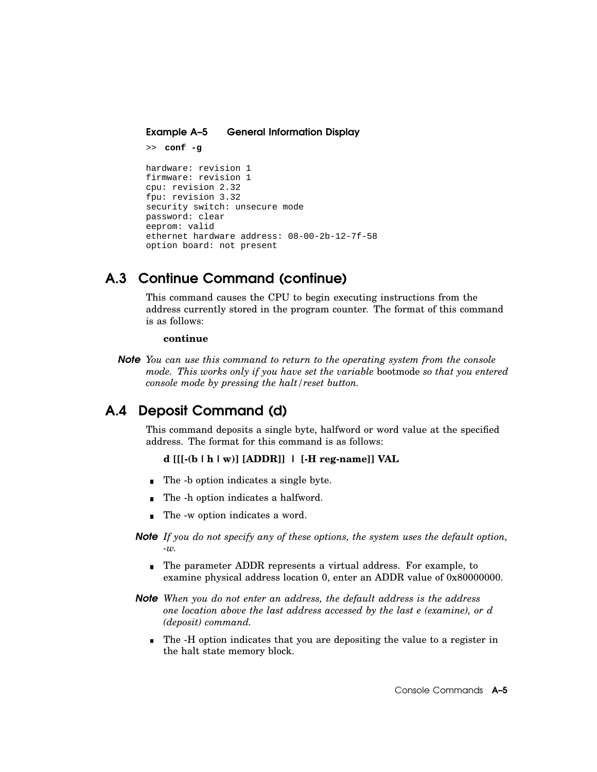**Example A–5 General Information Display**

```
>> conf -g

hardware: revision 1
firmware: revision 1
cpu: revision 2.32
fpu: revision 3.32
security switch: unsecure mode
password: clear
eeprom: valid
ethernet hardware address: 08-00-2b-12-7f-58
option board: not present
```

## A.3 Continue Command (continue)

This command causes the CPU to begin executing instructions from the address currently stored in the program counter. The format of this command is as follows:

**continue**

**Note** *You can use this command to return to the operating system from the console mode. This works only if you have set the variable* bootmode *so that you entered console mode by pressing the halt/reset button.*

## A.4 Deposit Command (d)

This command deposits a single byte, halfword or word value at the specified address. The format for this command is as follows:

**d [[[-(b | h | w)] [ADDR]] | [-H reg-name]] VAL**

- The -b option indicates a single byte.
- The -h option indicates a halfword.
- The -w option indicates a word.

**Note** *If you do not specify any of these options, the system uses the default option, -w.*

- The parameter ADDR represents a virtual address. For example, to examine physical address location 0, enter an ADDR value of 0x80000000.

**Note** *When you do not enter an address, the default address is the address one location above the last address accessed by the last e (examine), or d (deposit) command.*

- The -H option indicates that you are depositing the value to a register in the halt state memory block.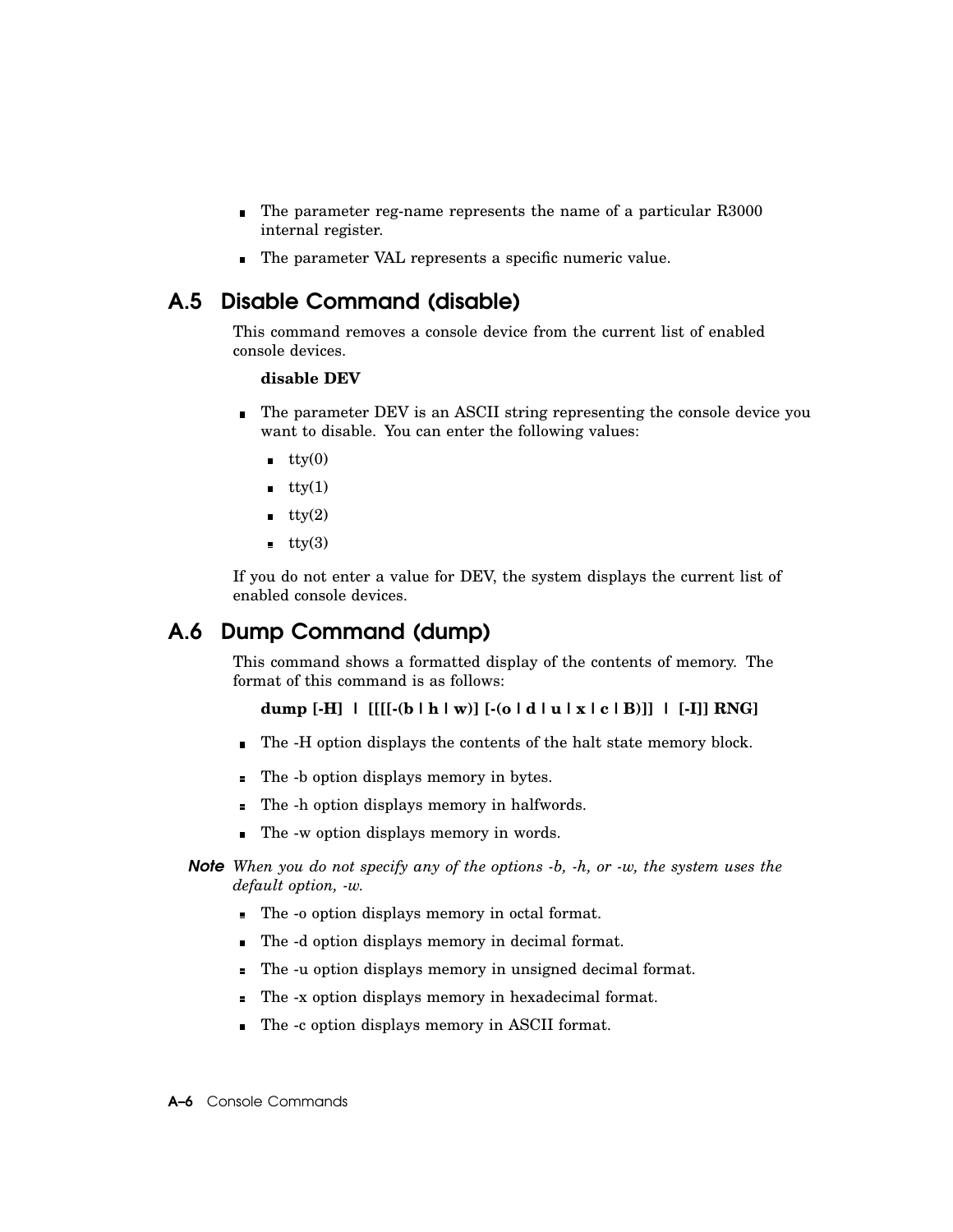- The parameter reg-name represents the name of a particular R3000 internal register.
- The parameter VAL represents a specific numeric value.

## A.5 Disable Command (disable)

This command removes a console device from the current list of enabled console devices.

**disable DEV**

- The parameter DEV is an ASCII string representing the console device you want to disable. You can enter the following values:
  - tty(0)
  - tty(1)
  - tty(2)
  - tty(3)

If you do not enter a value for DEV, the system displays the current list of enabled console devices.

## A.6 Dump Command (dump)

This command shows a formatted display of the contents of memory. The format of this command is as follows:

**dump [-H] | [[[[-(b | h | w)] [-(o | d | u | x | c | B)]] | [-I]] RNG]**

- The -H option displays the contents of the halt state memory block.
- The -b option displays memory in bytes.
- The -h option displays memory in halfwords.
- The -w option displays memory in words.

**Note** *When you do not specify any of the options -b, -h, or -w, the system uses the default option, -w.*

- The -o option displays memory in octal format.
- The -d option displays memory in decimal format.
- The -u option displays memory in unsigned decimal format.
- The -x option displays memory in hexadecimal format.
- The -c option displays memory in ASCII format.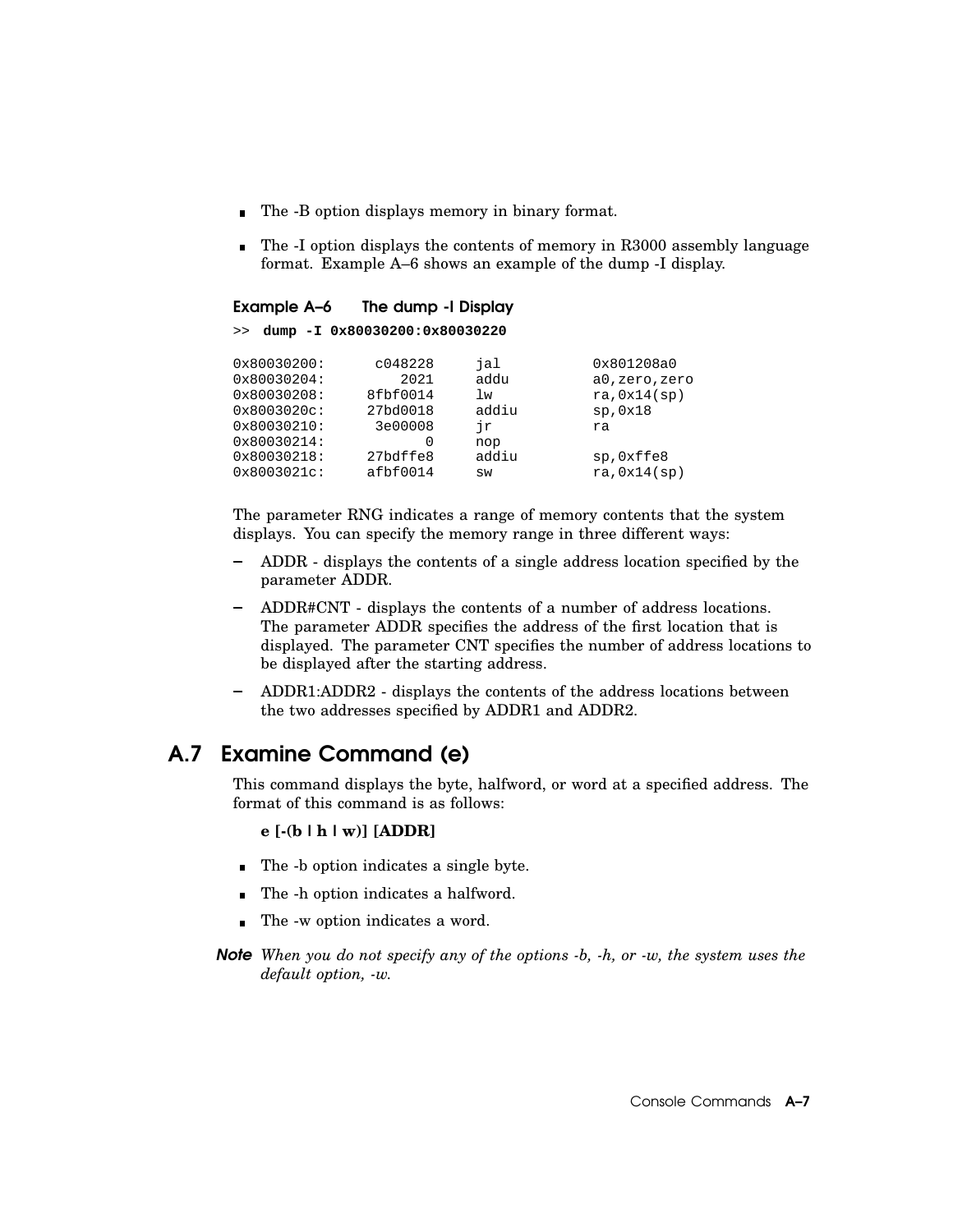- The -B option displays memory in binary format.
- The -I option displays the contents of memory in R3000 assembly language format. Example A–6 shows an example of the dump -I display.

**Example A–6 The dump -I Display**

```
>> dump -I 0x80030200:0x80030220

0x80030200:      c048228      jal          0x801208a0
0x80030204:         2021      addu         a0,zero,zero
0x80030208:     8fbf0014      lw           ra,0x14(sp)
0x8003020c:     27bd0018      addiu        sp,0x18
0x80030210:      3e00008      jr           ra
0x80030214:            0      nop
0x80030218:     27bdffe8      addiu        sp,0xffe8
0x8003021c:     afbf0014      sw           ra,0x14(sp)
```

The parameter RNG indicates a range of memory contents that the system displays. You can specify the memory range in three different ways:

- ADDR - displays the contents of a single address location specified by the parameter ADDR.
- ADDR#CNT - displays the contents of a number of address locations. The parameter ADDR specifies the address of the first location that is displayed. The parameter CNT specifies the number of address locations to be displayed after the starting address.
- ADDR1:ADDR2 - displays the contents of the address locations between the two addresses specified by ADDR1 and ADDR2.

## A.7 Examine Command (e)

This command displays the byte, halfword, or word at a specified address. The format of this command is as follows:

**e [-(b | h | w)] [ADDR]**

- The -b option indicates a single byte.
- The -h option indicates a halfword.
- The -w option indicates a word.

***Note*** *When you do not specify any of the options -b, -h, or -w, the system uses the default option, -w.*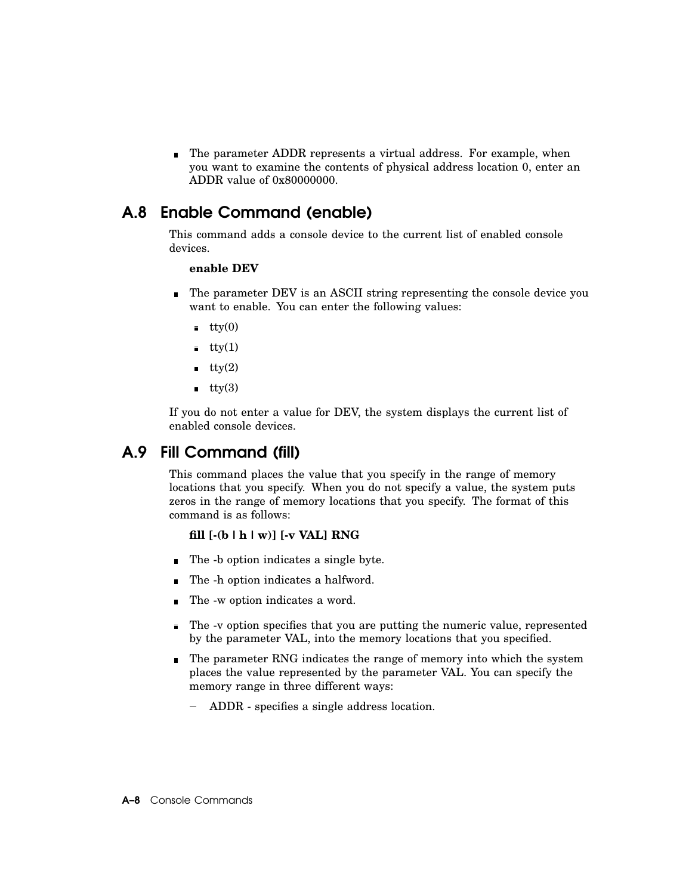- The parameter ADDR represents a virtual address. For example, when you want to examine the contents of physical address location 0, enter an ADDR value of 0x80000000.

## A.8 Enable Command (enable)

This command adds a console device to the current list of enabled console devices.

**enable DEV**

- The parameter DEV is an ASCII string representing the console device you want to enable. You can enter the following values:
  - tty(0)
  - tty(1)
  - tty(2)
  - tty(3)

If you do not enter a value for DEV, the system displays the current list of enabled console devices.

## A.9 Fill Command (fill)

This command places the value that you specify in the range of memory locations that you specify. When you do not specify a value, the system puts zeros in the range of memory locations that you specify. The format of this command is as follows:

**fill [-(b | h | w)] [-v VAL] RNG**

- The -b option indicates a single byte.
- The -h option indicates a halfword.
- The -w option indicates a word.
- The -v option specifies that you are putting the numeric value, represented by the parameter VAL, into the memory locations that you specified.
- The parameter RNG indicates the range of memory into which the system places the value represented by the parameter VAL. You can specify the memory range in three different ways:
  - ADDR - specifies a single address location.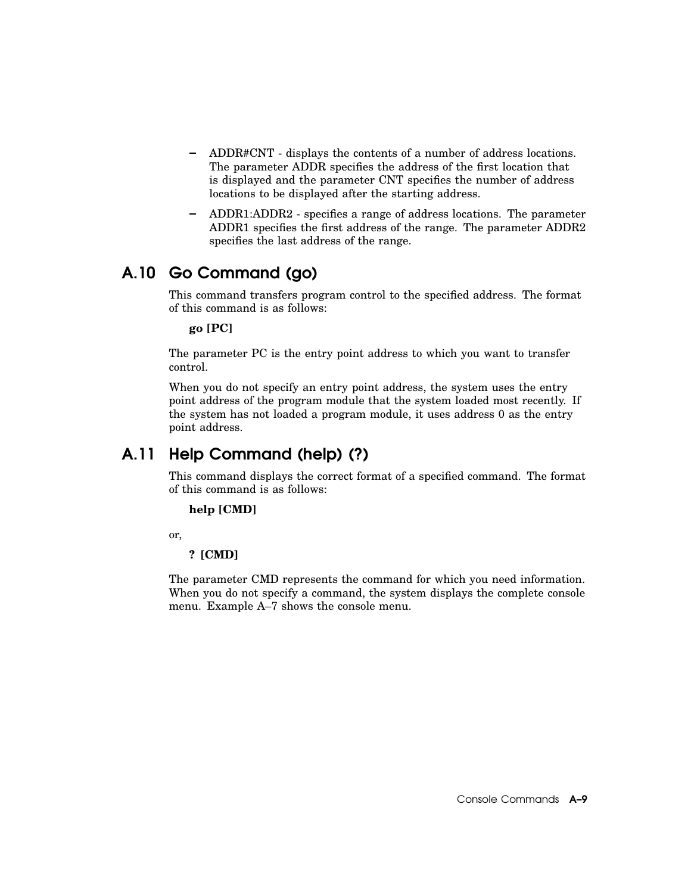- ADDR#CNT - displays the contents of a number of address locations. The parameter ADDR specifies the address of the first location that is displayed and the parameter CNT specifies the number of address locations to be displayed after the starting address.
- ADDR1:ADDR2 - specifies a range of address locations. The parameter ADDR1 specifies the first address of the range. The parameter ADDR2 specifies the last address of the range.

## A.10 Go Command (go)

This command transfers program control to the specified address. The format of this command is as follows:

**go [PC]**

The parameter PC is the entry point address to which you want to transfer control.

When you do not specify an entry point address, the system uses the entry point address of the program module that the system loaded most recently. If the system has not loaded a program module, it uses address 0 as the entry point address.

## A.11 Help Command (help) (?)

This command displays the correct format of a specified command. The format of this command is as follows:

**help [CMD]**

or,

**? [CMD]**

The parameter CMD represents the command for which you need information. When you do not specify a command, the system displays the complete console menu. Example A–7 shows the console menu.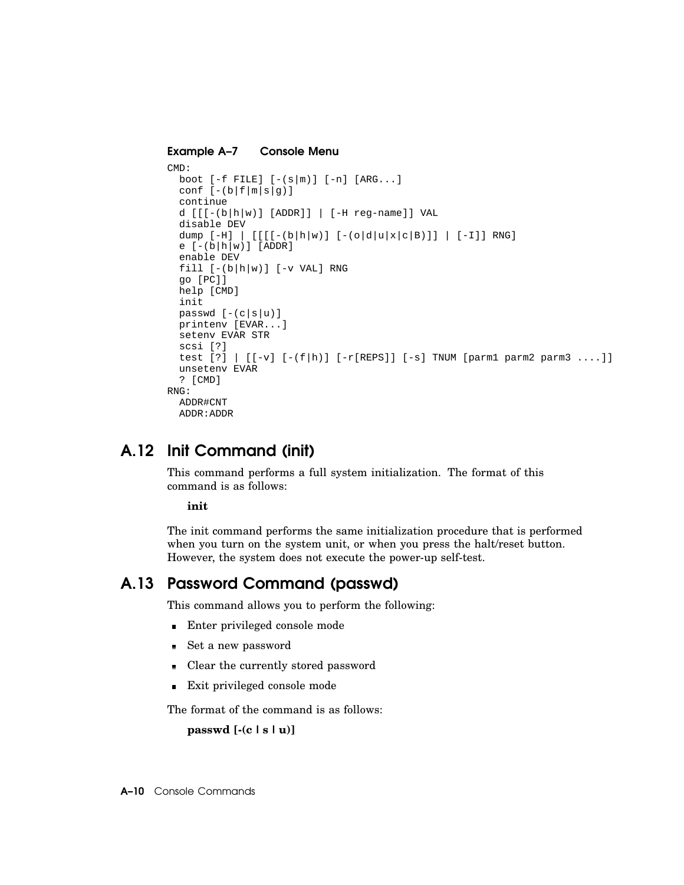**Example A–7 Console Menu**

```
CMD:
  boot [-f FILE] [-(s|m)] [-n] [ARG...]
  conf [-(b|f|m|s|g)]
  continue
  d [[[-(b|h|w)] [ADDR]] | [-H reg-name]] VAL
  disable DEV
  dump [-H] | [[[[-(b|h|w)] [-(o|d|u|x|c|B)]] | [-I]] RNG]
  e [-(b|h|w)] [ADDR]
  enable DEV
  fill [-(b|h|w)] [-v VAL] RNG
  go [PC]]
  help [CMD]
  init
  passwd [-(c|s|u)]
  printenv [EVAR...]
  setenv EVAR STR
  scsi [?]
  test [?] | [[-v] [-(f|h)] [-r[REPS]] [-s] TNUM [parm1 parm2 parm3 ....]]
  unsetenv EVAR
  ? [CMD]
RNG:
  ADDR#CNT
  ADDR:ADDR
```

## A.12 Init Command (init)

This command performs a full system initialization. The format of this command is as follows:

**init**

The init command performs the same initialization procedure that is performed when you turn on the system unit, or when you press the halt/reset button. However, the system does not execute the power-up self-test.

## A.13 Password Command (passwd)

This command allows you to perform the following:

- Enter privileged console mode
- Set a new password
- Clear the currently stored password
- Exit privileged console mode

The format of the command is as follows:

**passwd [-(c | s | u)]**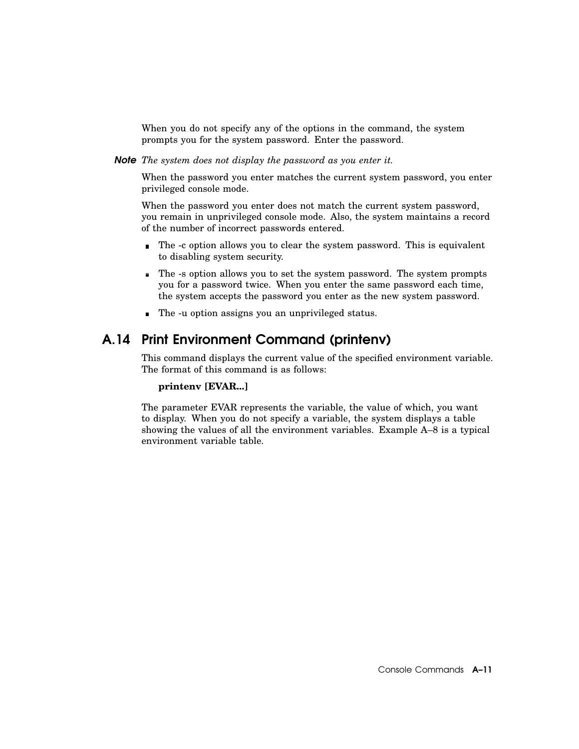When you do not specify any of the options in the command, the system prompts you for the system password. Enter the password.

**Note** *The system does not display the password as you enter it.*

When the password you enter matches the current system password, you enter privileged console mode.

When the password you enter does not match the current system password, you remain in unprivileged console mode. Also, the system maintains a record of the number of incorrect passwords entered.

- The -c option allows you to clear the system password. This is equivalent to disabling system security.
- The -s option allows you to set the system password. The system prompts you for a password twice. When you enter the same password each time, the system accepts the password you enter as the new system password.
- The -u option assigns you an unprivileged status.

## A.14 Print Environment Command (printenv)

This command displays the current value of the specified environment variable. The format of this command is as follows:

**printenv [EVAR...]**

The parameter EVAR represents the variable, the value of which, you want to display. When you do not specify a variable, the system displays a table showing the values of all the environment variables. Example A–8 is a typical environment variable table.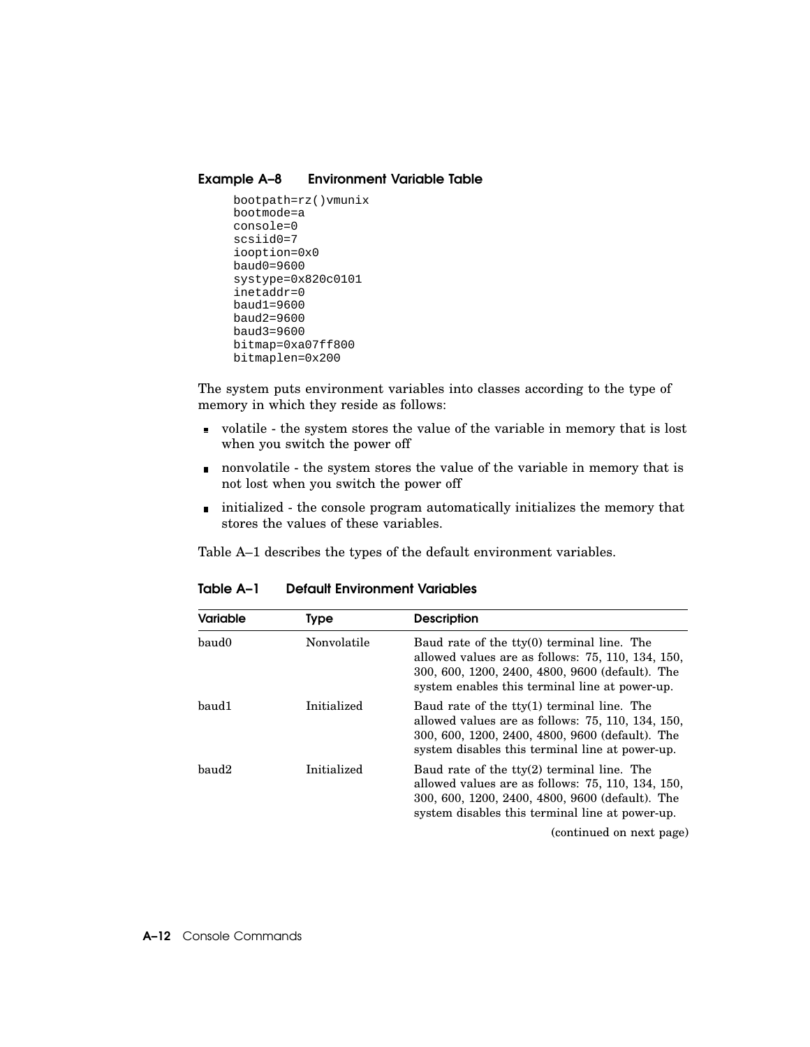**Example A–8 Environment Variable Table**

```
bootpath=rz()vmunix
bootmode=a
console=0
scsiid0=7
iooption=0x0
baud0=9600
systype=0x820c0101
inetaddr=0
baud1=9600
baud2=9600
baud3=9600
bitmap=0xa07ff800
bitmaplen=0x200
```

The system puts environment variables into classes according to the type of memory in which they reside as follows:

- volatile - the system stores the value of the variable in memory that is lost when you switch the power off
- nonvolatile - the system stores the value of the variable in memory that is not lost when you switch the power off
- initialized - the console program automatically initializes the memory that stores the values of these variables.

Table A–1 describes the types of the default environment variables.

**Table A–1 Default Environment Variables**

| Variable | Type | Description |
|---|---|---|
| baud0 | Nonvolatile | Baud rate of the tty(0) terminal line. The allowed values are as follows: 75, 110, 134, 150, 300, 600, 1200, 2400, 4800, 9600 (default). The system enables this terminal line at power-up. |
| baud1 | Initialized | Baud rate of the tty(1) terminal line. The allowed values are as follows: 75, 110, 134, 150, 300, 600, 1200, 2400, 4800, 9600 (default). The system disables this terminal line at power-up. |
| baud2 | Initialized | Baud rate of the tty(2) terminal line. The allowed values are as follows: 75, 110, 134, 150, 300, 600, 1200, 2400, 4800, 9600 (default). The system disables this terminal line at power-up. |

(continued on next page)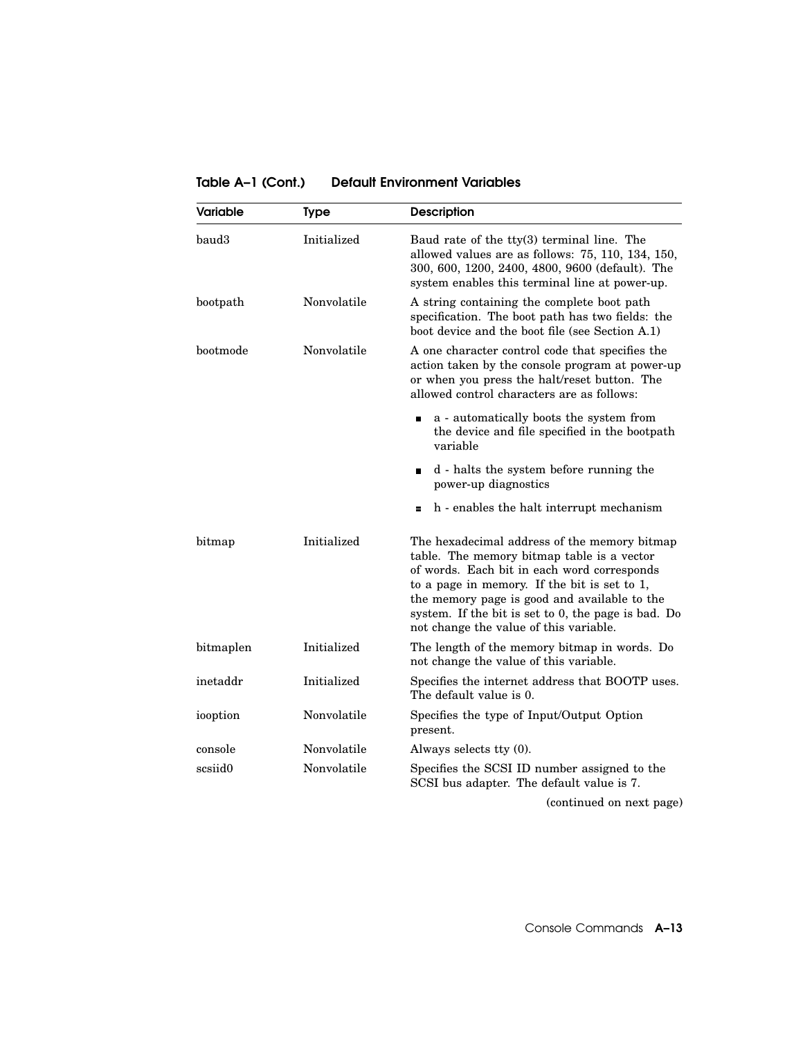**Table A–1 (Cont.) Default Environment Variables**

| Variable | Type | Description |
|---|---|---|
| baud3 | Initialized | Baud rate of the tty(3) terminal line. The allowed values are as follows: 75, 110, 134, 150, 300, 600, 1200, 2400, 4800, 9600 (default). The system enables this terminal line at power-up. |
| bootpath | Nonvolatile | A string containing the complete boot path specification. The boot path has two fields: the boot device and the boot file (see Section A.1) |
| bootmode | Nonvolatile | A one character control code that specifies the action taken by the console program at power-up or when you press the halt/reset button. The allowed control characters are as follows: <br>■ a - automatically boots the system from the device and file specified in the bootpath variable <br>■ d - halts the system before running the power-up diagnostics <br>■ h - enables the halt interrupt mechanism |
| bitmap | Initialized | The hexadecimal address of the memory bitmap table. The memory bitmap table is a vector of words. Each bit in each word corresponds to a page in memory. If the bit is set to 1, the memory page is good and available to the system. If the bit is set to 0, the page is bad. Do not change the value of this variable. |
| bitmaplen | Initialized | The length of the memory bitmap in words. Do not change the value of this variable. |
| inetaddr | Initialized | Specifies the internet address that BOOTP uses. The default value is 0. |
| iooption | Nonvolatile | Specifies the type of Input/Output Option present. |
| console | Nonvolatile | Always selects tty (0). |
| scsiid0 | Nonvolatile | Specifies the SCSI ID number assigned to the SCSI bus adapter. The default value is 7. |

(continued on next page)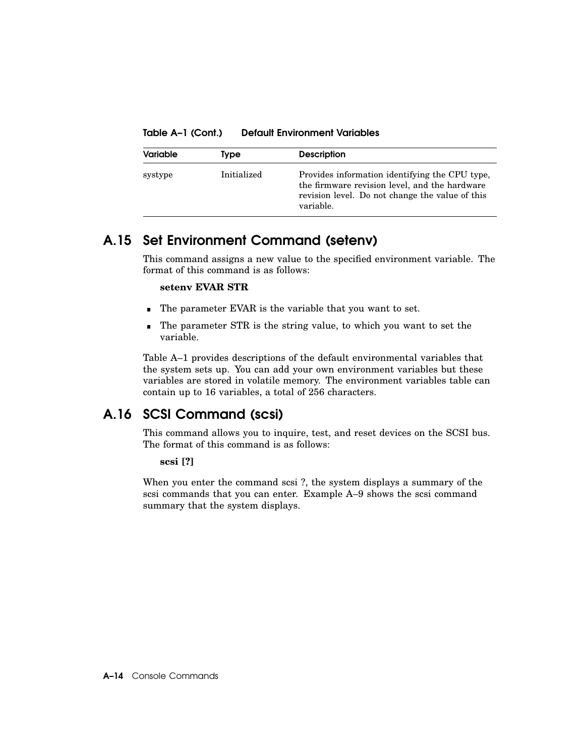**Table A–1 (Cont.) Default Environment Variables**

| Variable | Type | Description |
| --- | --- | --- |
| systype | Initialized | Provides information identifying the CPU type, the firmware revision level, and the hardware revision level. Do not change the value of this variable. |

## A.15 Set Environment Command (setenv)

This command assigns a new value to the specified environment variable. The format of this command is as follows:

**setenv EVAR STR**

- The parameter EVAR is the variable that you want to set.
- The parameter STR is the string value, to which you want to set the variable.

Table A–1 provides descriptions of the default environmental variables that the system sets up. You can add your own environment variables but these variables are stored in volatile memory. The environment variables table can contain up to 16 variables, a total of 256 characters.

## A.16 SCSI Command (scsi)

This command allows you to inquire, test, and reset devices on the SCSI bus. The format of this command is as follows:

**scsi [?]**

When you enter the command scsi ?, the system displays a summary of the scsi commands that you can enter. Example A–9 shows the scsi command summary that the system displays.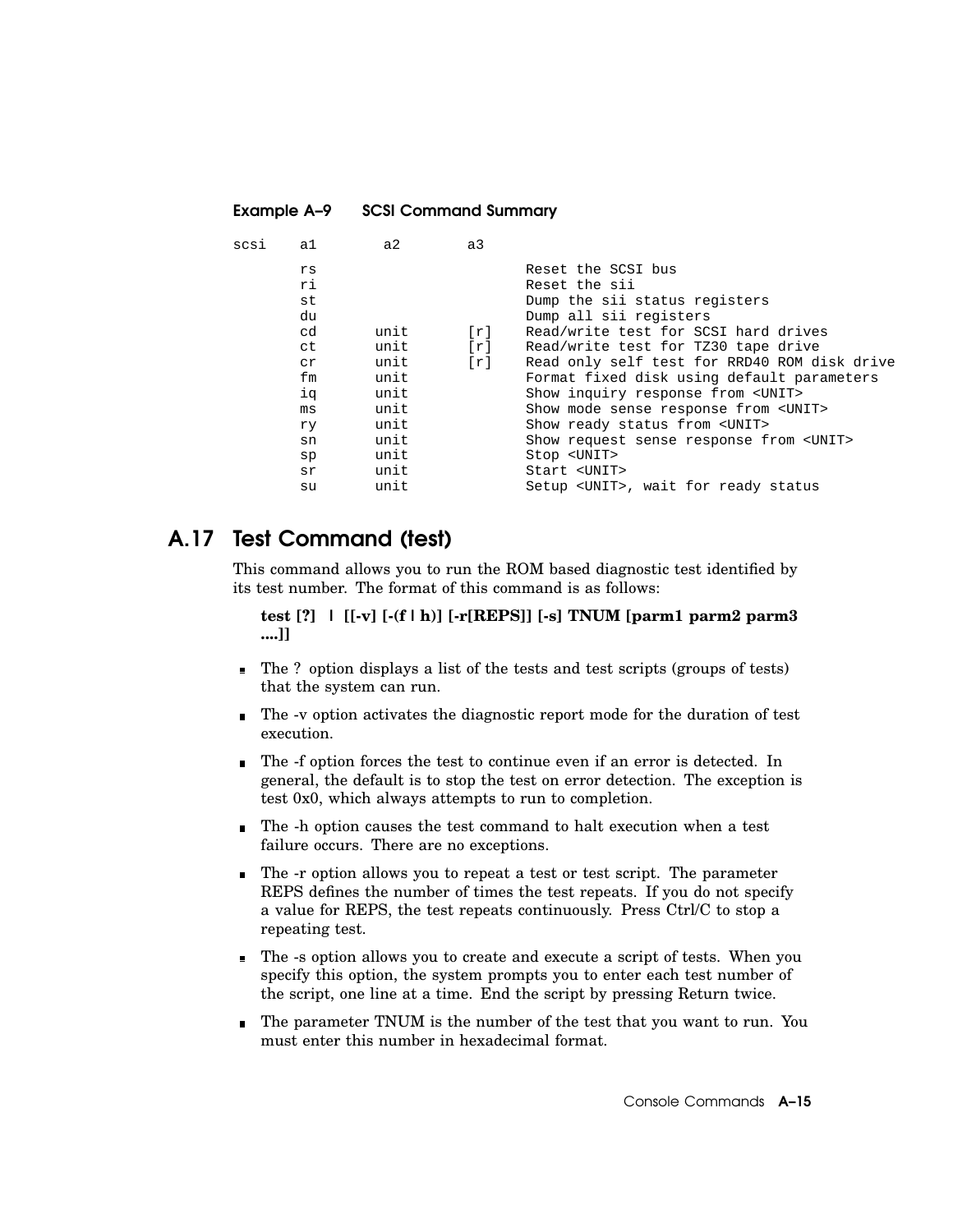**Example A–9 SCSI Command Summary**

```
scsi    a1       a2        a3

        rs                         Reset the SCSI bus
        ri                         Reset the sii
        st                         Dump the sii status registers
        du                         Dump all sii registers
        cd      unit      [r]      Read/write test for SCSI hard drives
        ct      unit      [r]      Read/write test for TZ30 tape drive
        cr      unit      [r]      Read only self test for RRD40 ROM disk drive
        fm      unit               Format fixed disk using default parameters
        iq      unit               Show inquiry response from <UNIT>
        ms      unit               Show mode sense response from <UNIT>
        ry      unit               Show ready status from <UNIT>
        sn      unit               Show request sense response from <UNIT>
        sp      unit               Stop <UNIT>
        sr      unit               Start <UNIT>
        su      unit               Setup <UNIT>, wait for ready status
```

## A.17 Test Command (test)

This command allows you to run the ROM based diagnostic test identified by its test number. The format of this command is as follows:

**test [?] | [[-v] [-(f | h)] [-r[REPS]] [-s] TNUM [parm1 parm2 parm3 ....]]**

- The ? option displays a list of the tests and test scripts (groups of tests) that the system can run.
- The -v option activates the diagnostic report mode for the duration of test execution.
- The -f option forces the test to continue even if an error is detected. In general, the default is to stop the test on error detection. The exception is test 0x0, which always attempts to run to completion.
- The -h option causes the test command to halt execution when a test failure occurs. There are no exceptions.
- The -r option allows you to repeat a test or test script. The parameter REPS defines the number of times the test repeats. If you do not specify a value for REPS, the test repeats continuously. Press Ctrl/C to stop a repeating test.
- The -s option allows you to create and execute a script of tests. When you specify this option, the system prompts you to enter each test number of the script, one line at a time. End the script by pressing Return twice.
- The parameter TNUM is the number of the test that you want to run. You must enter this number in hexadecimal format.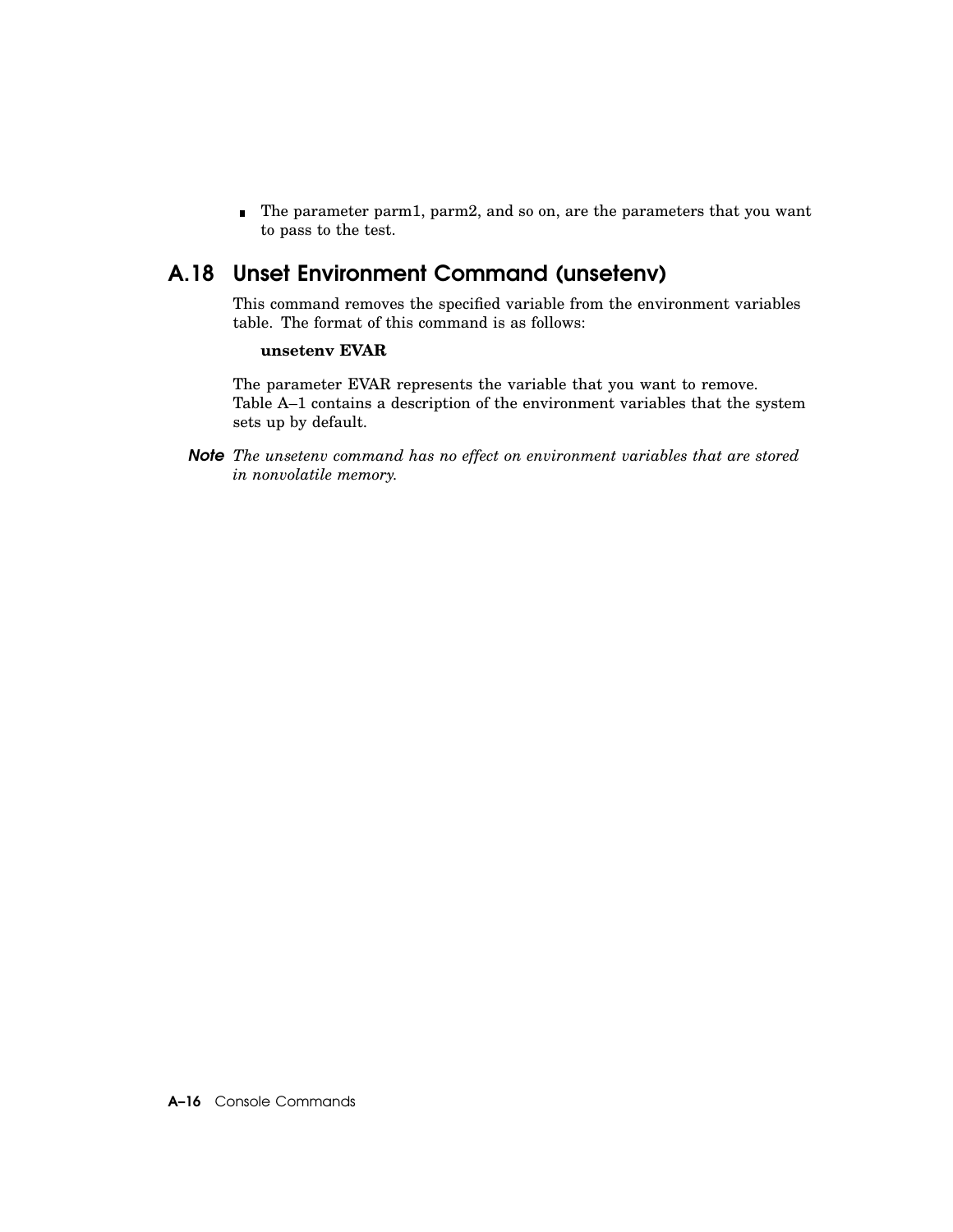- The parameter parm1, parm2, and so on, are the parameters that you want to pass to the test.

## A.18 Unset Environment Command (unsetenv)

This command removes the specified variable from the environment variables table. The format of this command is as follows:

**unsetenv EVAR**

The parameter EVAR represents the variable that you want to remove. Table A–1 contains a description of the environment variables that the system sets up by default.

**Note** *The unsetenv command has no effect on environment variables that are stored in nonvolatile memory.*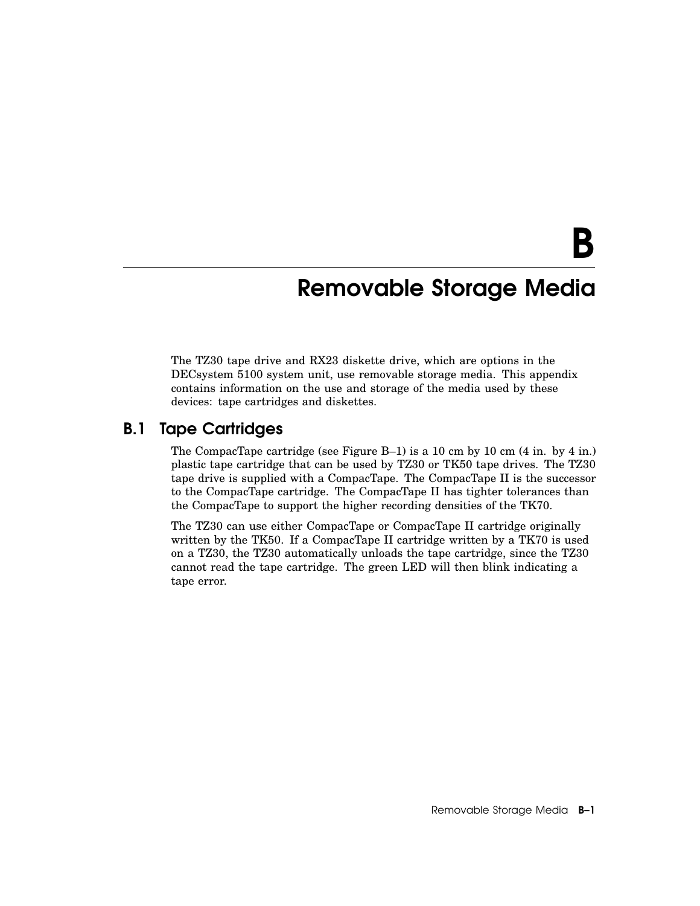# B Removable Storage Media

The TZ30 tape drive and RX23 diskette drive, which are options in the DECsystem 5100 system unit, use removable storage media. This appendix contains information on the use and storage of the media used by these devices: tape cartridges and diskettes.

## B.1 Tape Cartridges

The CompacTape cartridge (see Figure B–1) is a 10 cm by 10 cm (4 in. by 4 in.) plastic tape cartridge that can be used by TZ30 or TK50 tape drives. The TZ30 tape drive is supplied with a CompacTape. The CompacTape II is the successor to the CompacTape cartridge. The CompacTape II has tighter tolerances than the CompacTape to support the higher recording densities of the TK70.

The TZ30 can use either CompacTape or CompacTape II cartridge originally written by the TK50. If a CompacTape II cartridge written by a TK70 is used on a TZ30, the TZ30 automatically unloads the tape cartridge, since the TZ30 cannot read the tape cartridge. The green LED will then blink indicating a tape error.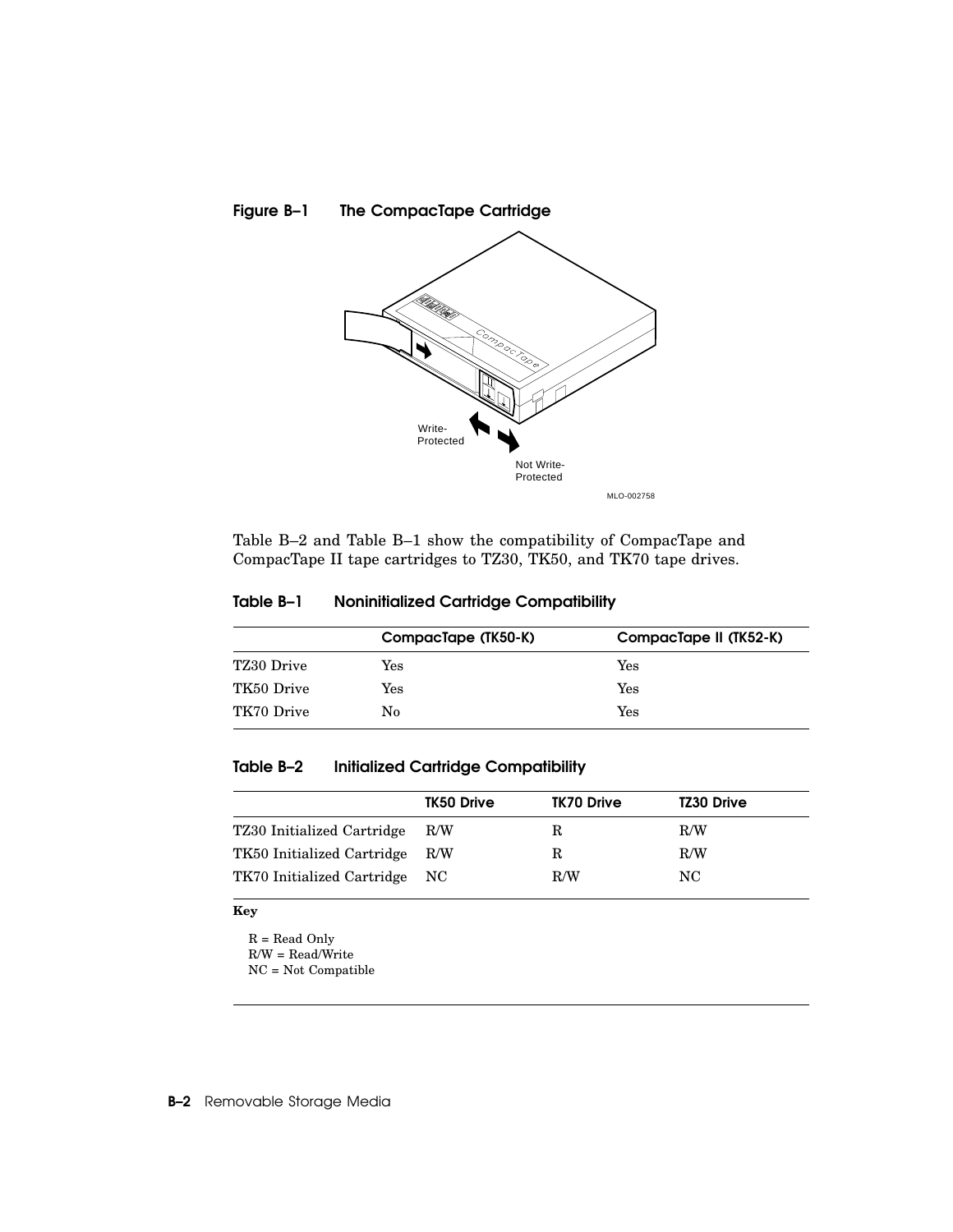**Figure B–1 The CompacTape Cartridge**

Table B–2 and Table B–1 show the compatibility of CompacTape and CompacTape II tape cartridges to TZ30, TK50, and TK70 tape drives.

**Table B–1 Noninitialized Cartridge Compatibility**

| | CompacTape (TK50-K) | CompacTape II (TK52-K) |
|---|---|---|
| TZ30 Drive | Yes | Yes |
| TK50 Drive | Yes | Yes |
| TK70 Drive | No | Yes |

**Table B–2 Initialized Cartridge Compatibility**

| | TK50 Drive | TK70 Drive | TZ30 Drive |
|---|---|---|---|
| TZ30 Initialized Cartridge | R/W | R | R/W |
| TK50 Initialized Cartridge | R/W | R | R/W |
| TK70 Initialized Cartridge | NC | R/W | NC |

**Key**

R = Read Only
R/W = Read/Write
NC = Not Compatible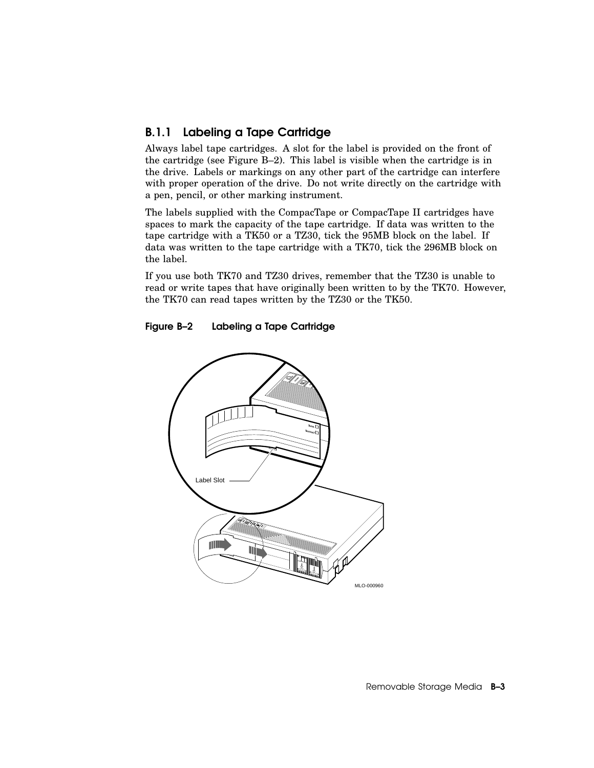### B.1.1 Labeling a Tape Cartridge

Always label tape cartridges. A slot for the label is provided on the front of the cartridge (see Figure B–2). This label is visible when the cartridge is in the drive. Labels or markings on any other part of the cartridge can interfere with proper operation of the drive. Do not write directly on the cartridge with a pen, pencil, or other marking instrument.

The labels supplied with the CompacTape or CompacTape II cartridges have spaces to mark the capacity of the tape cartridge. If data was written to the tape cartridge with a TK50 or a TZ30, tick the 95MB block on the label. If data was written to the tape cartridge with a TK70, tick the 296MB block on the label.

If you use both TK70 and TZ30 drives, remember that the TZ30 is unable to read or write tapes that have originally been written to by the TK70. However, the TK70 can read tapes written by the TZ30 or the TK50.

**Figure B–2 Labeling a Tape Cartridge**

Label Slot

MLO-000960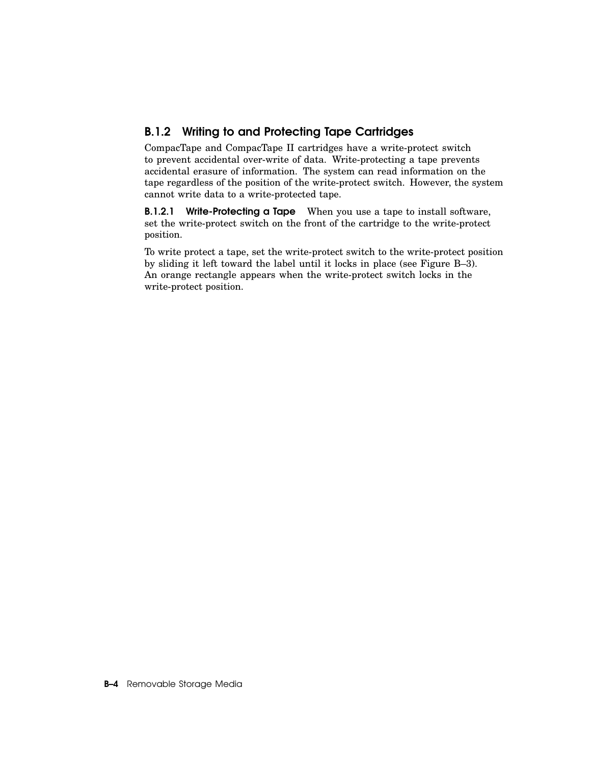### B.1.2 Writing to and Protecting Tape Cartridges

CompacTape and CompacTape II cartridges have a write-protect switch to prevent accidental over-write of data. Write-protecting a tape prevents accidental erasure of information. The system can read information on the tape regardless of the position of the write-protect switch. However, the system cannot write data to a write-protected tape.

**B.1.2.1 Write-Protecting a Tape** When you use a tape to install software, set the write-protect switch on the front of the cartridge to the write-protect position.

To write protect a tape, set the write-protect switch to the write-protect position by sliding it left toward the label until it locks in place (see Figure B–3). An orange rectangle appears when the write-protect switch locks in the write-protect position.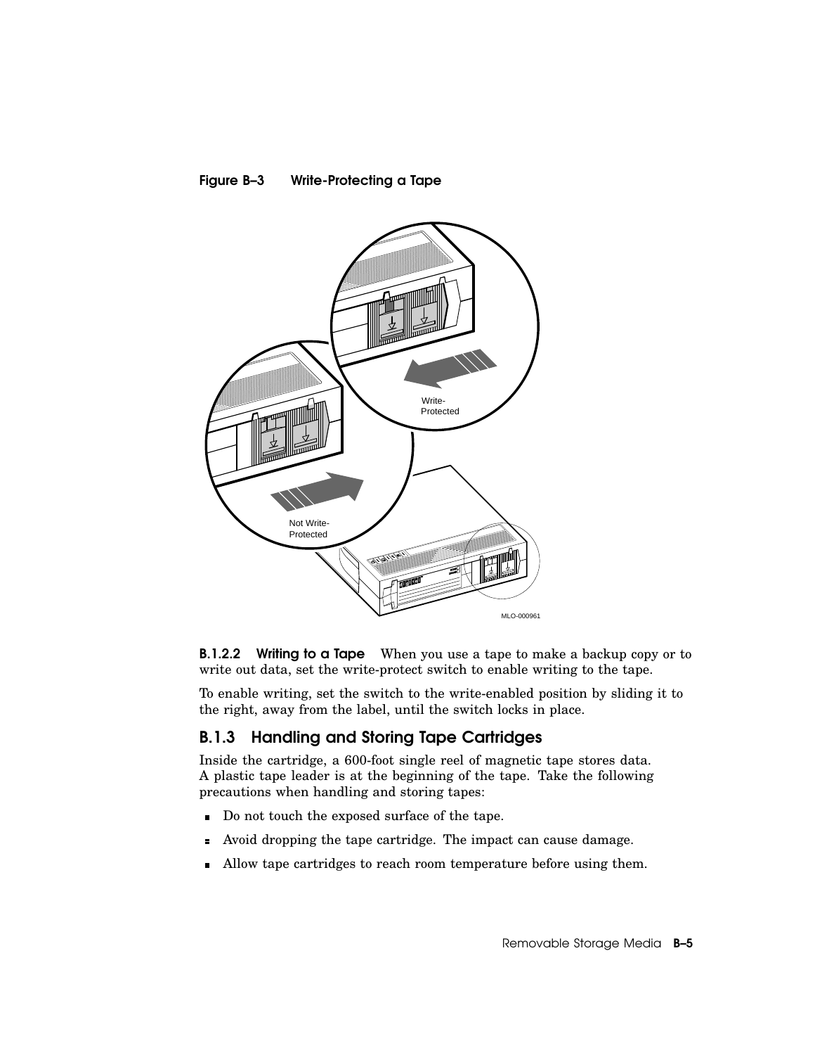**Figure B–3 Write-Protecting a Tape**

#### B.1.2.2 Writing to a Tape

When you use a tape to make a backup copy or to write out data, set the write-protect switch to enable writing to the tape.

To enable writing, set the switch to the write-enabled position by sliding it to the right, away from the label, until the switch locks in place.

### B.1.3 Handling and Storing Tape Cartridges

Inside the cartridge, a 600-foot single reel of magnetic tape stores data. A plastic tape leader is at the beginning of the tape. Take the following precautions when handling and storing tapes:

- Do not touch the exposed surface of the tape.
- Avoid dropping the tape cartridge. The impact can cause damage.
- Allow tape cartridges to reach room temperature before using them.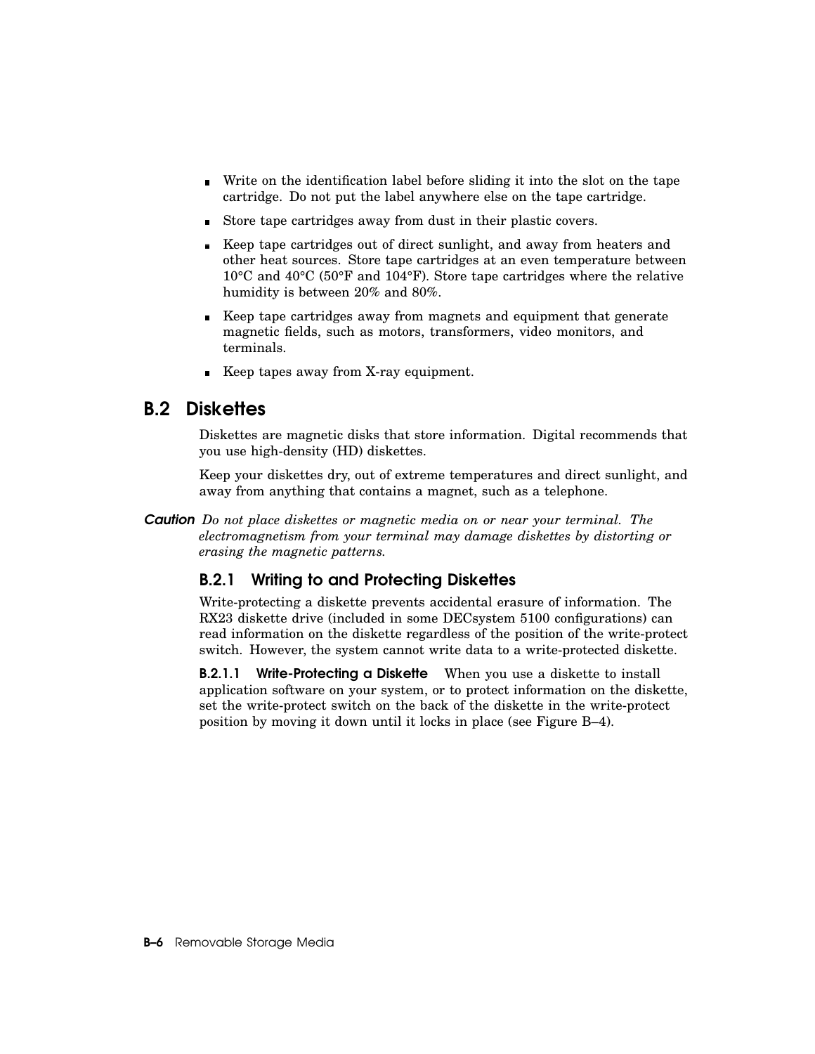- Write on the identification label before sliding it into the slot on the tape cartridge. Do not put the label anywhere else on the tape cartridge.
- Store tape cartridges away from dust in their plastic covers.
- Keep tape cartridges out of direct sunlight, and away from heaters and other heat sources. Store tape cartridges at an even temperature between 10°C and 40°C (50°F and 104°F). Store tape cartridges where the relative humidity is between 20% and 80%.
- Keep tape cartridges away from magnets and equipment that generate magnetic fields, such as motors, transformers, video monitors, and terminals.
- Keep tapes away from X-ray equipment.

## B.2 Diskettes

Diskettes are magnetic disks that store information. Digital recommends that you use high-density (HD) diskettes.

Keep your diskettes dry, out of extreme temperatures and direct sunlight, and away from anything that contains a magnet, such as a telephone.

**Caution** *Do not place diskettes or magnetic media on or near your terminal. The electromagnetism from your terminal may damage diskettes by distorting or erasing the magnetic patterns.*

### B.2.1 Writing to and Protecting Diskettes

Write-protecting a diskette prevents accidental erasure of information. The RX23 diskette drive (included in some DECsystem 5100 configurations) can read information on the diskette regardless of the position of the write-protect switch. However, the system cannot write data to a write-protected diskette.

**B.2.1.1 Write-Protecting a Diskette** When you use a diskette to install application software on your system, or to protect information on the diskette, set the write-protect switch on the back of the diskette in the write-protect position by moving it down until it locks in place (see Figure B–4).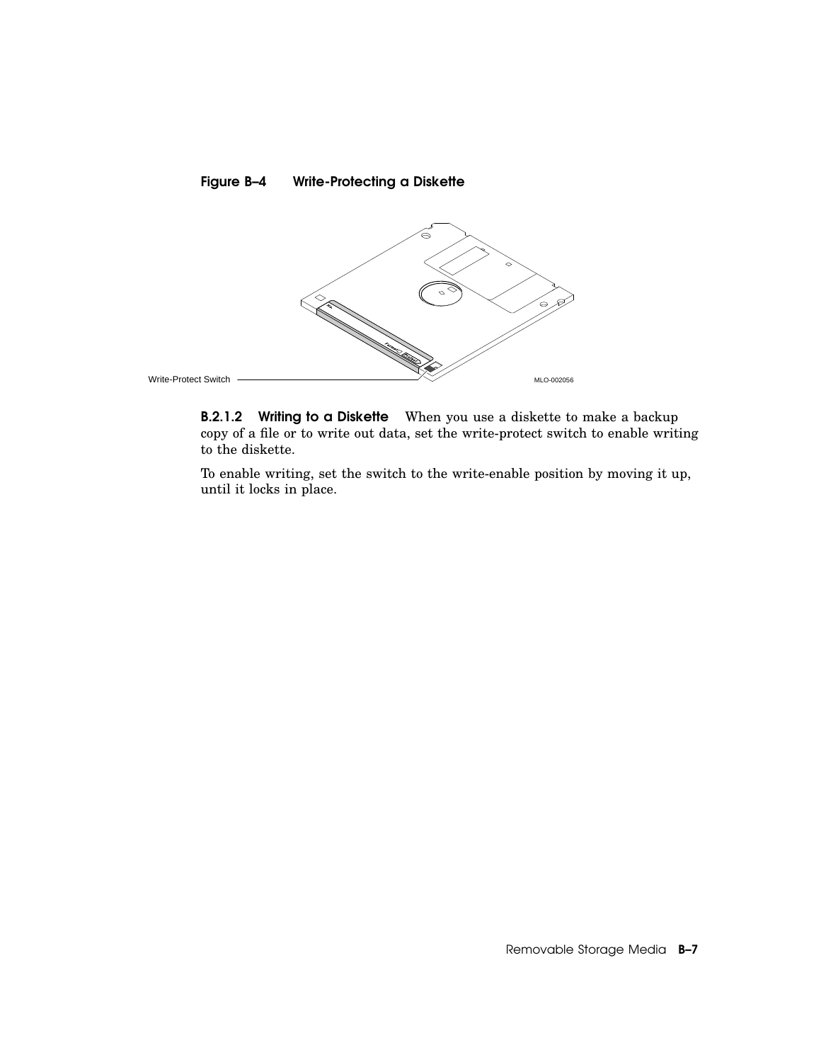**Figure B–4 Write-Protecting a Diskette**

Write-Protect Switch

MLO-002056

**B.2.1.2 Writing to a Diskette** When you use a diskette to make a backup copy of a file or to write out data, set the write-protect switch to enable writing to the diskette.

To enable writing, set the switch to the write-enable position by moving it up, until it locks in place.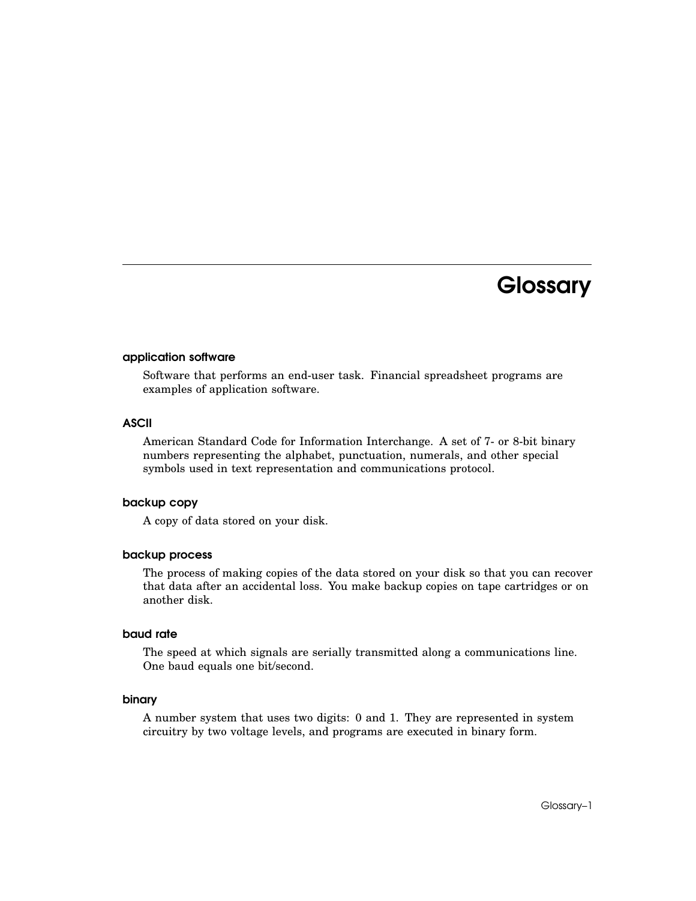# Glossary

### application software

Software that performs an end-user task. Financial spreadsheet programs are examples of application software.

### ASCII

American Standard Code for Information Interchange. A set of 7- or 8-bit binary numbers representing the alphabet, punctuation, numerals, and other special symbols used in text representation and communications protocol.

### backup copy

A copy of data stored on your disk.

### backup process

The process of making copies of the data stored on your disk so that you can recover that data after an accidental loss. You make backup copies on tape cartridges or on another disk.

### baud rate

The speed at which signals are serially transmitted along a communications line. One baud equals one bit/second.

### binary

A number system that uses two digits: 0 and 1. They are represented in system circuitry by two voltage levels, and programs are executed in binary form.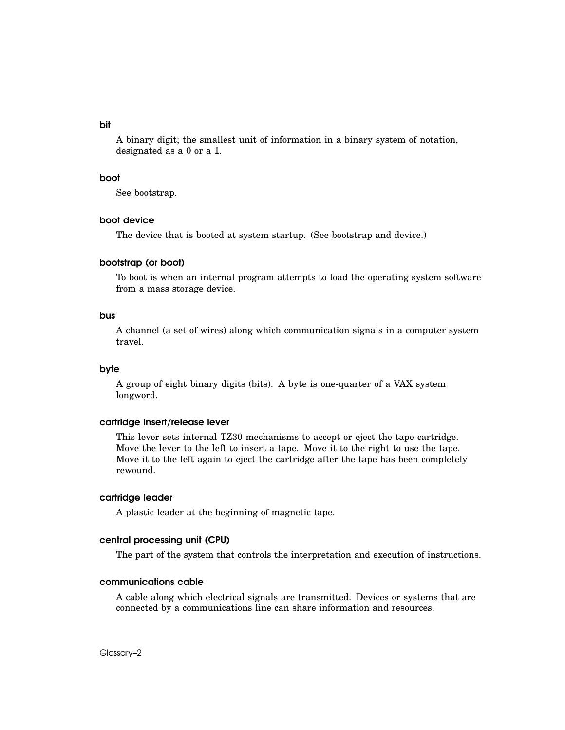### bit

A binary digit; the smallest unit of information in a binary system of notation, designated as a 0 or a 1.

### boot

See bootstrap.

### boot device

The device that is booted at system startup. (See bootstrap and device.)

### bootstrap (or boot)

To boot is when an internal program attempts to load the operating system software from a mass storage device.

### bus

A channel (a set of wires) along which communication signals in a computer system travel.

### byte

A group of eight binary digits (bits). A byte is one-quarter of a VAX system longword.

### cartridge insert/release lever

This lever sets internal TZ30 mechanisms to accept or eject the tape cartridge. Move the lever to the left to insert a tape. Move it to the right to use the tape. Move it to the left again to eject the cartridge after the tape has been completely rewound.

### cartridge leader

A plastic leader at the beginning of magnetic tape.

### central processing unit (CPU)

The part of the system that controls the interpretation and execution of instructions.

### communications cable

A cable along which electrical signals are transmitted. Devices or systems that are connected by a communications line can share information and resources.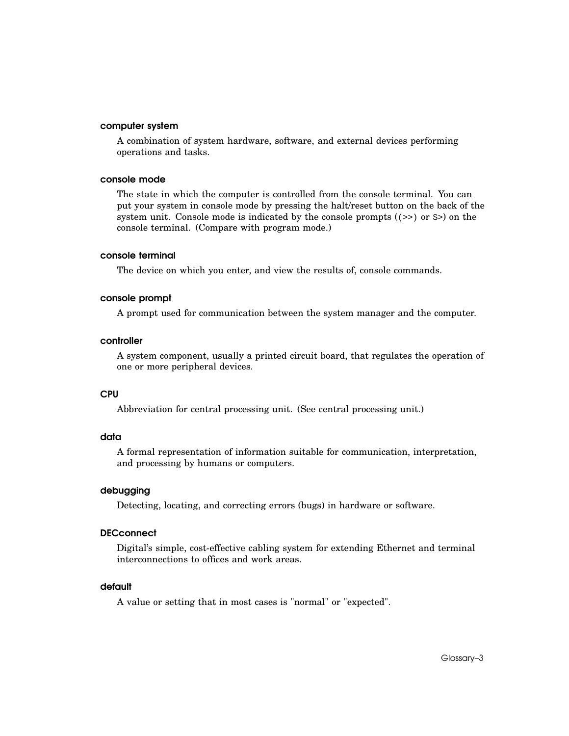### computer system

A combination of system hardware, software, and external devices performing operations and tasks.

### console mode

The state in which the computer is controlled from the console terminal. You can put your system in console mode by pressing the halt/reset button on the back of the system unit. Console mode is indicated by the console prompts ((>>) or S>) on the console terminal. (Compare with program mode.)

### console terminal

The device on which you enter, and view the results of, console commands.

### console prompt

A prompt used for communication between the system manager and the computer.

### controller

A system component, usually a printed circuit board, that regulates the operation of one or more peripheral devices.

### CPU

Abbreviation for central processing unit. (See central processing unit.)

### data

A formal representation of information suitable for communication, interpretation, and processing by humans or computers.

### debugging

Detecting, locating, and correcting errors (bugs) in hardware or software.

### DECconnect

Digital's simple, cost-effective cabling system for extending Ethernet and terminal interconnections to offices and work areas.

### default

A value or setting that in most cases is "normal" or "expected".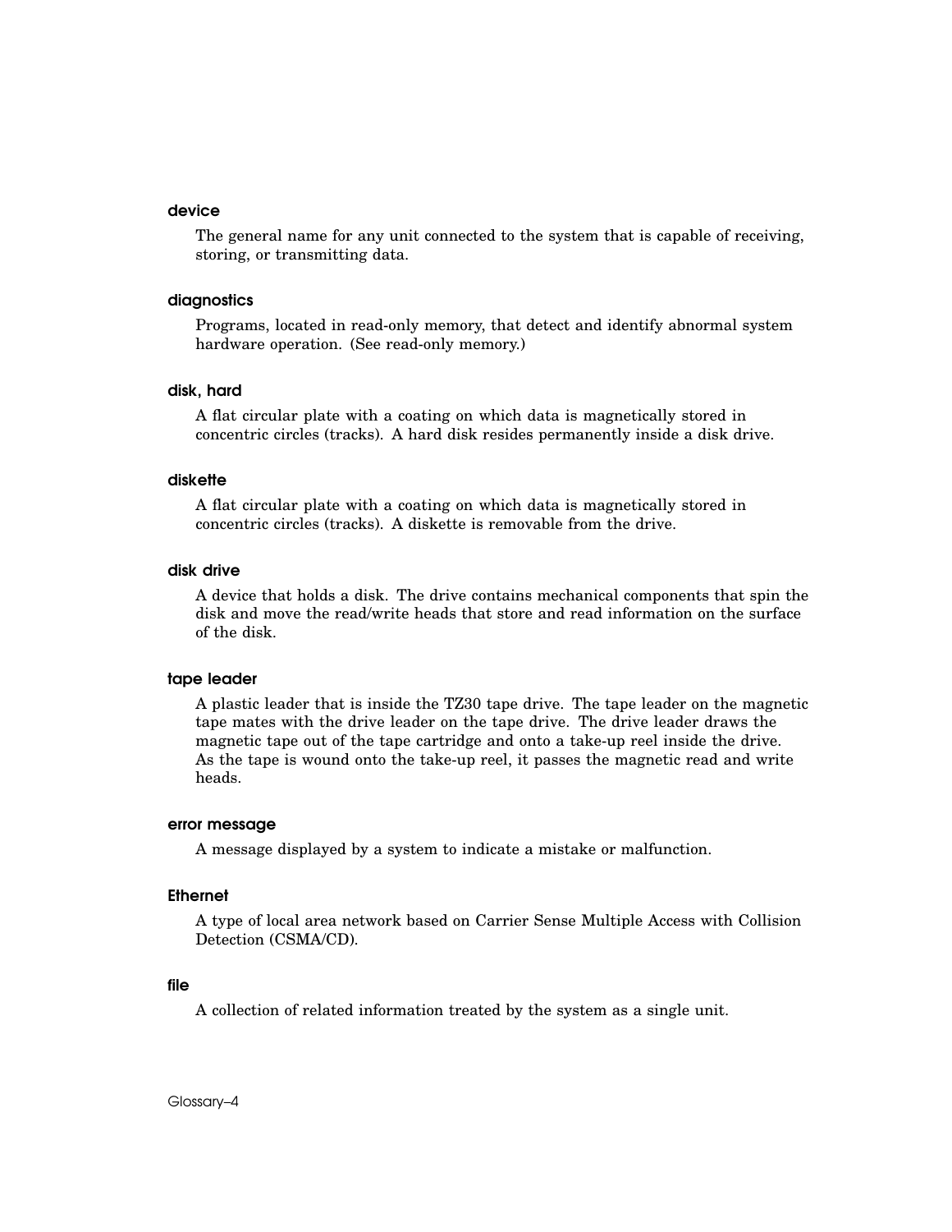### device

The general name for any unit connected to the system that is capable of receiving, storing, or transmitting data.

### diagnostics

Programs, located in read-only memory, that detect and identify abnormal system hardware operation. (See read-only memory.)

### disk, hard

A flat circular plate with a coating on which data is magnetically stored in concentric circles (tracks). A hard disk resides permanently inside a disk drive.

### diskette

A flat circular plate with a coating on which data is magnetically stored in concentric circles (tracks). A diskette is removable from the drive.

### disk drive

A device that holds a disk. The drive contains mechanical components that spin the disk and move the read/write heads that store and read information on the surface of the disk.

### tape leader

A plastic leader that is inside the TZ30 tape drive. The tape leader on the magnetic tape mates with the drive leader on the tape drive. The drive leader draws the magnetic tape out of the tape cartridge and onto a take-up reel inside the drive. As the tape is wound onto the take-up reel, it passes the magnetic read and write heads.

### error message

A message displayed by a system to indicate a mistake or malfunction.

### Ethernet

A type of local area network based on Carrier Sense Multiple Access with Collision Detection (CSMA/CD).

### file

A collection of related information treated by the system as a single unit.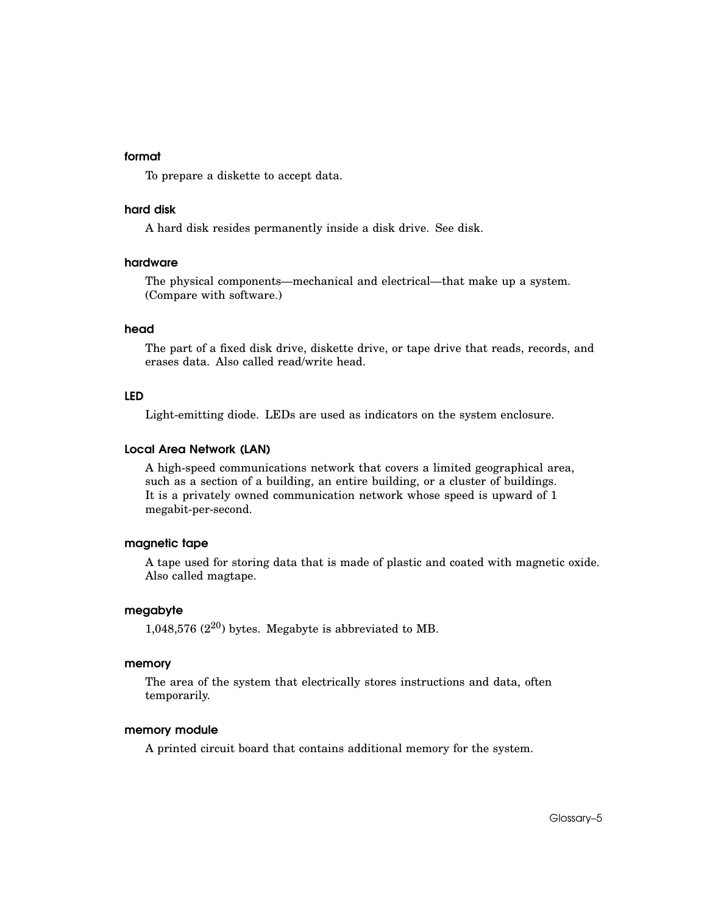### format

To prepare a diskette to accept data.

### hard disk

A hard disk resides permanently inside a disk drive. See disk.

### hardware

The physical components—mechanical and electrical—that make up a system. (Compare with software.)

### head

The part of a fixed disk drive, diskette drive, or tape drive that reads, records, and erases data. Also called read/write head.

### LED

Light-emitting diode. LEDs are used as indicators on the system enclosure.

### Local Area Network (LAN)

A high-speed communications network that covers a limited geographical area, such as a section of a building, an entire building, or a cluster of buildings. It is a privately owned communication network whose speed is upward of 1 megabit-per-second.

### magnetic tape

A tape used for storing data that is made of plastic and coated with magnetic oxide. Also called magtape.

### megabyte

1,048,576 ($2^{20}$) bytes. Megabyte is abbreviated to MB.

### memory

The area of the system that electrically stores instructions and data, often temporarily.

### memory module

A printed circuit board that contains additional memory for the system.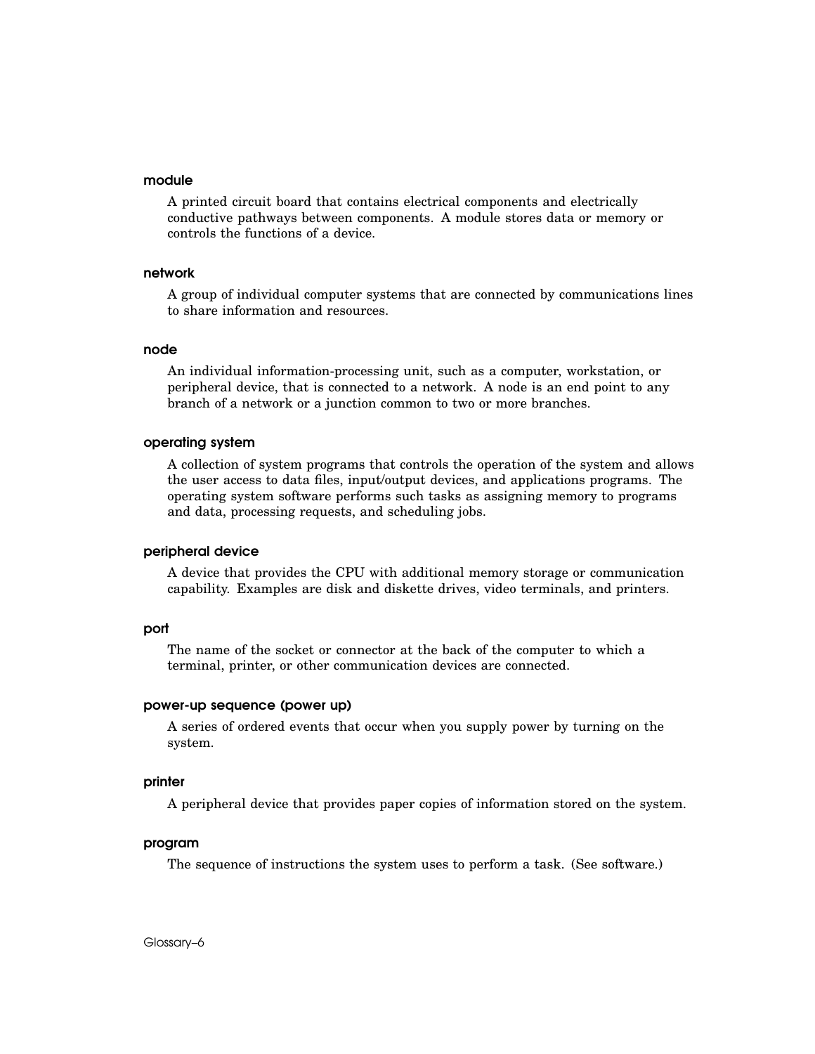### module

A printed circuit board that contains electrical components and electrically conductive pathways between components. A module stores data or memory or controls the functions of a device.

### network

A group of individual computer systems that are connected by communications lines to share information and resources.

### node

An individual information-processing unit, such as a computer, workstation, or peripheral device, that is connected to a network. A node is an end point to any branch of a network or a junction common to two or more branches.

### operating system

A collection of system programs that controls the operation of the system and allows the user access to data files, input/output devices, and applications programs. The operating system software performs such tasks as assigning memory to programs and data, processing requests, and scheduling jobs.

### peripheral device

A device that provides the CPU with additional memory storage or communication capability. Examples are disk and diskette drives, video terminals, and printers.

### port

The name of the socket or connector at the back of the computer to which a terminal, printer, or other communication devices are connected.

### power-up sequence (power up)

A series of ordered events that occur when you supply power by turning on the system.

### printer

A peripheral device that provides paper copies of information stored on the system.

### program

The sequence of instructions the system uses to perform a task. (See software.)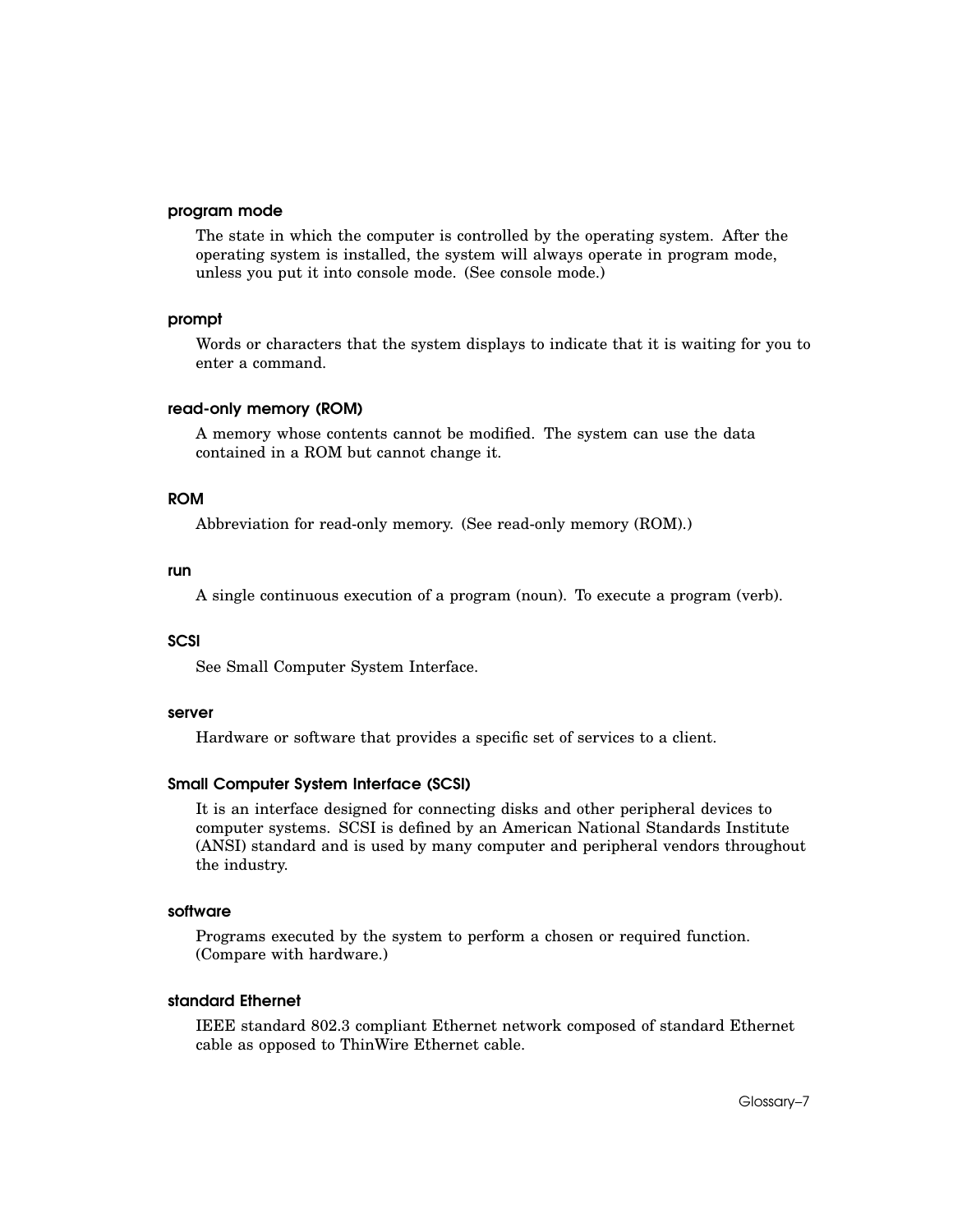### program mode

The state in which the computer is controlled by the operating system. After the operating system is installed, the system will always operate in program mode, unless you put it into console mode. (See console mode.)

### prompt

Words or characters that the system displays to indicate that it is waiting for you to enter a command.

### read-only memory (ROM)

A memory whose contents cannot be modified. The system can use the data contained in a ROM but cannot change it.

### ROM

Abbreviation for read-only memory. (See read-only memory (ROM).)

### run

A single continuous execution of a program (noun). To execute a program (verb).

### SCSI

See Small Computer System Interface.

### server

Hardware or software that provides a specific set of services to a client.

### Small Computer System Interface (SCSI)

It is an interface designed for connecting disks and other peripheral devices to computer systems. SCSI is defined by an American National Standards Institute (ANSI) standard and is used by many computer and peripheral vendors throughout the industry.

### software

Programs executed by the system to perform a chosen or required function. (Compare with hardware.)

### standard Ethernet

IEEE standard 802.3 compliant Ethernet network composed of standard Ethernet cable as opposed to ThinWire Ethernet cable.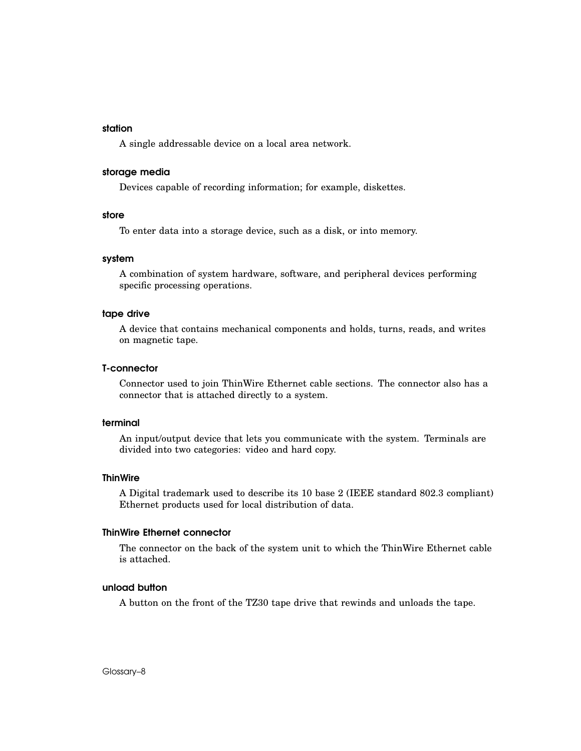#### station

A single addressable device on a local area network.

#### storage media

Devices capable of recording information; for example, diskettes.

#### store

To enter data into a storage device, such as a disk, or into memory.

#### system

A combination of system hardware, software, and peripheral devices performing specific processing operations.

#### tape drive

A device that contains mechanical components and holds, turns, reads, and writes on magnetic tape.

#### T-connector

Connector used to join ThinWire Ethernet cable sections. The connector also has a connector that is attached directly to a system.

#### terminal

An input/output device that lets you communicate with the system. Terminals are divided into two categories: video and hard copy.

#### ThinWire

A Digital trademark used to describe its 10 base 2 (IEEE standard 802.3 compliant) Ethernet products used for local distribution of data.

#### ThinWire Ethernet connector

The connector on the back of the system unit to which the ThinWire Ethernet cable is attached.

#### unload button

A button on the front of the TZ30 tape drive that rewinds and unloads the tape.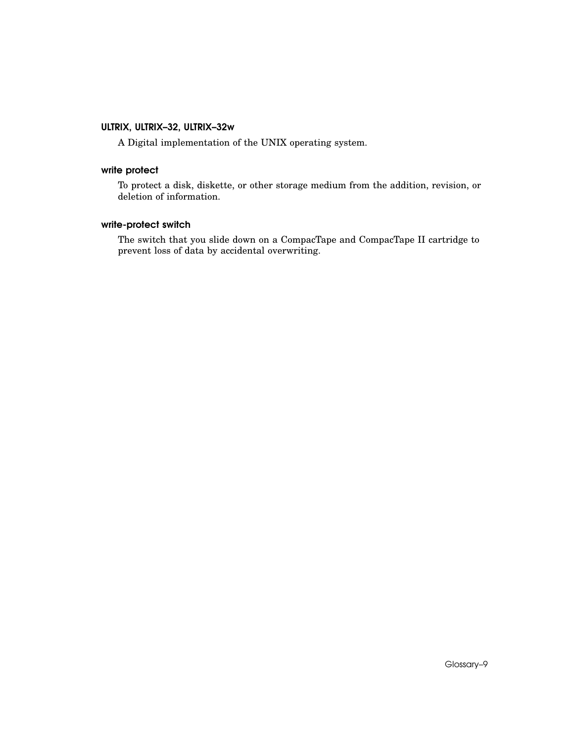### ULTRIX, ULTRIX–32, ULTRIX–32w

A Digital implementation of the UNIX operating system.

### write protect

To protect a disk, diskette, or other storage medium from the addition, revision, or deletion of information.

### write-protect switch

The switch that you slide down on a CompacTape and CompacTape II cartridge to prevent loss of data by accidental overwriting.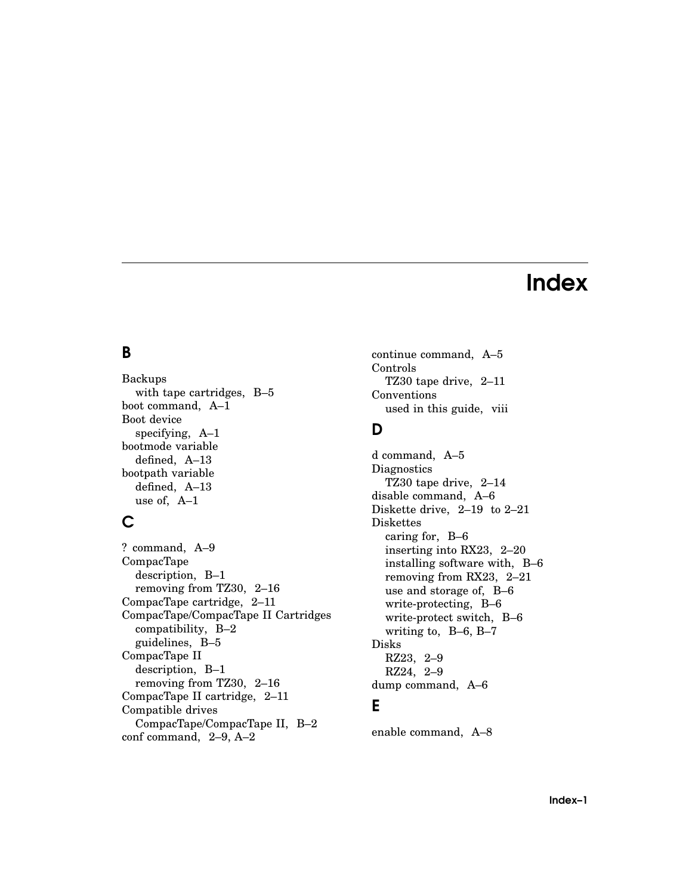# Index

## B

Backups
- with tape cartridges, B–5

boot command, A–1

Boot device
- specifying, A–1

bootmode variable
- defined, A–13

bootpath variable
- defined, A–13
- use of, A–1

## C

? command, A–9

CompacTape
- description, B–1
- removing from TZ30, 2–16

CompacTape cartridge, 2–11

CompacTape/CompacTape II Cartridges
- compatibility, B–2
- guidelines, B–5

CompacTape II
- description, B–1
- removing from TZ30, 2–16

CompacTape II cartridge, 2–11

Compatible drives
- CompacTape/CompacTape II, B–2

conf command, 2–9, A–2

continue command, A–5

Controls
- TZ30 tape drive, 2–11

Conventions
- used in this guide, viii

## D

d command, A–5

Diagnostics
- TZ30 tape drive, 2–14

disable command, A–6

Diskette drive, 2–19 to 2–21

Diskettes
- caring for, B–6
- inserting into RX23, 2–20
- installing software with, B–6
- removing from RX23, 2–21
- use and storage of, B–6
- write-protecting, B–6
- write-protect switch, B–6
- writing to, B–6, B–7

Disks
- RZ23, 2–9
- RZ24, 2–9

dump command, A–6

## E

enable command, A–8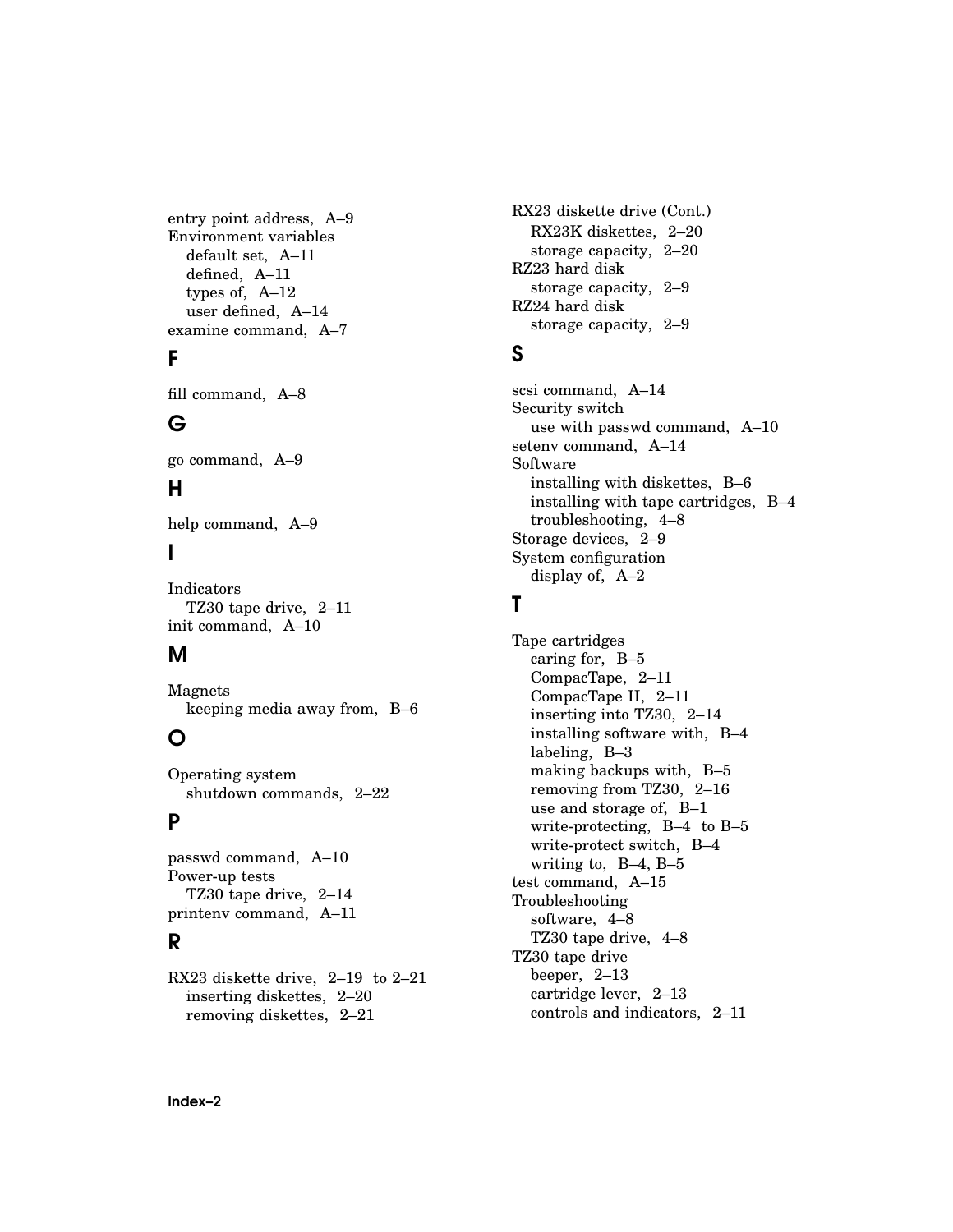entry point address, A–9
Environment variables
  default set, A–11
  defined, A–11
  types of, A–12
  user defined, A–14
examine command, A–7

## F

fill command, A–8

## G

go command, A–9

## H

help command, A–9

## I

Indicators
  TZ30 tape drive, 2–11
init command, A–10

## M

Magnets
  keeping media away from, B–6

## O

Operating system
  shutdown commands, 2–22

## P

passwd command, A–10
Power-up tests
  TZ30 tape drive, 2–14
printenv command, A–11

## R

RX23 diskette drive, 2–19 to 2–21
  inserting diskettes, 2–20
  removing diskettes, 2–21

RX23 diskette drive (Cont.)
  RX23K diskettes, 2–20
  storage capacity, 2–20
RZ23 hard disk
  storage capacity, 2–9
RZ24 hard disk
  storage capacity, 2–9

## S

scsi command, A–14
Security switch
  use with passwd command, A–10
setenv command, A–14
Software
  installing with diskettes, B–6
  installing with tape cartridges, B–4
  troubleshooting, 4–8
Storage devices, 2–9
System configuration
  display of, A–2

## T

Tape cartridges
  caring for, B–5
  CompacTape, 2–11
  CompacTape II, 2–11
  inserting into TZ30, 2–14
  installing software with, B–4
  labeling, B–3
  making backups with, B–5
  removing from TZ30, 2–16
  use and storage of, B–1
  write-protecting, B–4 to B–5
  write-protect switch, B–4
  writing to, B–4, B–5
test command, A–15
Troubleshooting
  software, 4–8
  TZ30 tape drive, 4–8
TZ30 tape drive
  beeper, 2–13
  cartridge lever, 2–13
  controls and indicators, 2–11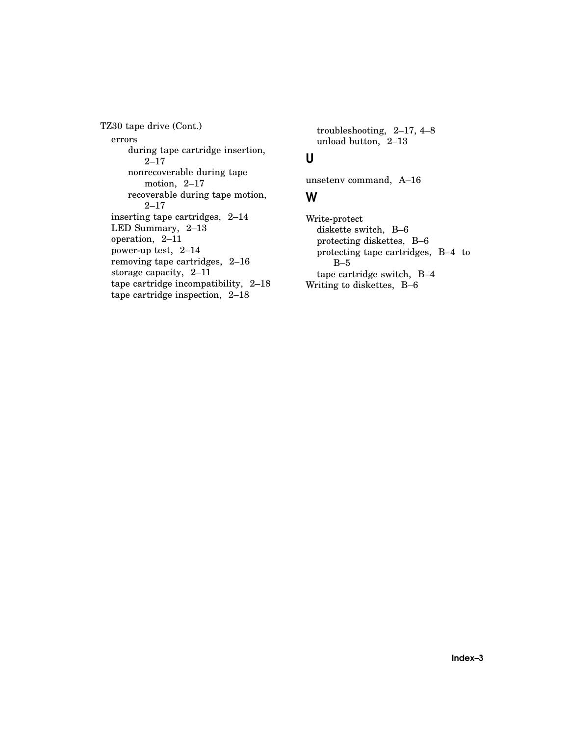TZ30 tape drive (Cont.)
- errors
  - during tape cartridge insertion, 2–17
  - nonrecoverable during tape motion, 2–17
  - recoverable during tape motion, 2–17
- inserting tape cartridges, 2–14
- LED Summary, 2–13
- operation, 2–11
- power-up test, 2–14
- removing tape cartridges, 2–16
- storage capacity, 2–11
- tape cartridge incompatibility, 2–18
- tape cartridge inspection, 2–18
- troubleshooting, 2–17, 4–8
- unload button, 2–13

## U

unsetenv command, A–16

## W

Write-protect
- diskette switch, B–6
- protecting diskettes, B–6
- protecting tape cartridges, B–4 to B–5
- tape cartridge switch, B–4

Writing to diskettes, B–6